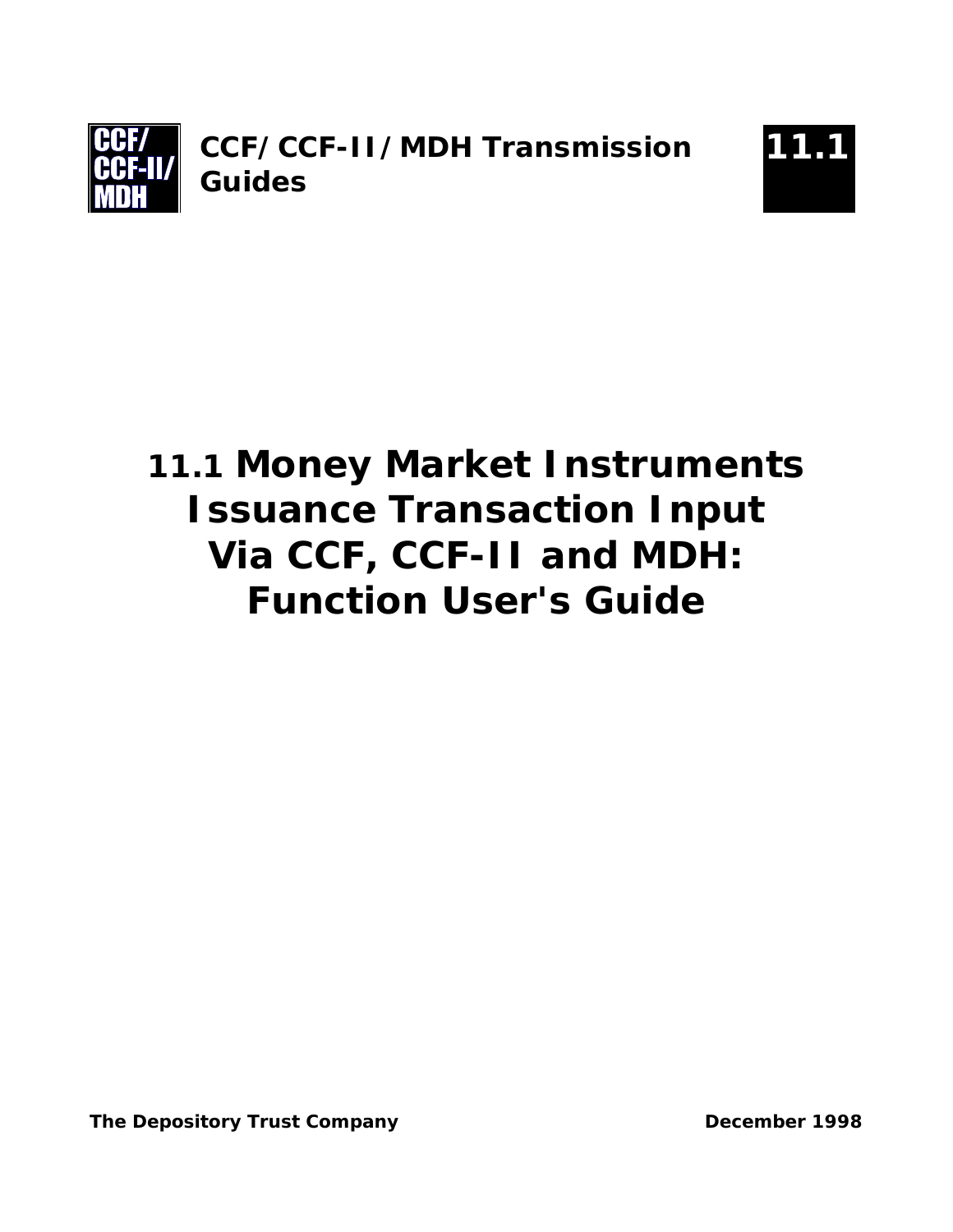CCF/ CCF-II/ MDH

**CCF/CCF-II/MDH Transmission Guides**

**11.1**

# 11.1 Money Market Instruments Issuance Transaction Input Via CCF, CCF-II and MDH: Function User's Guide

**The Depository Trust Company**

**December 1998**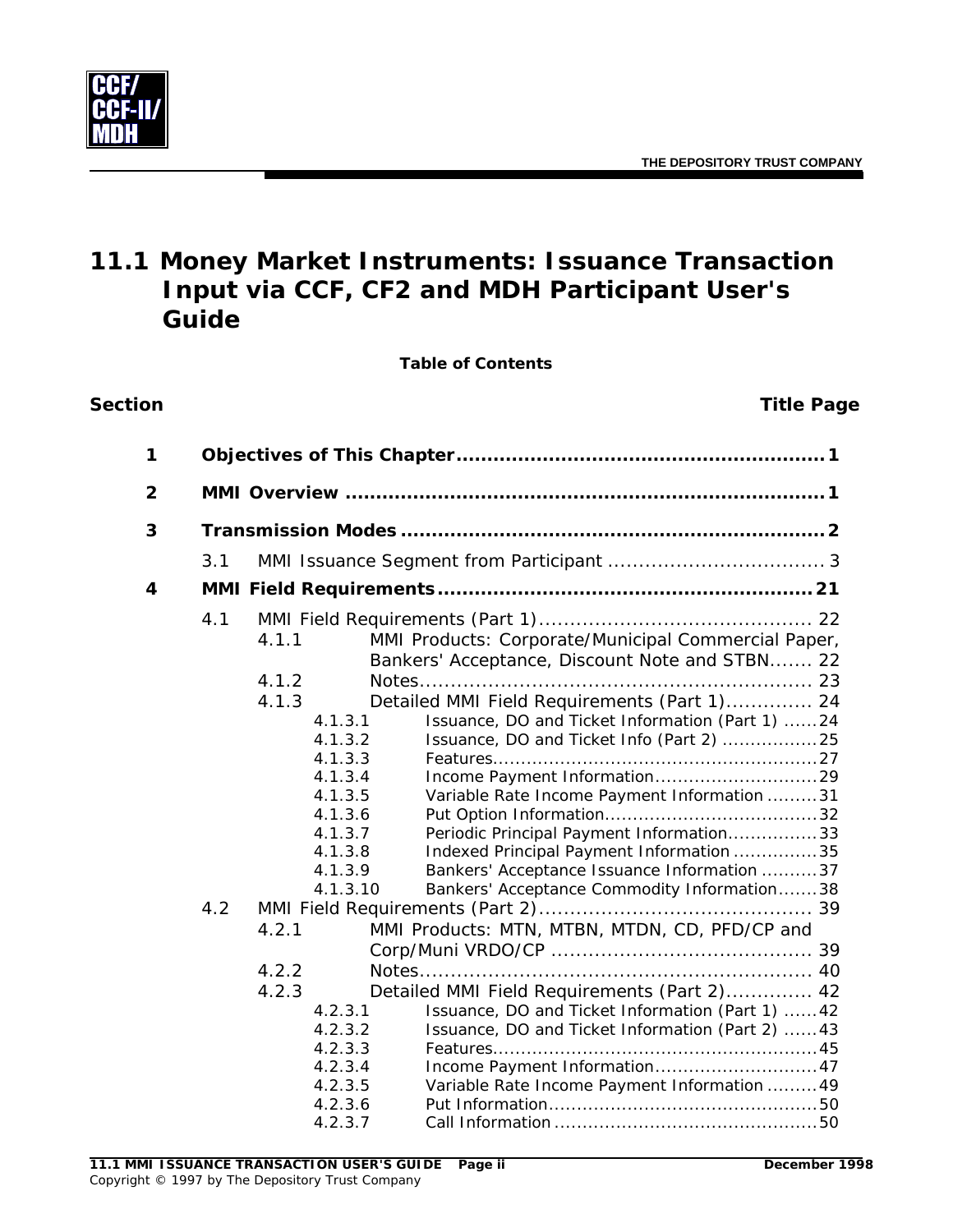# 11.1 Money Market Instruments: Issuance Transaction Input via CCF, CF2 and MDH Participant User's Guide

**Table of Contents**

| Section | | | Title | Page |
|---|---|---|---|---|
| **1** | | | **Objectives of This Chapter** | **1** |
| **2** | | | **MMI Overview** | **1** |
| **3** | | | **Transmission Modes** | **2** |
| | 3.1 | | MMI Issuance Segment from Participant | 3 |
| **4** | | | **MMI Field Requirements** | **21** |
| | 4.1 | | MMI Field Requirements (Part 1) | 22 |
| | | 4.1.1 | MMI Products: Corporate/Municipal Commercial Paper, Bankers' Acceptance, Discount Note and STBN | 22 |
| | | 4.1.2 | Notes | 23 |
| | | 4.1.3 | Detailed MMI Field Requirements (Part 1) | 24 |
| | | 4.1.3.1 | Issuance, DO and Ticket Information (Part 1) | 24 |
| | | 4.1.3.2 | Issuance, DO and Ticket Info (Part 2) | 25 |
| | | 4.1.3.3 | Features | 27 |
| | | 4.1.3.4 | Income Payment Information | 29 |
| | | 4.1.3.5 | Variable Rate Income Payment Information | 31 |
| | | 4.1.3.6 | Put Option Information | 32 |
| | | 4.1.3.7 | Periodic Principal Payment Information | 33 |
| | | 4.1.3.8 | Indexed Principal Payment Information | 35 |
| | | 4.1.3.9 | Bankers' Acceptance Issuance Information | 37 |
| | | 4.1.3.10 | Bankers' Acceptance Commodity Information | 38 |
| | 4.2 | | MMI Field Requirements (Part 2) | 39 |
| | | 4.2.1 | MMI Products: MTN, MTBN, MTDN, CD, PFD/CP and Corp/Muni VRDO/CP | 39 |
| | | 4.2.2 | Notes | 40 |
| | | 4.2.3 | Detailed MMI Field Requirements (Part 2) | 42 |
| | | 4.2.3.1 | Issuance, DO and Ticket Information (Part 1) | 42 |
| | | 4.2.3.2 | Issuance, DO and Ticket Information (Part 2) | 43 |
| | | 4.2.3.3 | Features | 45 |
| | | 4.2.3.4 | Income Payment Information | 47 |
| | | 4.2.3.5 | Variable Rate Income Payment Information | 49 |
| | | 4.2.3.6 | Put Information | 50 |
| | | 4.2.3.7 | Call Information | 50 |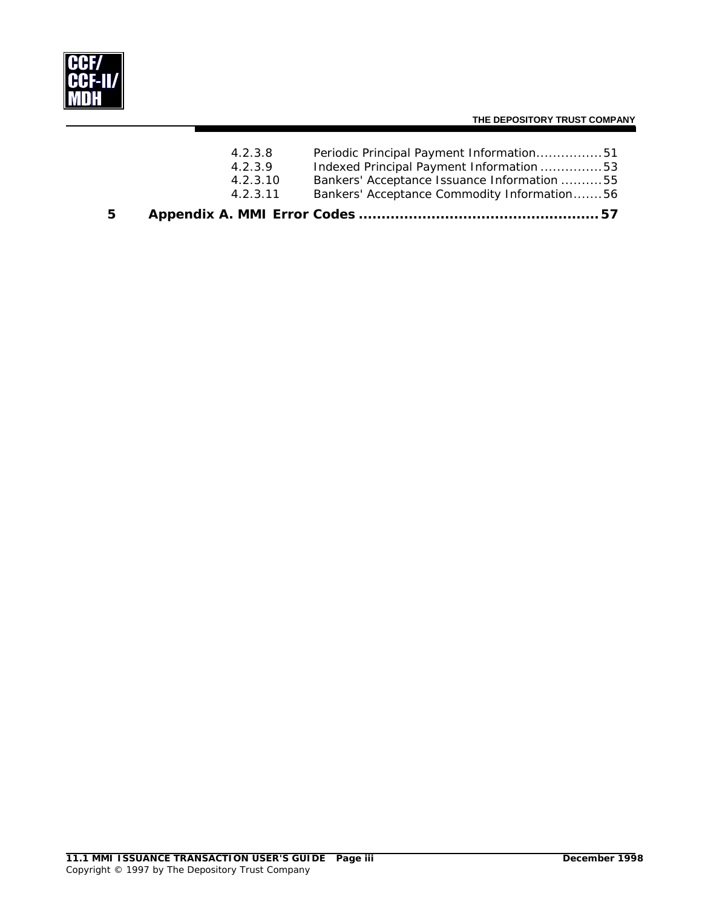| | | |
|---|---|---|
| 4.2.3.8 | Periodic Principal Payment Information | 51 |
| 4.2.3.9 | Indexed Principal Payment Information | 53 |
| 4.2.3.10 | Bankers' Acceptance Issuance Information | 55 |
| 4.2.3.11 | Bankers' Acceptance Commodity Information | 56 |

**5 Appendix A. MMI Error Codes ..................................................... 57**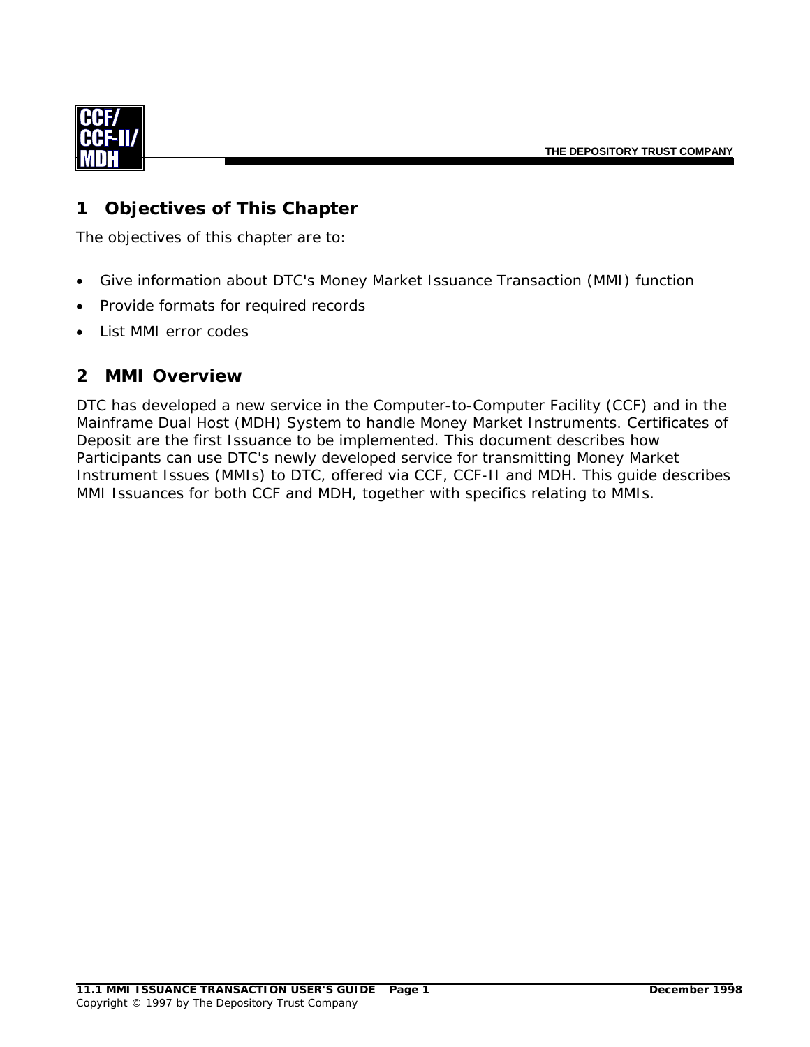# 1 Objectives of This Chapter

The objectives of this chapter are to:

- Give information about DTC's Money Market Issuance Transaction (MMI) function
- Provide formats for required records
- List MMI error codes

# 2 MMI Overview

DTC has developed a new service in the Computer-to-Computer Facility (CCF) and in the Mainframe Dual Host (MDH) System to handle Money Market Instruments. Certificates of Deposit are the first Issuance to be implemented. This document describes how Participants can use DTC's newly developed service for transmitting Money Market Instrument Issues (MMIs) to DTC, offered via CCF, CCF-II and MDH. This guide describes MMI Issuances for both CCF and MDH, together with specifics relating to MMIs.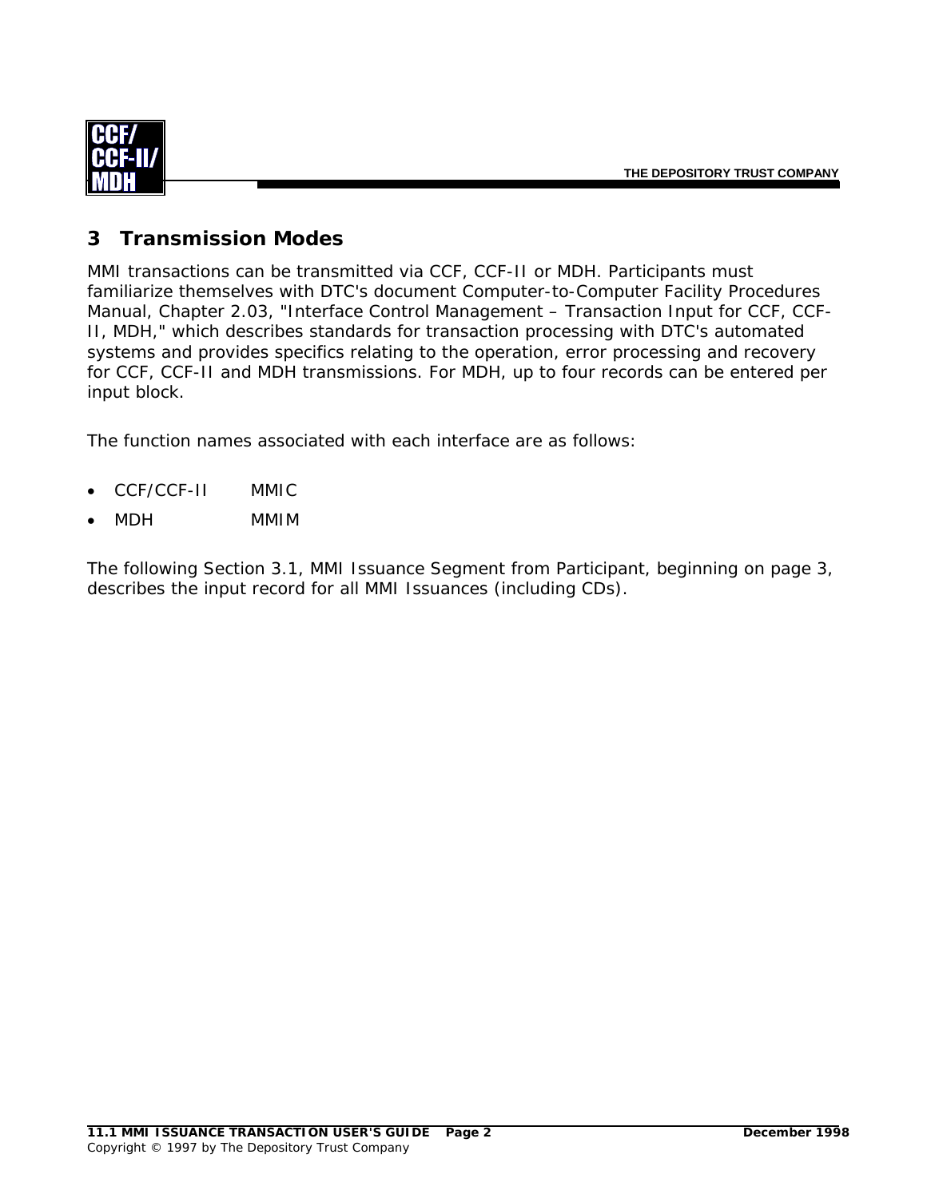## 3 Transmission Modes

MMI transactions can be transmitted via CCF, CCF-II or MDH. Participants must familiarize themselves with DTC's document Computer-to-Computer Facility Procedures Manual, Chapter 2.03, "Interface Control Management – Transaction Input for CCF, CCF-II, MDH," which describes standards for transaction processing with DTC's automated systems and provides specifics relating to the operation, error processing and recovery for CCF, CCF-II and MDH transmissions. For MDH, up to four records can be entered per input block.

The function names associated with each interface are as follows:

- CCF/CCF-II    MMIC
- MDH    MMIM

The following Section 3.1, MMI Issuance Segment from Participant, beginning on page 3, describes the input record for all MMI Issuances (including CDs).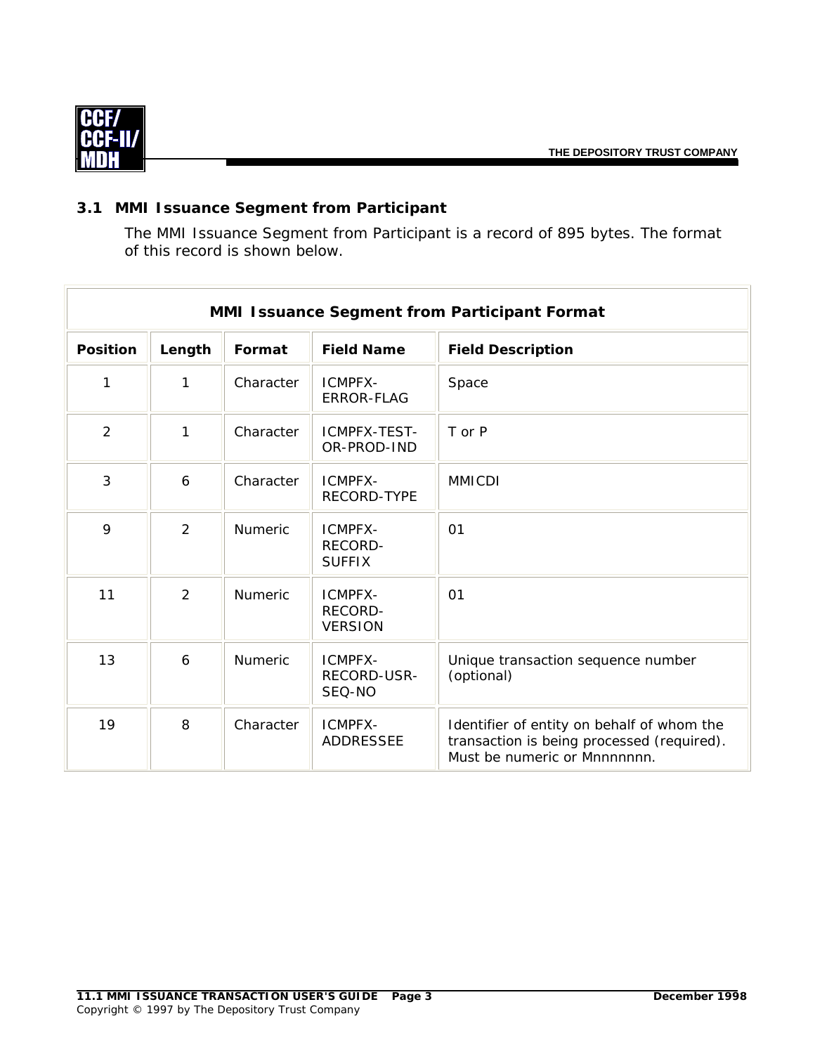### 3.1 MMI Issuance Segment from Participant

The MMI Issuance Segment from Participant is a record of 895 bytes. The format of this record is shown below.

| MMI Issuance Segment from Participant Format | | | | |
|---|---|---|---|---|
| **Position** | **Length** | **Format** | **Field Name** | **Field Description** |
| 1 | 1 | Character | ICMPFX-ERROR-FLAG | Space |
| 2 | 1 | Character | ICMPFX-TEST-OR-PROD-IND | T or P |
| 3 | 6 | Character | ICMPFX-RECORD-TYPE | MMICDI |
| 9 | 2 | Numeric | ICMPFX-RECORD-SUFFIX | 01 |
| 11 | 2 | Numeric | ICMPFX-RECORD-VERSION | 01 |
| 13 | 6 | Numeric | ICMPFX-RECORD-USR-SEQ-NO | Unique transaction sequence number (optional) |
| 19 | 8 | Character | ICMPFX-ADDRESSEE | Identifier of entity on behalf of whom the transaction is being processed (required). Must be numeric or Mnnnnnnn. |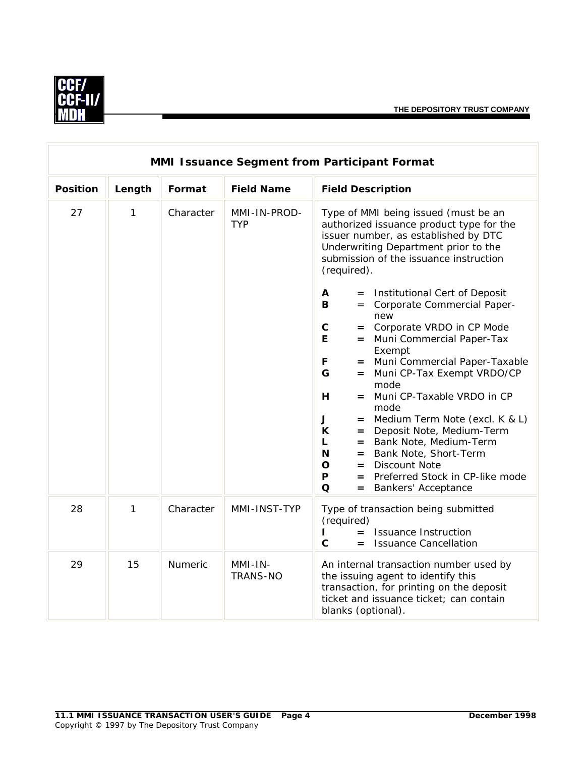| MMI Issuance Segment from Participant Format | | | | |
|---|---|---|---|---|
| **Position** | **Length** | **Format** | **Field Name** | **Field Description** |
| 27 | 1 | Character | MMI-IN-PROD-TYP | Type of MMI being issued (must be an authorized issuance product type for the issuer number, as established by DTC Underwriting Department prior to the submission of the issuance instruction (required).<br><br>**A** = Institutional Cert of Deposit<br>**B** = Corporate Commercial Paper-new<br>**C** **=** Corporate VRDO in CP Mode<br>**E** **=** Muni Commercial Paper-Tax Exempt<br>**F** **=** Muni Commercial Paper-Taxable<br>**G** **=** Muni CP-Tax Exempt VRDO/CP mode<br>**H** **=** Muni CP-Taxable VRDO in CP mode<br>**J** **=** Medium Term Note (excl. K & L)<br>**K** **=** Deposit Note, Medium-Term<br>**L** **=** Bank Note, Medium-Term<br>**N** **=** Bank Note, Short-Term<br>**O** **=** Discount Note<br>**P** **=** Preferred Stock in CP-like mode<br>**Q** **=** Bankers' Acceptance |
| 28 | 1 | Character | MMI-INST-TYP | Type of transaction being submitted (required)<br>**I** **=** Issuance Instruction<br>**C** **=** Issuance Cancellation |
| 29 | 15 | Numeric | MMI-IN-TRANS-NO | An internal transaction number used by the issuing agent to identify this transaction, for printing on the deposit ticket and issuance ticket; can contain blanks (optional). |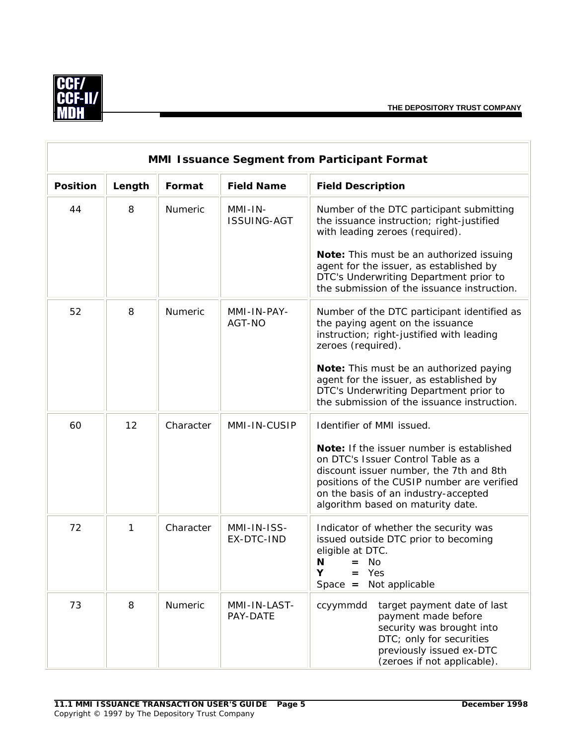| MMI Issuance Segment from Participant Format | | | | |
|---|---|---|---|---|
| **Position** | **Length** | **Format** | **Field Name** | **Field Description** |
| 44 | 8 | Numeric | MMI-IN-ISSUING-AGT | Number of the DTC participant submitting the issuance instruction; right-justified with leading zeroes (required).<br><br>**Note:** This must be an authorized issuing agent for the issuer, as established by DTC's Underwriting Department prior to the submission of the issuance instruction. |
| 52 | 8 | Numeric | MMI-IN-PAY-AGT-NO | Number of the DTC participant identified as the paying agent on the issuance instruction; right-justified with leading zeroes (required).<br><br>**Note:** This must be an authorized paying agent for the issuer, as established by DTC's Underwriting Department prior to the submission of the issuance instruction. |
| 60 | 12 | Character | MMI-IN-CUSIP | Identifier of MMI issued.<br><br>**Note:** If the issuer number is established on DTC's Issuer Control Table as a discount issuer number, the 7th and 8th positions of the CUSIP number are verified on the basis of an industry-accepted algorithm based on maturity date. |
| 72 | 1 | Character | MMI-IN-ISS-EX-DTC-IND | Indicator of whether the security was issued outside DTC prior to becoming eligible at DTC.<br>**N** **=** No<br>**Y** **=** Yes<br>Space **=** Not applicable |
| 73 | 8 | Numeric | MMI-IN-LAST-PAY-DATE | ccyymmdd target payment date of last payment made before security was brought into DTC; only for securities previously issued ex-DTC (zeroes if not applicable). |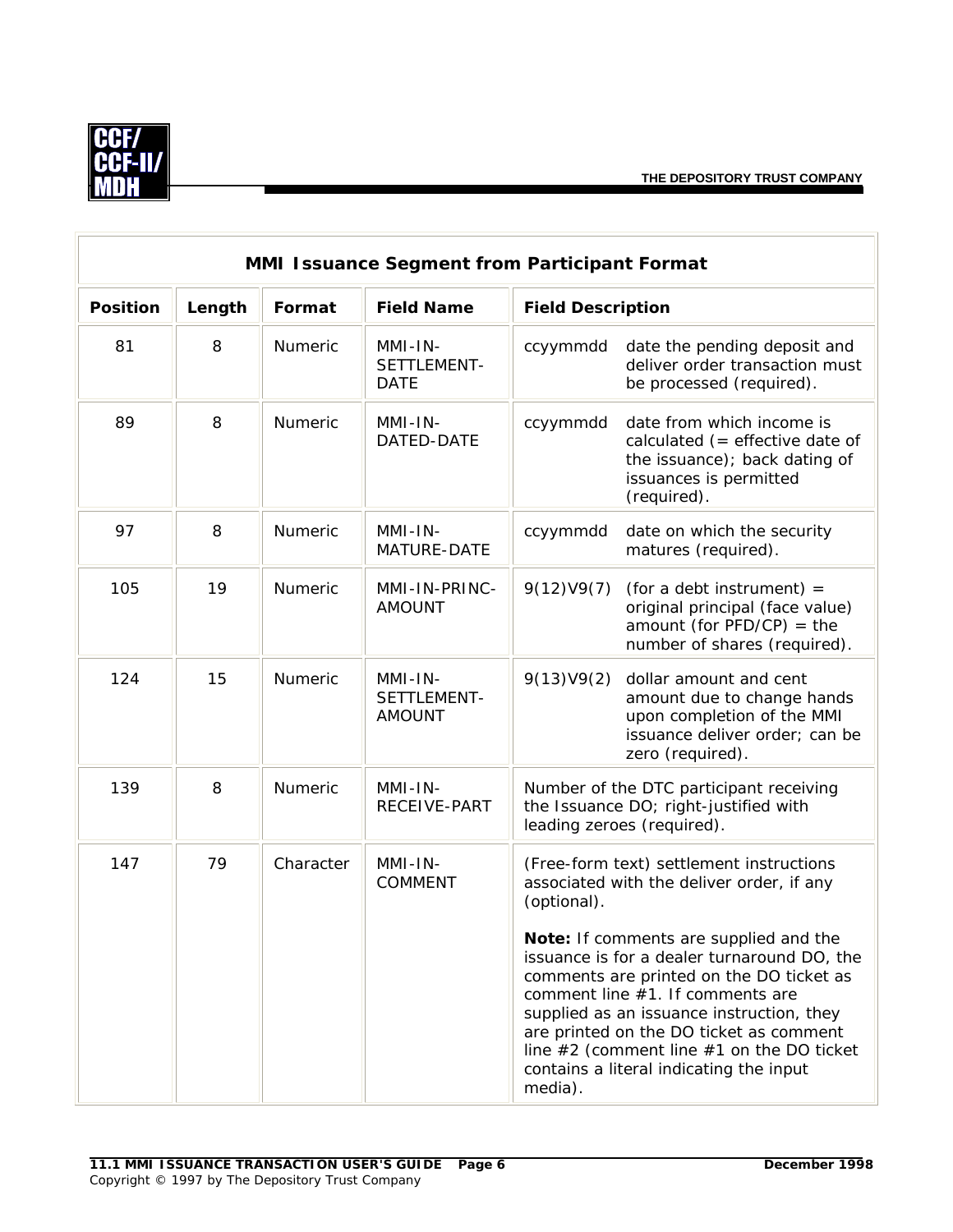| MMI Issuance Segment from Participant Format | | | | |
|---|---|---|---|---|
| **Position** | **Length** | **Format** | **Field Name** | **Field Description** |
| 81 | 8 | Numeric | MMI-IN-SETTLEMENT-DATE | ccyymmdd date the pending deposit and deliver order transaction must be processed (required). |
| 89 | 8 | Numeric | MMI-IN-DATED-DATE | ccyymmdd date from which income is calculated (= effective date of the issuance); back dating of issuances is permitted (required). |
| 97 | 8 | Numeric | MMI-IN-MATURE-DATE | ccyymmdd date on which the security matures (required). |
| 105 | 19 | Numeric | MMI-IN-PRINC-AMOUNT | 9(12)V9(7) (for a debt instrument) = original principal (face value) amount (for PFD/CP) = the number of shares (required). |
| 124 | 15 | Numeric | MMI-IN-SETTLEMENT-AMOUNT | 9(13)V9(2) dollar amount and cent amount due to change hands upon completion of the MMI issuance deliver order; can be zero (required). |
| 139 | 8 | Numeric | MMI-IN-RECEIVE-PART | Number of the DTC participant receiving the Issuance DO; right-justified with leading zeroes (required). |
| 147 | 79 | Character | MMI-IN-COMMENT | (Free-form text) settlement instructions associated with the deliver order, if any (optional).<br><br>**Note:** If comments are supplied and the issuance is for a dealer turnaround DO, the comments are printed on the DO ticket as comment line #1. If comments are supplied as an issuance instruction, they are printed on the DO ticket as comment line #2 (comment line #1 on the DO ticket contains a literal indicating the input media). |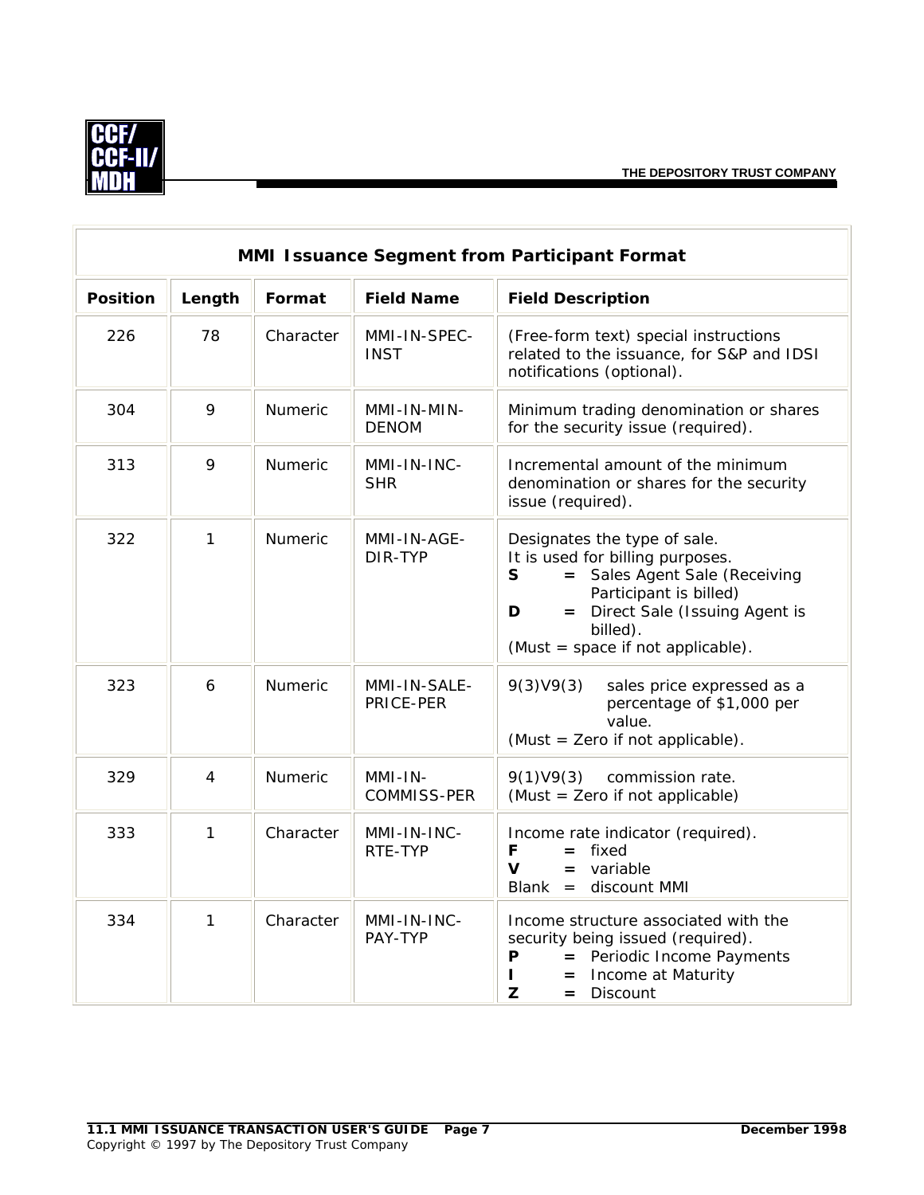| MMI Issuance Segment from Participant Format | | | | |
|---|---|---|---|---|
| **Position** | **Length** | **Format** | **Field Name** | **Field Description** |
| 226 | 78 | Character | MMI-IN-SPEC-INST | (Free-form text) special instructions related to the issuance, for S&P and IDSI notifications (optional). |
| 304 | 9 | Numeric | MMI-IN-MIN-DENOM | Minimum trading denomination or shares for the security issue (required). |
| 313 | 9 | Numeric | MMI-IN-INC-SHR | Incremental amount of the minimum denomination or shares for the security issue (required). |
| 322 | 1 | Numeric | MMI-IN-AGE-DIR-TYP | Designates the type of sale.<br>It is used for billing purposes.<br>**S** **=** Sales Agent Sale (Receiving Participant is billed)<br>**D** **=** Direct Sale (Issuing Agent is billed).<br>(Must = space if not applicable). |
| 323 | 6 | Numeric | MMI-IN-SALE-PRICE-PER | 9(3)V9(3) sales price expressed as a percentage of $1,000 per value.<br>(Must = Zero if not applicable). |
| 329 | 4 | Numeric | MMI-IN-COMMISS-PER | 9(1)V9(3) commission rate.<br>(Must = Zero if not applicable) |
| 333 | 1 | Character | MMI-IN-INC-RTE-TYP | Income rate indicator (required).<br>**F** **=** fixed<br>**V** **=** variable<br>Blank = discount MMI |
| 334 | 1 | Character | MMI-IN-INC-PAY-TYP | Income structure associated with the security being issued (required).<br>**P** **=** Periodic Income Payments<br>**I** **=** Income at Maturity<br>**Z** **=** Discount |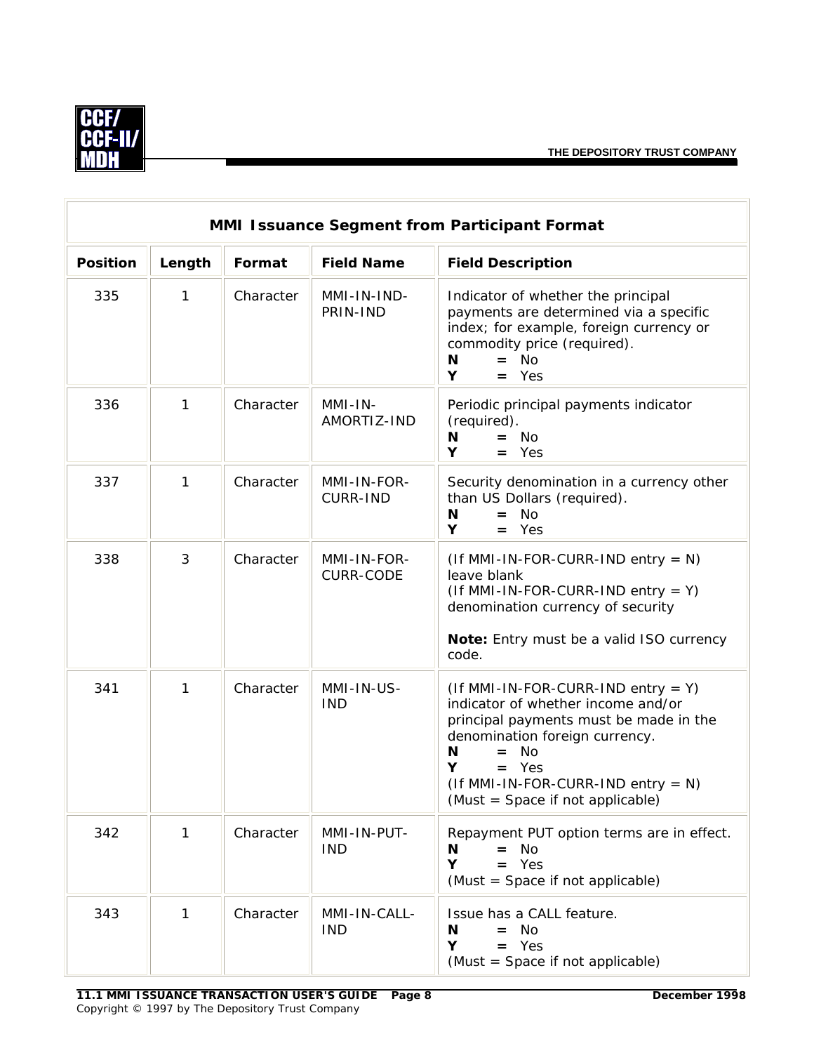| MMI Issuance Segment from Participant Format | | | | |
|---|---|---|---|---|
| **Position** | **Length** | **Format** | **Field Name** | **Field Description** |
| 335 | 1 | Character | MMI-IN-IND-PRIN-IND | Indicator of whether the principal payments are determined via a specific index; for example, foreign currency or commodity price (required).<br>**N** **=** No<br>**Y** **=** Yes |
| 336 | 1 | Character | MMI-IN-AMORTIZ-IND | Periodic principal payments indicator (required).<br>**N** **=** No<br>**Y** **=** Yes |
| 337 | 1 | Character | MMI-IN-FOR-CURR-IND | Security denomination in a currency other than US Dollars (required).<br>**N** **=** No<br>**Y** **=** Yes |
| 338 | 3 | Character | MMI-IN-FOR-CURR-CODE | (If MMI-IN-FOR-CURR-IND entry = N) leave blank<br>(If MMI-IN-FOR-CURR-IND entry = Y) denomination currency of security<br><br>**Note:** Entry must be a valid ISO currency code. |
| 341 | 1 | Character | MMI-IN-US-IND | (If MMI-IN-FOR-CURR-IND entry = Y) indicator of whether income and/or principal payments must be made in the denomination foreign currency.<br>**N** **=** No<br>**Y** **=** Yes<br>(If MMI-IN-FOR-CURR-IND entry = N) (Must = Space if not applicable) |
| 342 | 1 | Character | MMI-IN-PUT-IND | Repayment PUT option terms are in effect.<br>**N** **=** No<br>**Y** **=** Yes<br>(Must = Space if not applicable) |
| 343 | 1 | Character | MMI-IN-CALL-IND | Issue has a CALL feature.<br>**N** **=** No<br>**Y** **=** Yes<br>(Must = Space if not applicable) |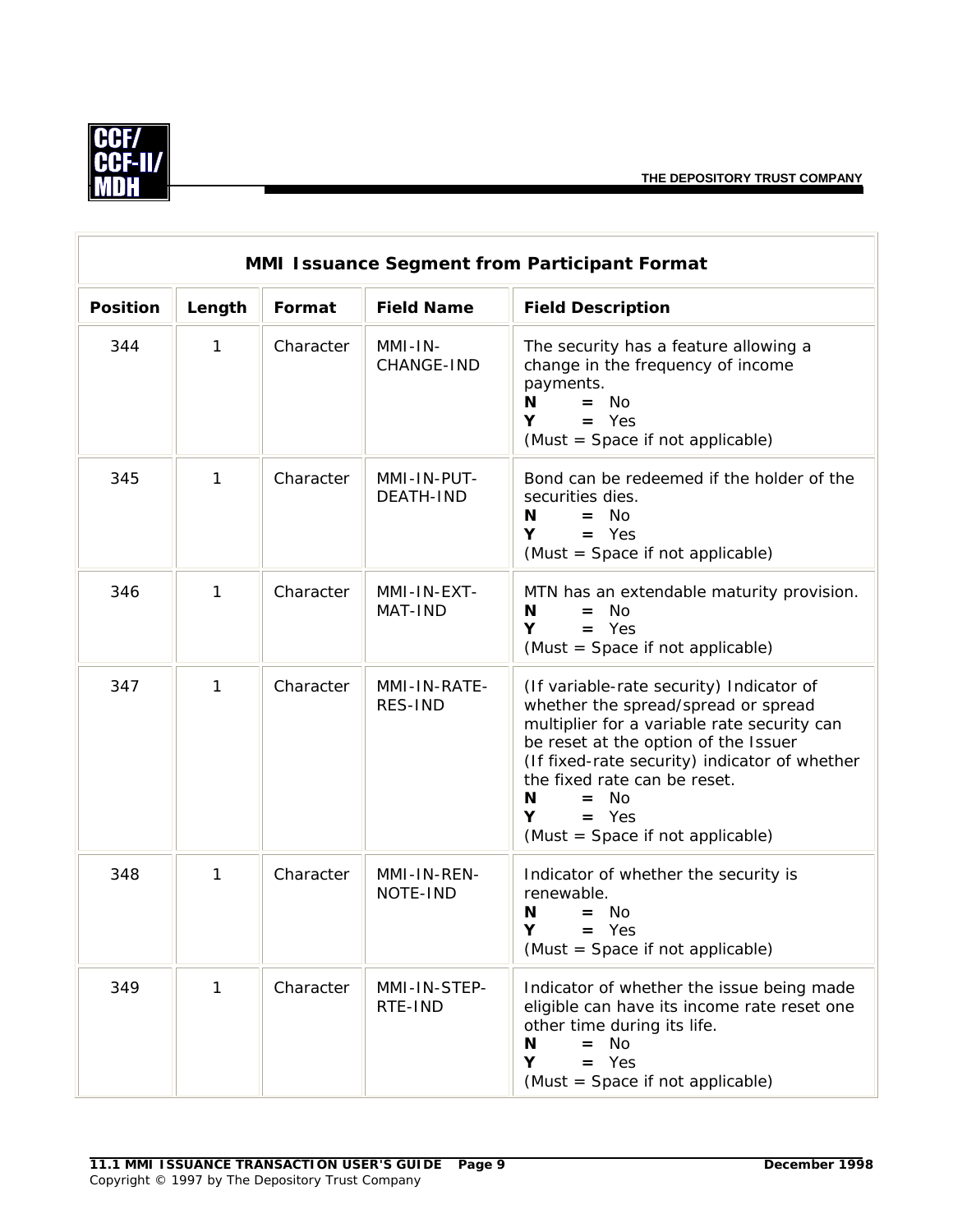| MMI Issuance Segment from Participant Format | | | | |
|---|---|---|---|---|
| **Position** | **Length** | **Format** | **Field Name** | **Field Description** |
| 344 | 1 | Character | MMI-IN-CHANGE-IND | The security has a feature allowing a change in the frequency of income payments.<br>**N** **=** No<br>**Y** **=** Yes<br>(Must = Space if not applicable) |
| 345 | 1 | Character | MMI-IN-PUT-DEATH-IND | Bond can be redeemed if the holder of the securities dies.<br>**N** **=** No<br>**Y** **=** Yes<br>(Must = Space if not applicable) |
| 346 | 1 | Character | MMI-IN-EXT-MAT-IND | MTN has an extendable maturity provision.<br>**N** **=** No<br>**Y** **=** Yes<br>(Must = Space if not applicable) |
| 347 | 1 | Character | MMI-IN-RATE-RES-IND | (If variable-rate security) Indicator of whether the spread/spread or spread multiplier for a variable rate security can be reset at the option of the Issuer<br>(If fixed-rate security) indicator of whether the fixed rate can be reset.<br>**N** **=** No<br>**Y** **=** Yes<br>(Must = Space if not applicable) |
| 348 | 1 | Character | MMI-IN-REN-NOTE-IND | Indicator of whether the security is renewable.<br>**N** **=** No<br>**Y** **=** Yes<br>(Must = Space if not applicable) |
| 349 | 1 | Character | MMI-IN-STEP-RTE-IND | Indicator of whether the issue being made eligible can have its income rate reset one other time during its life.<br>**N** **=** No<br>**Y** **=** Yes<br>(Must = Space if not applicable) |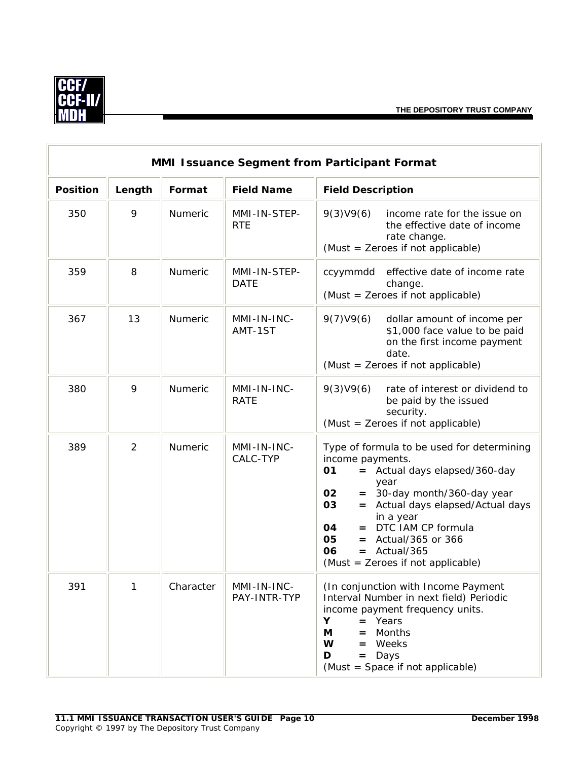| MMI Issuance Segment from Participant Format | | | | |
|---|---|---|---|---|
| **Position** | **Length** | **Format** | **Field Name** | **Field Description** |
| 350 | 9 | Numeric | MMI-IN-STEP-RTE | 9(3)V9(6) income rate for the issue on the effective date of income rate change. (Must = Zeroes if not applicable) |
| 359 | 8 | Numeric | MMI-IN-STEP-DATE | ccyymmdd effective date of income rate change. (Must = Zeroes if not applicable) |
| 367 | 13 | Numeric | MMI-IN-INC-AMT-1ST | 9(7)V9(6) dollar amount of income per $1,000 face value to be paid on the first income payment date. (Must = Zeroes if not applicable) |
| 380 | 9 | Numeric | MMI-IN-INC-RATE | 9(3)V9(6) rate of interest or dividend to be paid by the issued security. (Must = Zeroes if not applicable) |
| 389 | 2 | Numeric | MMI-IN-INC-CALC-TYP | Type of formula to be used for determining income payments.<br>**01** **=** Actual days elapsed/360-day year<br>**02** **=** 30-day month/360-day year<br>**03** **=** Actual days elapsed/Actual days in a year<br>**04** **=** DTC IAM CP formula<br>**05** **=** Actual/365 or 366<br>**06** **=** Actual/365<br>(Must = Zeroes if not applicable) |
| 391 | 1 | Character | MMI-IN-INC-PAY-INTR-TYP | (In conjunction with Income Payment Interval Number in next field) Periodic income payment frequency units.<br>**Y** **=** Years<br>**M** **=** Months<br>**W** **=** Weeks<br>**D** **=** Days<br>(Must = Space if not applicable) |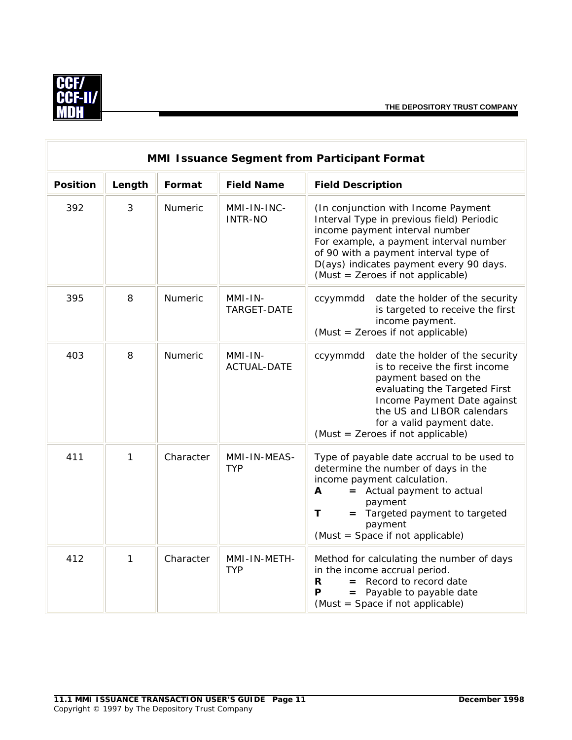| MMI Issuance Segment from Participant Format | | | | |
|---|---|---|---|---|
| **Position** | **Length** | **Format** | **Field Name** | **Field Description** |
| 392 | 3 | Numeric | MMI-IN-INC-INTR-NO | (In conjunction with Income Payment Interval Type in previous field) Periodic income payment interval number For example, a payment interval number of 90 with a payment interval type of D(ays) indicates payment every 90 days. (Must = Zeroes if not applicable) |
| 395 | 8 | Numeric | MMI-IN-TARGET-DATE | ccyymmdd date the holder of the security is targeted to receive the first income payment. (Must = Zeroes if not applicable) |
| 403 | 8 | Numeric | MMI-IN-ACTUAL-DATE | ccyymmdd date the holder of the security is to receive the first income payment based on the evaluating the Targeted First Income Payment Date against the US and LIBOR calendars for a valid payment date. (Must = Zeroes if not applicable) |
| 411 | 1 | Character | MMI-IN-MEAS-TYP | Type of payable date accrual to be used to determine the number of days in the income payment calculation. **A** **=** Actual payment to actual payment **T** **=** Targeted payment to targeted payment (Must = Space if not applicable) |
| 412 | 1 | Character | MMI-IN-METH-TYP | Method for calculating the number of days in the income accrual period. **R** **=** Record to record date **P** **=** Payable to payable date (Must = Space if not applicable) |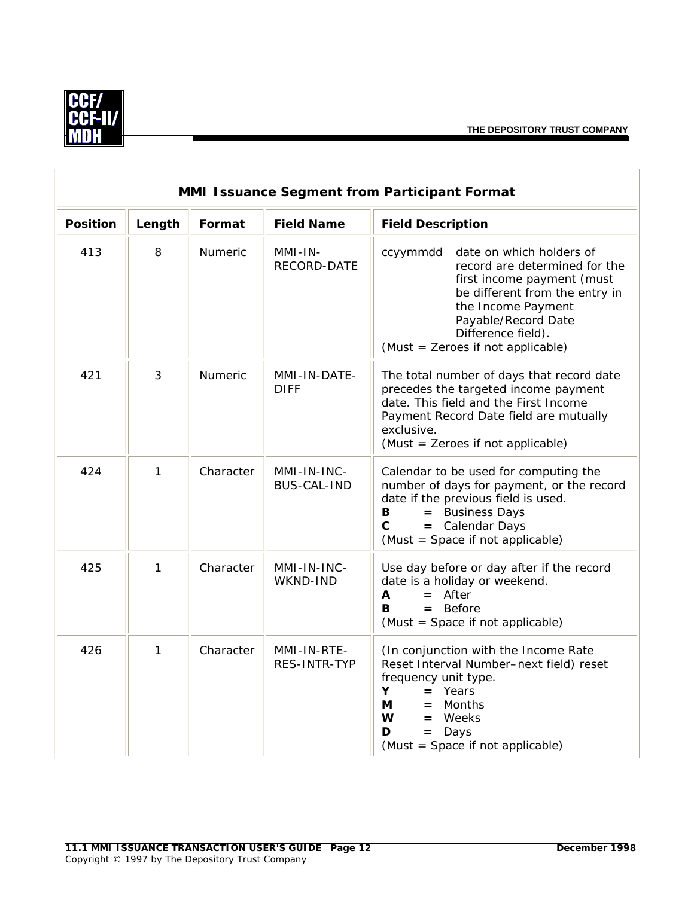| MMI Issuance Segment from Participant Format | | | | |
|---|---|---|---|---|
| **Position** | **Length** | **Format** | **Field Name** | **Field Description** |
| 413 | 8 | Numeric | MMI-IN-RECORD-DATE | ccyymmdd date on which holders of record are determined for the first income payment (must be different from the entry in the Income Payment Payable/Record Date Difference field).<br>(Must = Zeroes if not applicable) |
| 421 | 3 | Numeric | MMI-IN-DATE-DIFF | The total number of days that record date precedes the targeted income payment date. This field and the First Income Payment Record Date field are mutually exclusive.<br>(Must = Zeroes if not applicable) |
| 424 | 1 | Character | MMI-IN-INC-BUS-CAL-IND | Calendar to be used for computing the number of days for payment, or the record date if the previous field is used.<br>**B** **=** Business Days<br>**C** **=** Calendar Days<br>(Must = Space if not applicable) |
| 425 | 1 | Character | MMI-IN-INC-WKND-IND | Use day before or day after if the record date is a holiday or weekend.<br>**A** **=** After<br>**B** **=** Before<br>(Must = Space if not applicable) |
| 426 | 1 | Character | MMI-IN-RTE-RES-INTR-TYP | (In conjunction with the Income Rate Reset Interval Number–next field) reset frequency unit type.<br>**Y** **=** Years<br>**M** **=** Months<br>**W** **=** Weeks<br>**D** **=** Days<br>(Must = Space if not applicable) |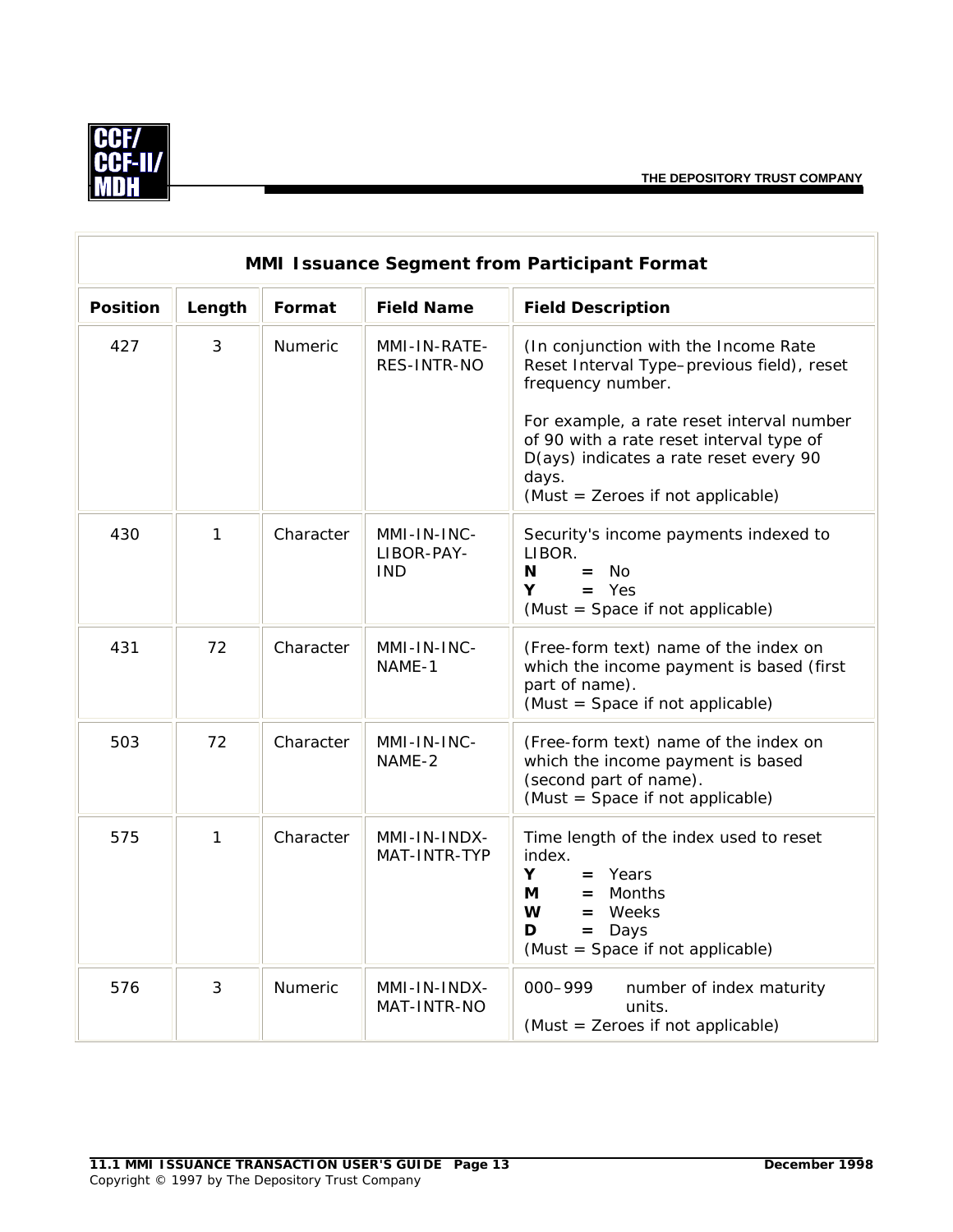| MMI Issuance Segment from Participant Format | | | | |
|---|---|---|---|---|
| **Position** | **Length** | **Format** | **Field Name** | **Field Description** |
| 427 | 3 | Numeric | MMI-IN-RATE-RES-INTR-NO | (In conjunction with the Income Rate Reset Interval Type–previous field), reset frequency number.<br><br>For example, a rate reset interval number of 90 with a rate reset interval type of D(ays) indicates a rate reset every 90 days.<br>(Must = Zeroes if not applicable) |
| 430 | 1 | Character | MMI-IN-INC-LIBOR-PAY-IND | Security's income payments indexed to LIBOR.<br>**N** **=** No<br>**Y** **=** Yes<br>(Must = Space if not applicable) |
| 431 | 72 | Character | MMI-IN-INC-NAME-1 | (Free-form text) name of the index on which the income payment is based (first part of name).<br>(Must = Space if not applicable) |
| 503 | 72 | Character | MMI-IN-INC-NAME-2 | (Free-form text) name of the index on which the income payment is based (second part of name).<br>(Must = Space if not applicable) |
| 575 | 1 | Character | MMI-IN-INDX-MAT-INTR-TYP | Time length of the index used to reset index.<br>**Y** **=** Years<br>**M** **=** Months<br>**W** **=** Weeks<br>**D** **=** Days<br>(Must = Space if not applicable) |
| 576 | 3 | Numeric | MMI-IN-INDX-MAT-INTR-NO | 000–999 number of index maturity units.<br>(Must = Zeroes if not applicable) |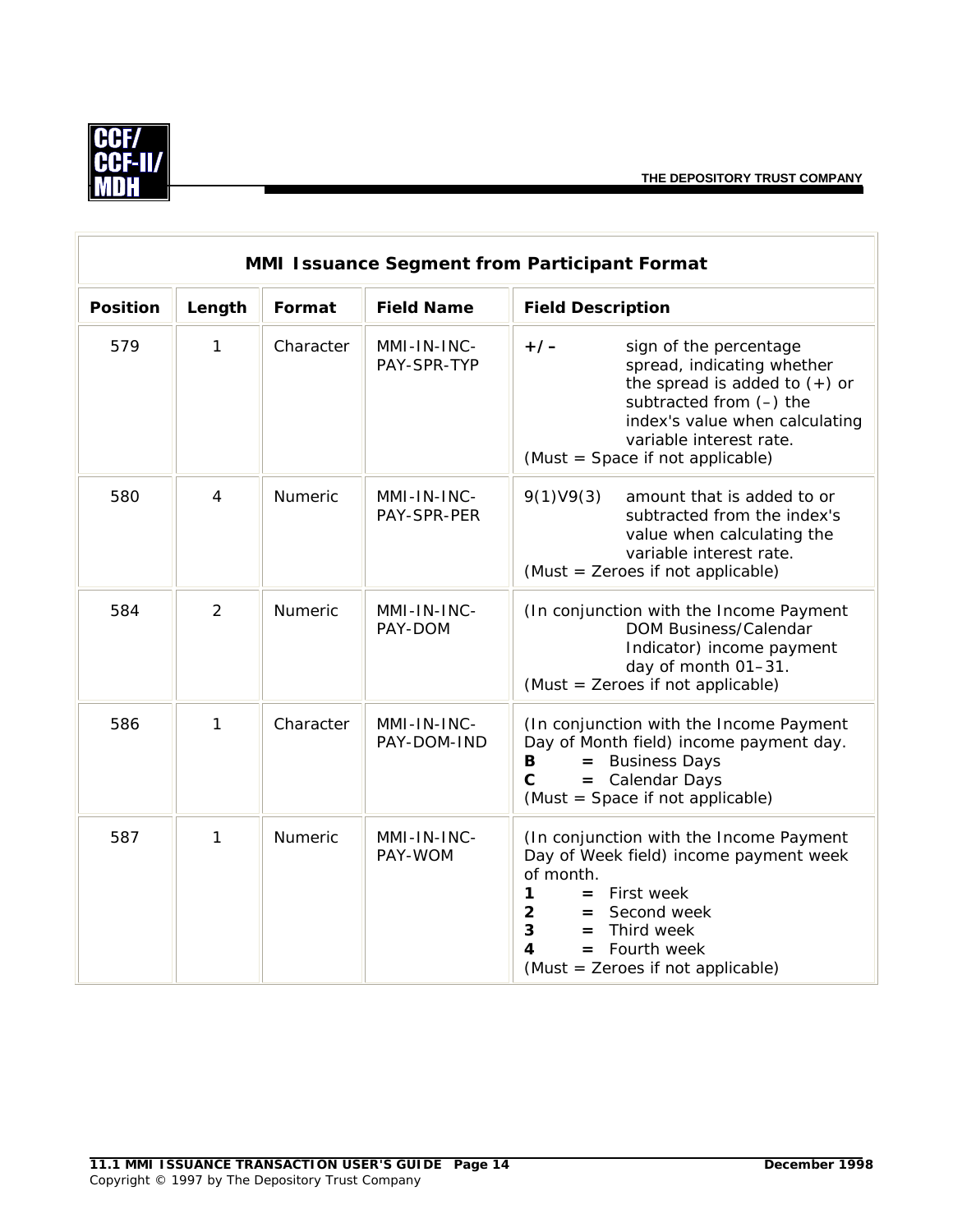| MMI Issuance Segment from Participant Format | | | | |
|---|---|---|---|---|
| **Position** | **Length** | **Format** | **Field Name** | **Field Description** |
| 579 | 1 | Character | MMI-IN-INC-PAY-SPR-TYP | **+/–** sign of the percentage spread, indicating whether the spread is added to (+) or subtracted from (–) the index's value when calculating variable interest rate. (Must = Space if not applicable) |
| 580 | 4 | Numeric | MMI-IN-INC-PAY-SPR-PER | 9(1)V9(3) amount that is added to or subtracted from the index's value when calculating the variable interest rate. (Must = Zeroes if not applicable) |
| 584 | 2 | Numeric | MMI-IN-INC-PAY-DOM | (In conjunction with the Income Payment DOM Business/Calendar Indicator) income payment day of month 01–31. (Must = Zeroes if not applicable) |
| 586 | 1 | Character | MMI-IN-INC-PAY-DOM-IND | (In conjunction with the Income Payment Day of Month field) income payment day. **B** **=** Business Days **C** **=** Calendar Days (Must = Space if not applicable) |
| 587 | 1 | Numeric | MMI-IN-INC-PAY-WOM | (In conjunction with the Income Payment Day of Week field) income payment week of month. **1** **=** First week **2** **=** Second week **3** **=** Third week **4** **=** Fourth week (Must = Zeroes if not applicable) |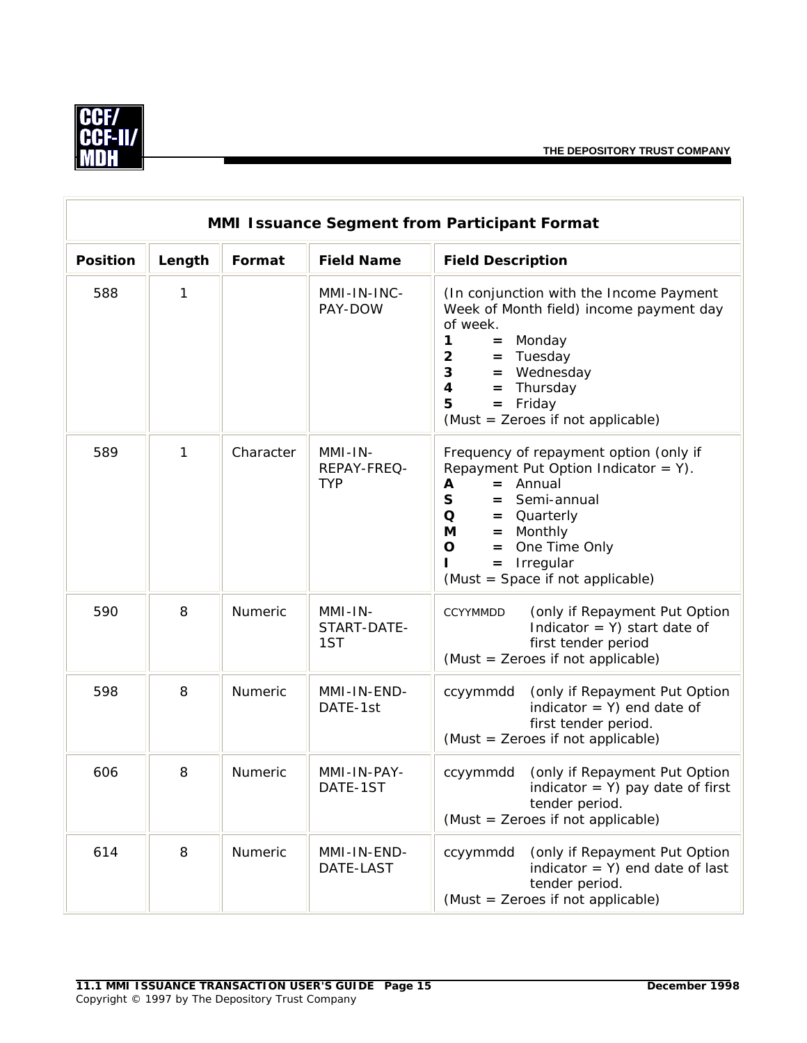| MMI Issuance Segment from Participant Format | | | | |
|---|---|---|---|---|
| **Position** | **Length** | **Format** | **Field Name** | **Field Description** |
| 588 | 1 | | MMI-IN-INC-PAY-DOW | (In conjunction with the Income Payment Week of Month field) income payment day of week.<br>**1** **=** Monday<br>**2** **=** Tuesday<br>**3** **=** Wednesday<br>**4** **=** Thursday<br>**5** **=** Friday<br>(Must = Zeroes if not applicable) |
| 589 | 1 | Character | MMI-IN-REPAY-FREQ-TYP | Frequency of repayment option (only if Repayment Put Option Indicator = Y).<br>**A** **=** Annual<br>**S** **=** Semi-annual<br>**Q** **=** Quarterly<br>**M** **=** Monthly<br>**O** **=** One Time Only<br>**I** **=** Irregular<br>(Must = Space if not applicable) |
| 590 | 8 | Numeric | MMI-IN-START-DATE-1ST | CCYYMMDD (only if Repayment Put Option Indicator = Y) start date of first tender period<br>(Must = Zeroes if not applicable) |
| 598 | 8 | Numeric | MMI-IN-END-DATE-1st | ccyymmdd (only if Repayment Put Option indicator = Y) end date of first tender period.<br>(Must = Zeroes if not applicable) |
| 606 | 8 | Numeric | MMI-IN-PAY-DATE-1ST | ccyymmdd (only if Repayment Put Option indicator = Y) pay date of first tender period.<br>(Must = Zeroes if not applicable) |
| 614 | 8 | Numeric | MMI-IN-END-DATE-LAST | ccyymmdd (only if Repayment Put Option indicator = Y) end date of last tender period.<br>(Must = Zeroes if not applicable) |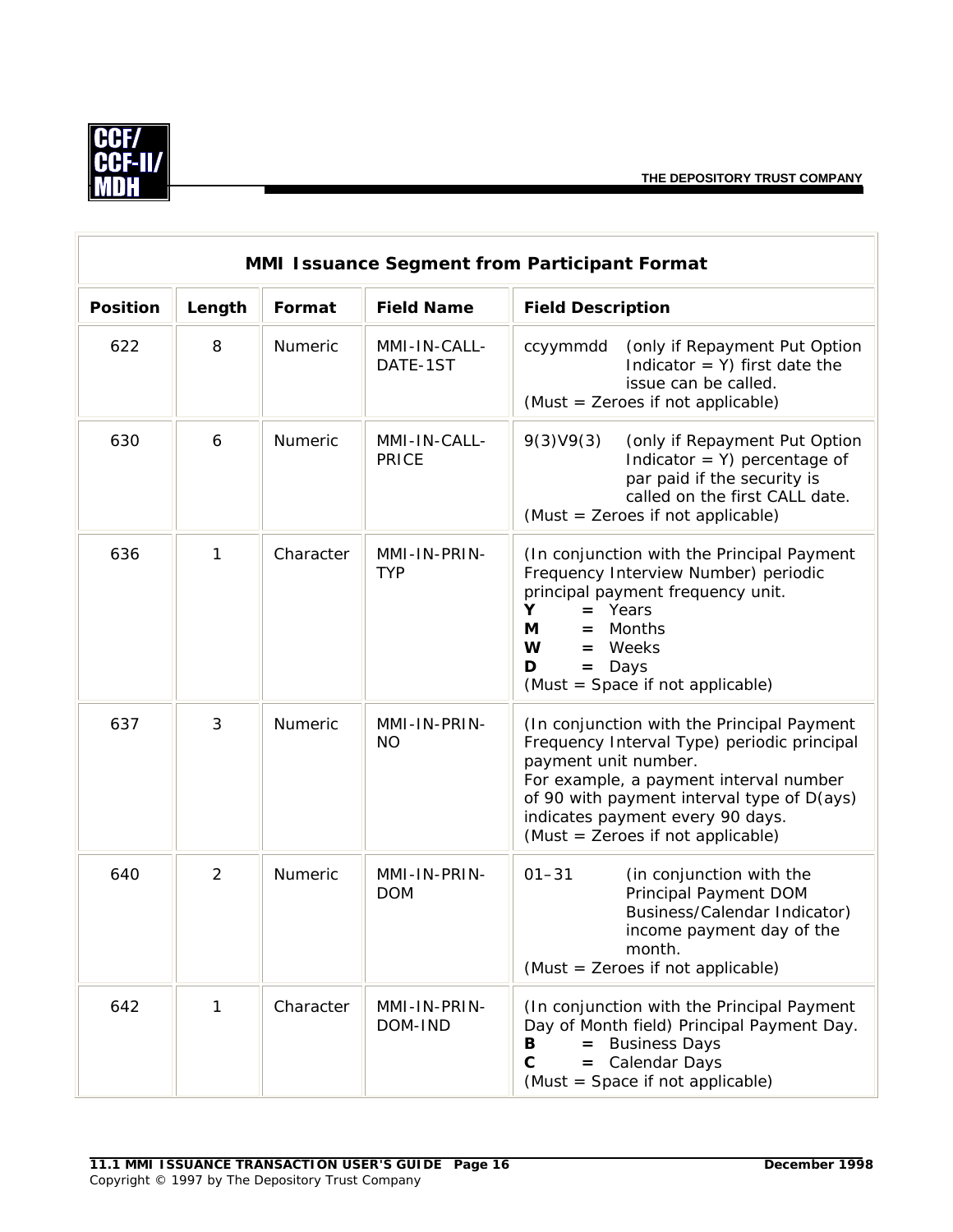| MMI Issuance Segment from Participant Format | | | | |
|---|---|---|---|---|
| **Position** | **Length** | **Format** | **Field Name** | **Field Description** |
| 622 | 8 | Numeric | MMI-IN-CALL-DATE-1ST | ccyymmdd (only if Repayment Put Option Indicator = Y) first date the issue can be called. (Must = Zeroes if not applicable) |
| 630 | 6 | Numeric | MMI-IN-CALL-PRICE | 9(3)V9(3) (only if Repayment Put Option Indicator = Y) percentage of par paid if the security is called on the first CALL date. (Must = Zeroes if not applicable) |
| 636 | 1 | Character | MMI-IN-PRIN-TYP | (In conjunction with the Principal Payment Frequency Interview Number) periodic principal payment frequency unit.<br>**Y** **=** Years<br>**M** **=** Months<br>**W** **=** Weeks<br>**D** **=** Days<br>(Must = Space if not applicable) |
| 637 | 3 | Numeric | MMI-IN-PRIN-NO | (In conjunction with the Principal Payment Frequency Interval Type) periodic principal payment unit number.<br>For example, a payment interval number of 90 with payment interval type of D(ays) indicates payment every 90 days.<br>(Must = Zeroes if not applicable) |
| 640 | 2 | Numeric | MMI-IN-PRIN-DOM | 01–31 (in conjunction with the Principal Payment DOM Business/Calendar Indicator) income payment day of the month.<br>(Must = Zeroes if not applicable) |
| 642 | 1 | Character | MMI-IN-PRIN-DOM-IND | (In conjunction with the Principal Payment Day of Month field) Principal Payment Day.<br>**B** **=** Business Days<br>**C** **=** Calendar Days<br>(Must = Space if not applicable) |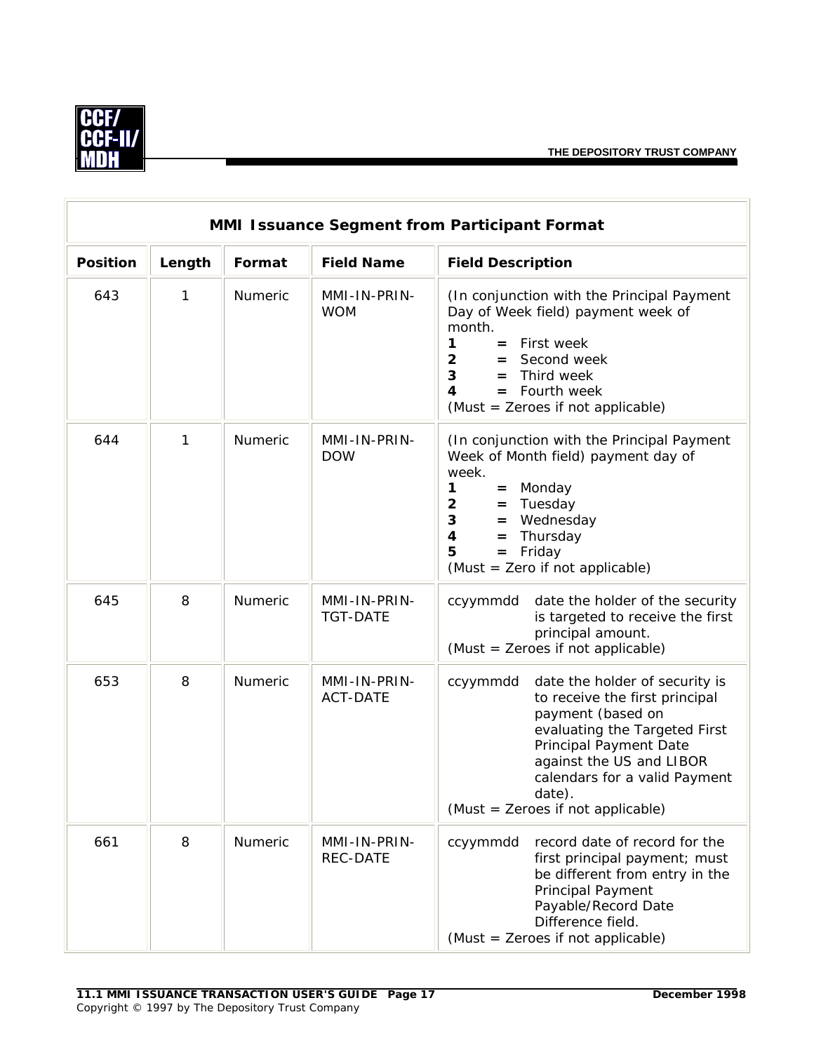| MMI Issuance Segment from Participant Format | | | | |
|---|---|---|---|---|
| **Position** | **Length** | **Format** | **Field Name** | **Field Description** |
| 643 | 1 | Numeric | MMI-IN-PRIN-WOM | (In conjunction with the Principal Payment Day of Week field) payment week of month.<br>**1** **=** First week<br>**2** **=** Second week<br>**3** **=** Third week<br>**4** **=** Fourth week<br>(Must = Zeroes if not applicable) |
| 644 | 1 | Numeric | MMI-IN-PRIN-DOW | (In conjunction with the Principal Payment Week of Month field) payment day of week.<br>**1** **=** Monday<br>**2** **=** Tuesday<br>**3** **=** Wednesday<br>**4** **=** Thursday<br>**5** **=** Friday<br>(Must = Zero if not applicable) |
| 645 | 8 | Numeric | MMI-IN-PRIN-TGT-DATE | ccyymmdd date the holder of the security is targeted to receive the first principal amount.<br>(Must = Zeroes if not applicable) |
| 653 | 8 | Numeric | MMI-IN-PRIN-ACT-DATE | ccyymmdd date the holder of security is to receive the first principal payment (based on evaluating the Targeted First Principal Payment Date against the US and LIBOR calendars for a valid Payment date).<br>(Must = Zeroes if not applicable) |
| 661 | 8 | Numeric | MMI-IN-PRIN-REC-DATE | ccyymmdd record date of record for the first principal payment; must be different from entry in the Principal Payment Payable/Record Date Difference field.<br>(Must = Zeroes if not applicable) |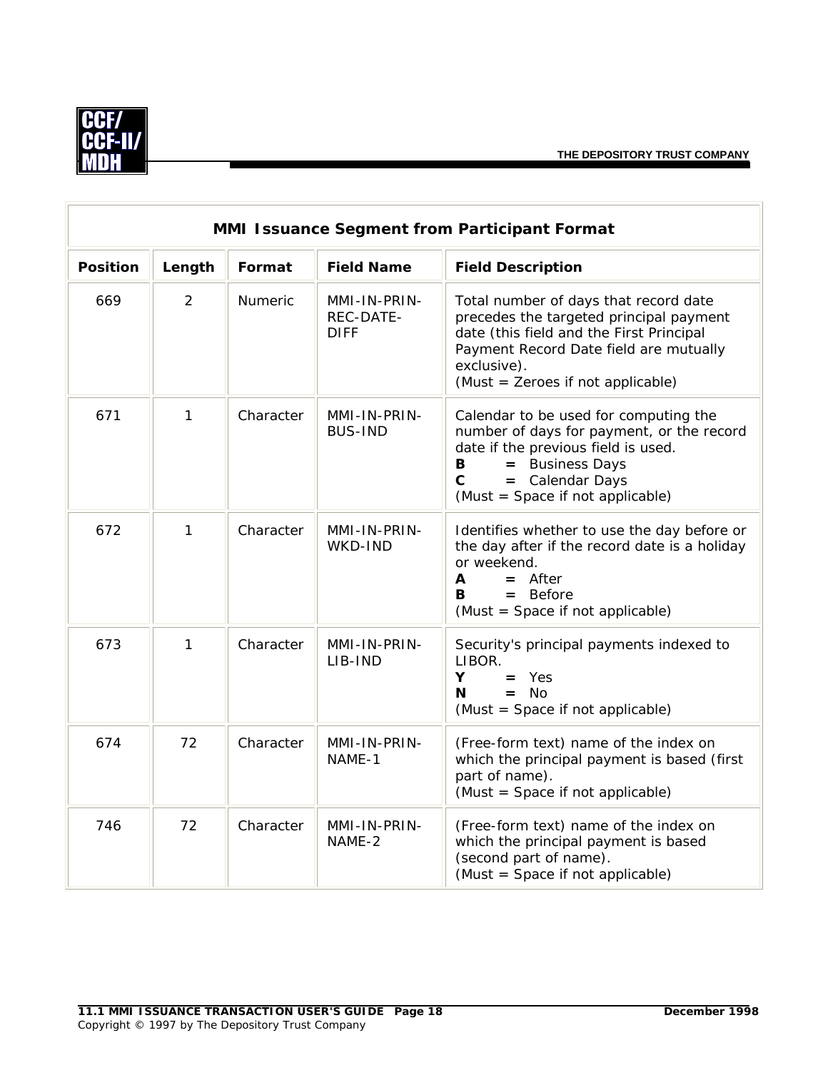| MMI Issuance Segment from Participant Format | | | | |
|---|---|---|---|---|
| **Position** | **Length** | **Format** | **Field Name** | **Field Description** |
| 669 | 2 | Numeric | MMI-IN-PRIN-REC-DATE-DIFF | Total number of days that record date precedes the targeted principal payment date (this field and the First Principal Payment Record Date field are mutually exclusive).<br>(Must = Zeroes if not applicable) |
| 671 | 1 | Character | MMI-IN-PRIN-BUS-IND | Calendar to be used for computing the number of days for payment, or the record date if the previous field is used.<br>**B** **=** Business Days<br>**C** **=** Calendar Days<br>(Must = Space if not applicable) |
| 672 | 1 | Character | MMI-IN-PRIN-WKD-IND | Identifies whether to use the day before or the day after if the record date is a holiday or weekend.<br>**A** **=** After<br>**B** **=** Before<br>(Must = Space if not applicable) |
| 673 | 1 | Character | MMI-IN-PRIN-LIB-IND | Security's principal payments indexed to LIBOR.<br>**Y** **=** Yes<br>**N** **=** No<br>(Must = Space if not applicable) |
| 674 | 72 | Character | MMI-IN-PRIN-NAME-1 | (Free-form text) name of the index on which the principal payment is based (first part of name).<br>(Must = Space if not applicable) |
| 746 | 72 | Character | MMI-IN-PRIN-NAME-2 | (Free-form text) name of the index on which the principal payment is based (second part of name).<br>(Must = Space if not applicable) |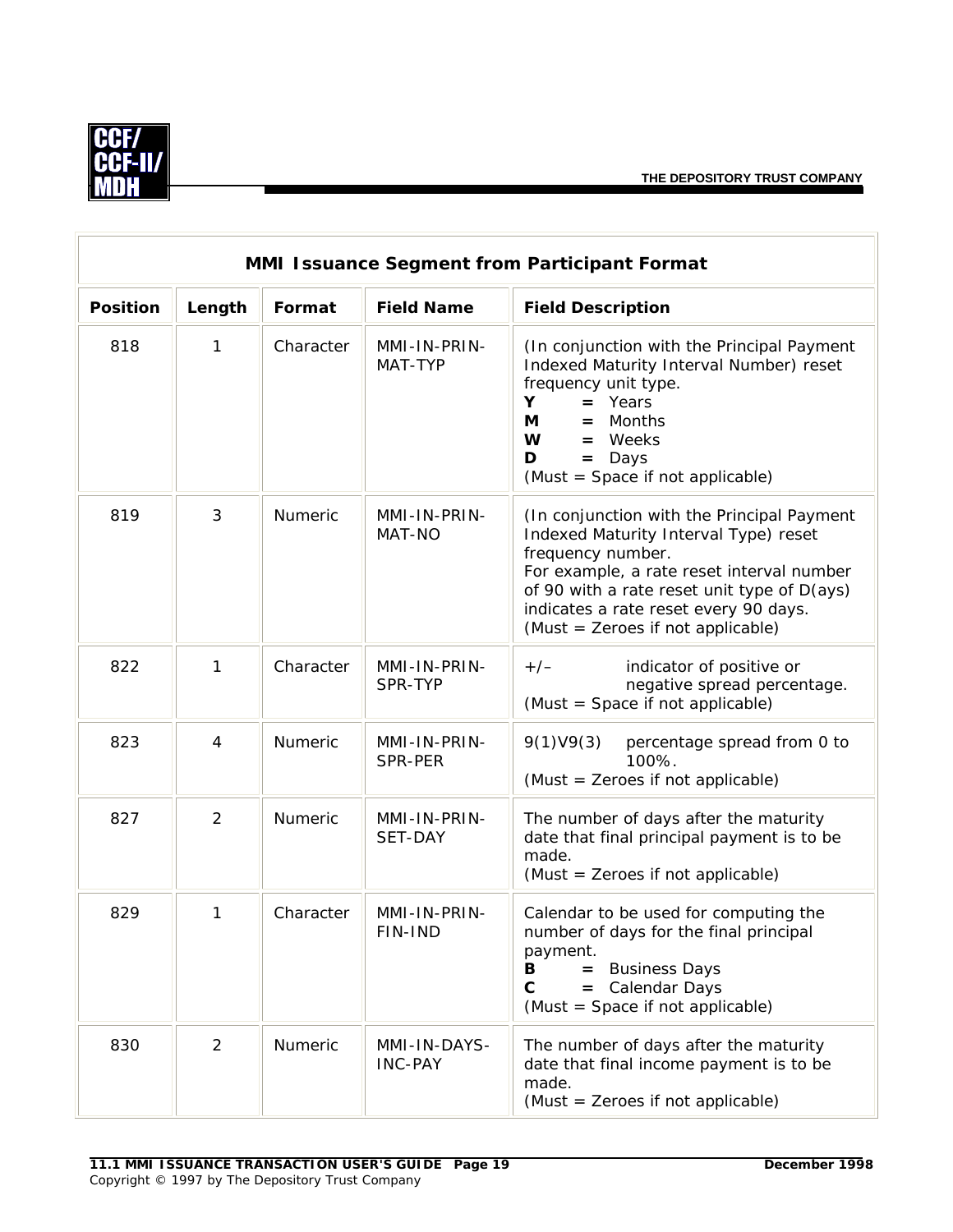| MMI Issuance Segment from Participant Format | | | | |
|---|---|---|---|---|
| **Position** | **Length** | **Format** | **Field Name** | **Field Description** |
| 818 | 1 | Character | MMI-IN-PRIN-MAT-TYP | (In conjunction with the Principal Payment Indexed Maturity Interval Number) reset frequency unit type.<br>**Y** **=** Years<br>**M** **=** Months<br>**W** **=** Weeks<br>**D** **=** Days<br>(Must = Space if not applicable) |
| 819 | 3 | Numeric | MMI-IN-PRIN-MAT-NO | (In conjunction with the Principal Payment Indexed Maturity Interval Type) reset frequency number.<br>For example, a rate reset interval number of 90 with a rate reset unit type of D(ays) indicates a rate reset every 90 days.<br>(Must = Zeroes if not applicable) |
| 822 | 1 | Character | MMI-IN-PRIN-SPR-TYP | +/– indicator of positive or negative spread percentage.<br>(Must = Space if not applicable) |
| 823 | 4 | Numeric | MMI-IN-PRIN-SPR-PER | 9(1)V9(3) percentage spread from 0 to 100%.<br>(Must = Zeroes if not applicable) |
| 827 | 2 | Numeric | MMI-IN-PRIN-SET-DAY | The number of days after the maturity date that final principal payment is to be made.<br>(Must = Zeroes if not applicable) |
| 829 | 1 | Character | MMI-IN-PRIN-FIN-IND | Calendar to be used for computing the number of days for the final principal payment.<br>**B** **=** Business Days<br>**C** **=** Calendar Days<br>(Must = Space if not applicable) |
| 830 | 2 | Numeric | MMI-IN-DAYS-INC-PAY | The number of days after the maturity date that final income payment is to be made.<br>(Must = Zeroes if not applicable) |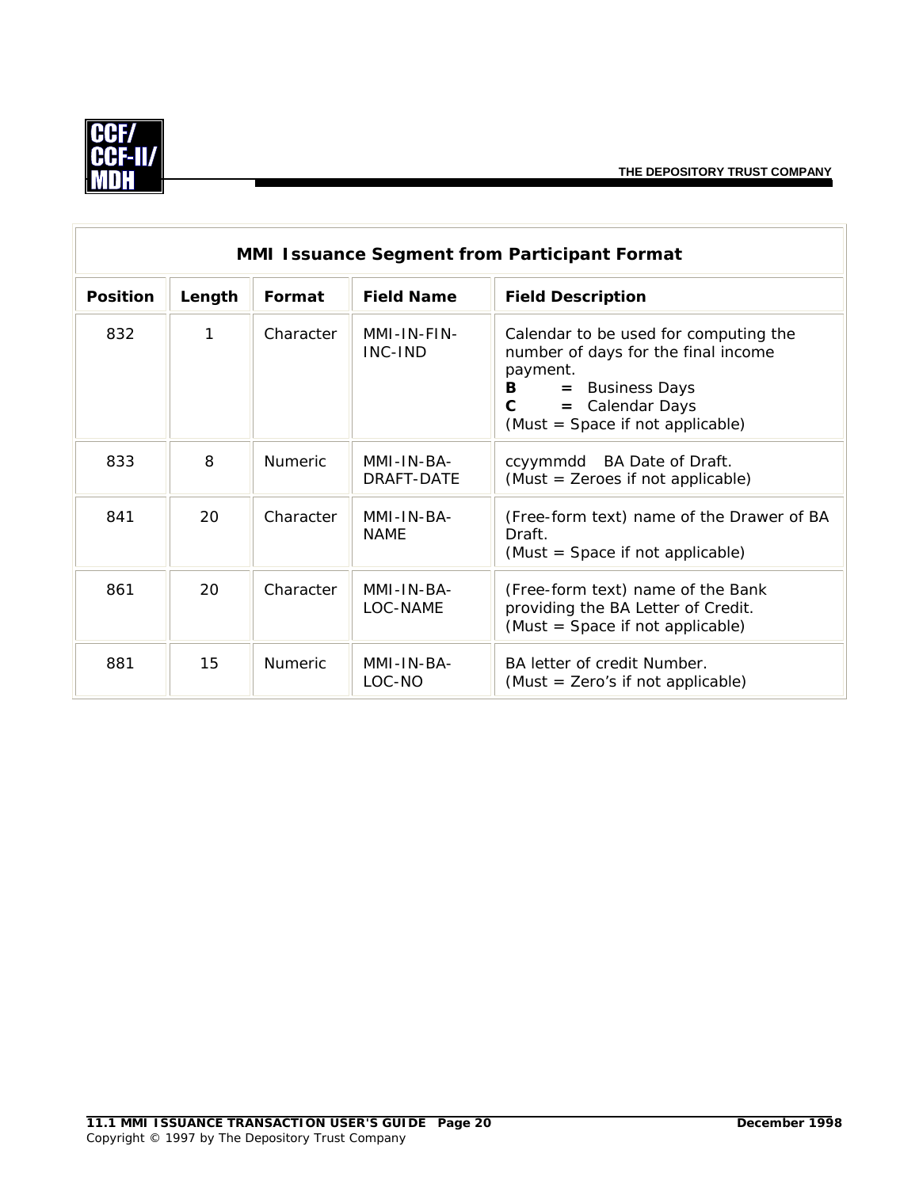| MMI Issuance Segment from Participant Format | | | | |
|---|---|---|---|---|
| **Position** | **Length** | **Format** | **Field Name** | **Field Description** |
| 832 | 1 | Character | MMI-IN-FIN-INC-IND | Calendar to be used for computing the number of days for the final income payment.<br>**B** **=** Business Days<br>**C** **=** Calendar Days<br>(Must = Space if not applicable) |
| 833 | 8 | Numeric | MMI-IN-BA-DRAFT-DATE | ccyymmdd BA Date of Draft.<br>(Must = Zeroes if not applicable) |
| 841 | 20 | Character | MMI-IN-BA-NAME | (Free-form text) name of the Drawer of BA Draft.<br>(Must = Space if not applicable) |
| 861 | 20 | Character | MMI-IN-BA-LOC-NAME | (Free-form text) name of the Bank providing the BA Letter of Credit.<br>(Must = Space if not applicable) |
| 881 | 15 | Numeric | MMI-IN-BA-LOC-NO | BA letter of credit Number.<br>(Must = Zero's if not applicable) |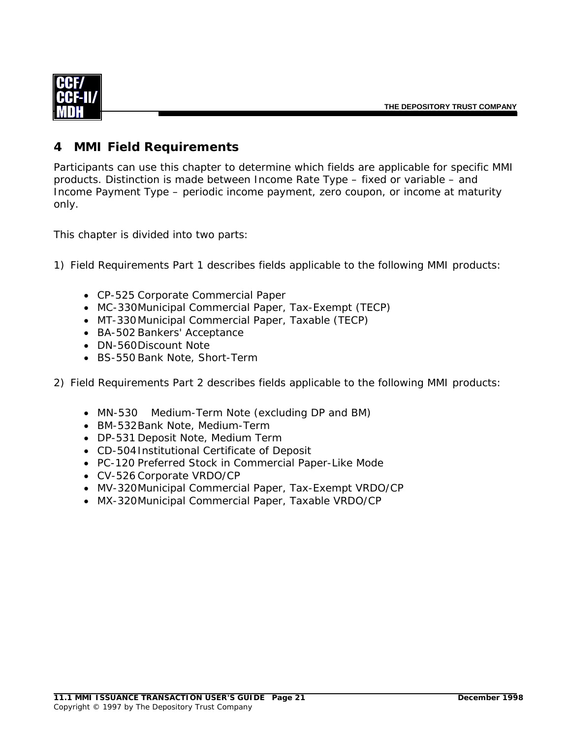# 4 MMI Field Requirements

Participants can use this chapter to determine which fields are applicable for specific MMI products. Distinction is made between Income Rate Type – fixed or variable – and Income Payment Type – periodic income payment, zero coupon, or income at maturity only.

This chapter is divided into two parts:

1) Field Requirements Part 1 describes fields applicable to the following MMI products:

- CP-525 Corporate Commercial Paper
- MC-330 Municipal Commercial Paper, Tax-Exempt (TECP)
- MT-330 Municipal Commercial Paper, Taxable (TECP)
- BA-502 Bankers' Acceptance
- DN-560 Discount Note
- BS-550 Bank Note, Short-Term

2) Field Requirements Part 2 describes fields applicable to the following MMI products:

- MN-530 Medium-Term Note (excluding DP and BM)
- BM-532 Bank Note, Medium-Term
- DP-531 Deposit Note, Medium Term
- CD-504 Institutional Certificate of Deposit
- PC-120 Preferred Stock in Commercial Paper-Like Mode
- CV-526 Corporate VRDO/CP
- MV-320 Municipal Commercial Paper, Tax-Exempt VRDO/CP
- MX-320 Municipal Commercial Paper, Taxable VRDO/CP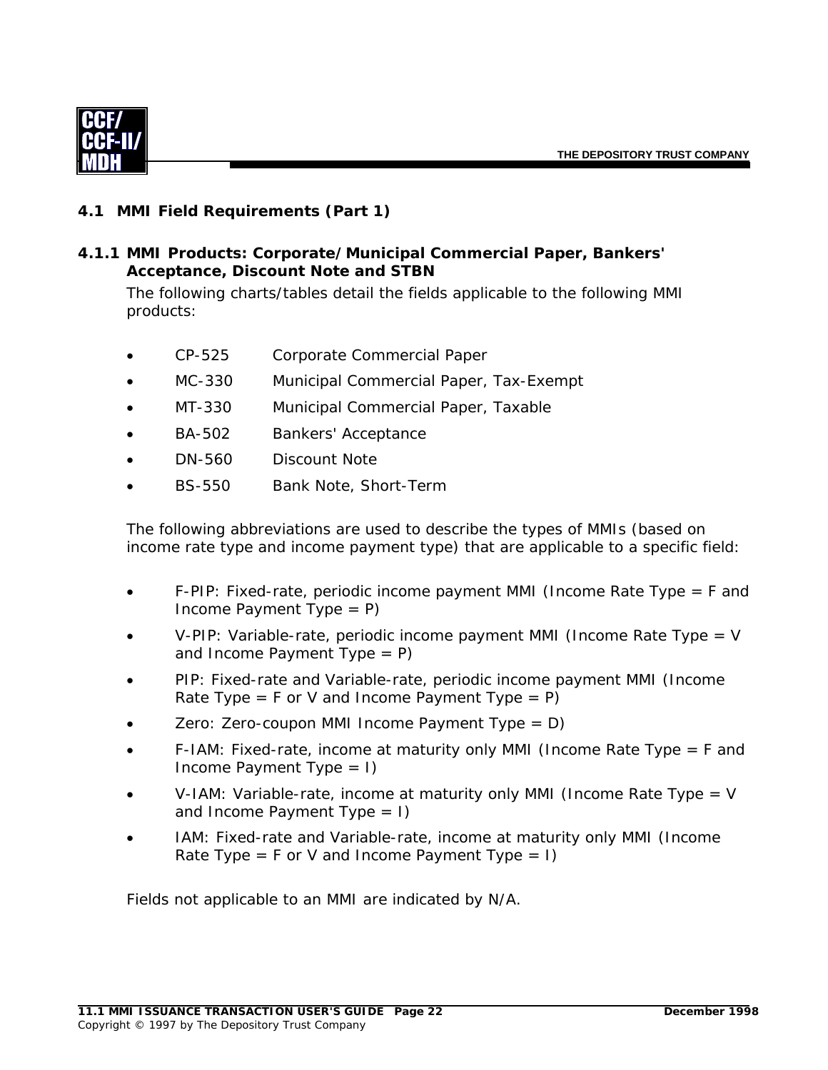## 4.1 MMI Field Requirements (Part 1)

### 4.1.1 MMI Products: Corporate/Municipal Commercial Paper, Bankers' Acceptance, Discount Note and STBN

The following charts/tables detail the fields applicable to the following MMI products:

- CP-525 Corporate Commercial Paper
- MC-330 Municipal Commercial Paper, Tax-Exempt
- MT-330 Municipal Commercial Paper, Taxable
- BA-502 Bankers' Acceptance
- DN-560 Discount Note
- BS-550 Bank Note, Short-Term

The following abbreviations are used to describe the types of MMIs (based on income rate type and income payment type) that are applicable to a specific field:

- F-PIP: Fixed-rate, periodic income payment MMI (Income Rate Type = F and Income Payment Type = P)
- V-PIP: Variable-rate, periodic income payment MMI (Income Rate Type = V and Income Payment Type = P)
- PIP: Fixed-rate and Variable-rate, periodic income payment MMI (Income Rate Type = F or V and Income Payment Type = P)
- Zero: Zero-coupon MMI Income Payment Type = D)
- F-IAM: Fixed-rate, income at maturity only MMI (Income Rate Type = F and Income Payment Type = I)
- V-IAM: Variable-rate, income at maturity only MMI (Income Rate Type = V and Income Payment Type = I)
- IAM: Fixed-rate and Variable-rate, income at maturity only MMI (Income Rate Type = F or V and Income Payment Type = I)

Fields not applicable to an MMI are indicated by N/A.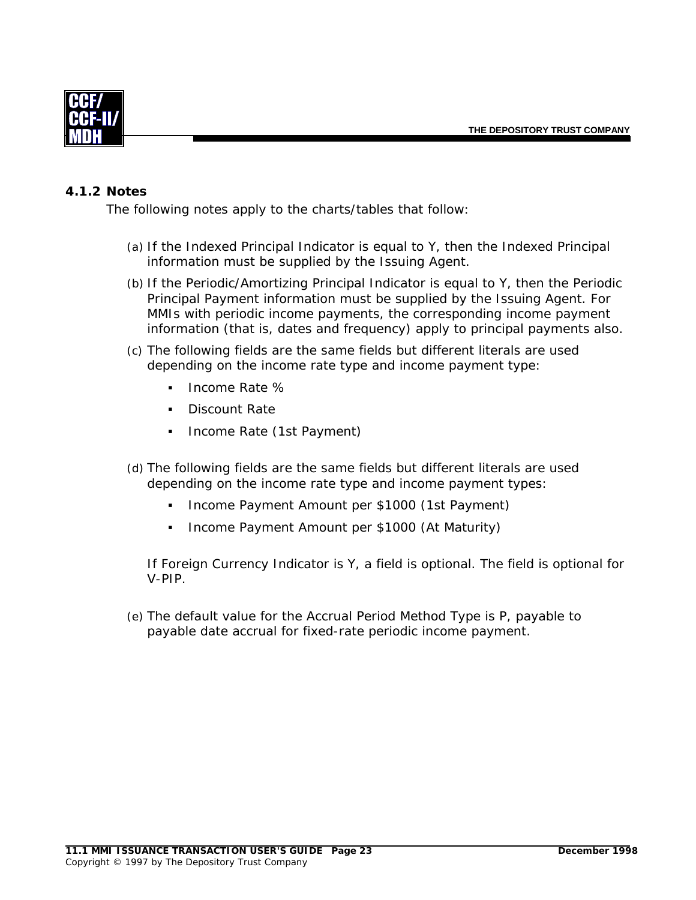### 4.1.2 Notes

The following notes apply to the charts/tables that follow:

(a) If the Indexed Principal Indicator is equal to Y, then the Indexed Principal information must be supplied by the Issuing Agent.

(b) If the Periodic/Amortizing Principal Indicator is equal to Y, then the Periodic Principal Payment information must be supplied by the Issuing Agent. For MMIs with periodic income payments, the corresponding income payment information (that is, dates and frequency) apply to principal payments also.

(c) The following fields are the same fields but different literals are used depending on the income rate type and income payment type:

- Income Rate %
- Discount Rate
- Income Rate (1st Payment)

(d) The following fields are the same fields but different literals are used depending on the income rate type and income payment types:

- Income Payment Amount per $1000 (1st Payment)
- Income Payment Amount per $1000 (At Maturity)

If Foreign Currency Indicator is Y, a field is optional. The field is optional for V-PIP.

(e) The default value for the Accrual Period Method Type is P, payable to payable date accrual for fixed-rate periodic income payment.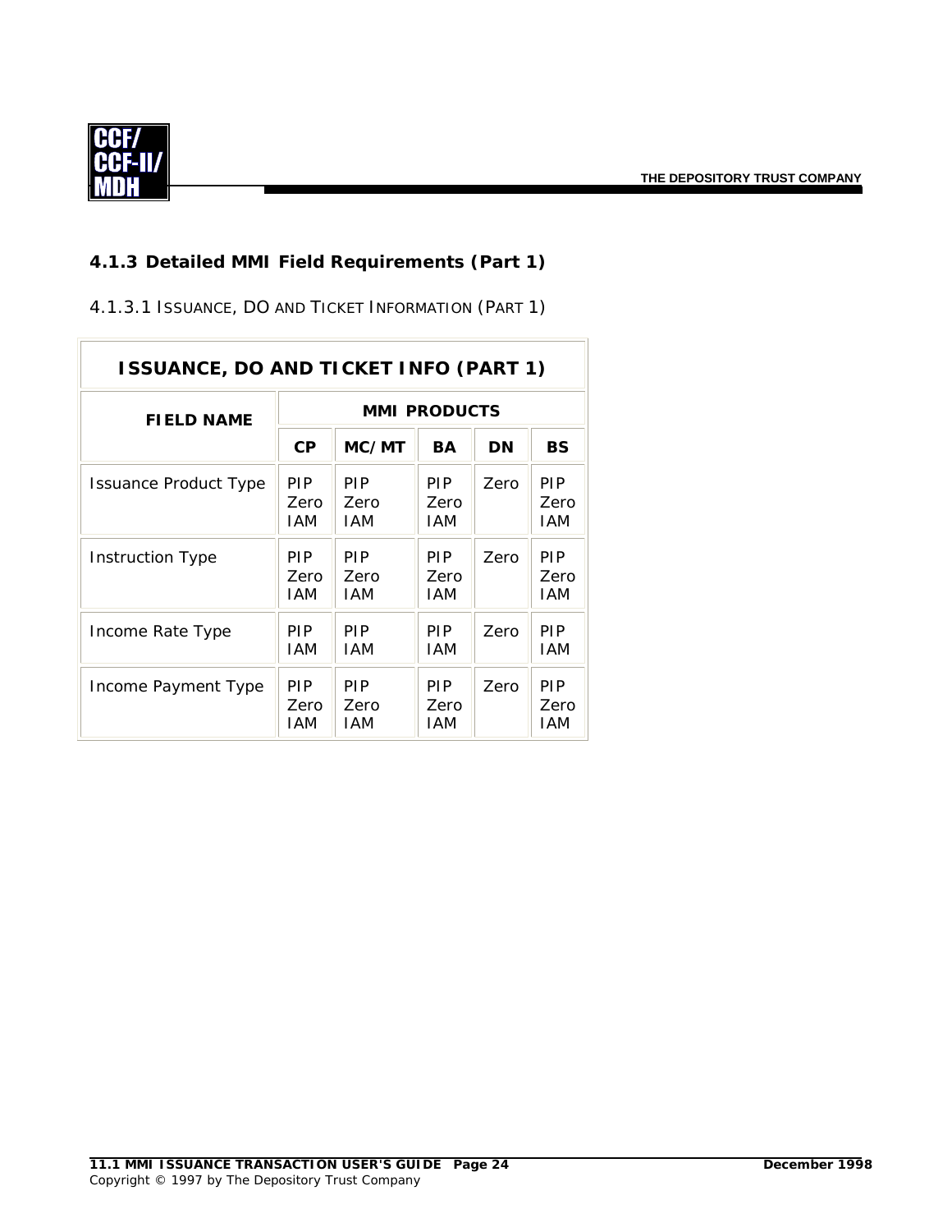### 4.1.3 Detailed MMI Field Requirements (Part 1)

4.1.3.1 ISSUANCE, DO AND TICKET INFORMATION (PART 1)

| ISSUANCE, DO AND TICKET INFO (PART 1) | | | | | |
|---|---|---|---|---|---|
| **FIELD NAME** | **MMI PRODUCTS** | | | | |
| | **CP** | **MC/MT** | **BA** | **DN** | **BS** |
| Issuance Product Type | PIP Zero IAM | PIP Zero IAM | PIP Zero IAM | Zero | PIP Zero IAM |
| Instruction Type | PIP Zero IAM | PIP Zero IAM | PIP Zero IAM | Zero | PIP Zero IAM |
| Income Rate Type | PIP IAM | PIP IAM | PIP IAM | Zero | PIP IAM |
| Income Payment Type | PIP Zero IAM | PIP Zero IAM | PIP Zero IAM | Zero | PIP Zero IAM |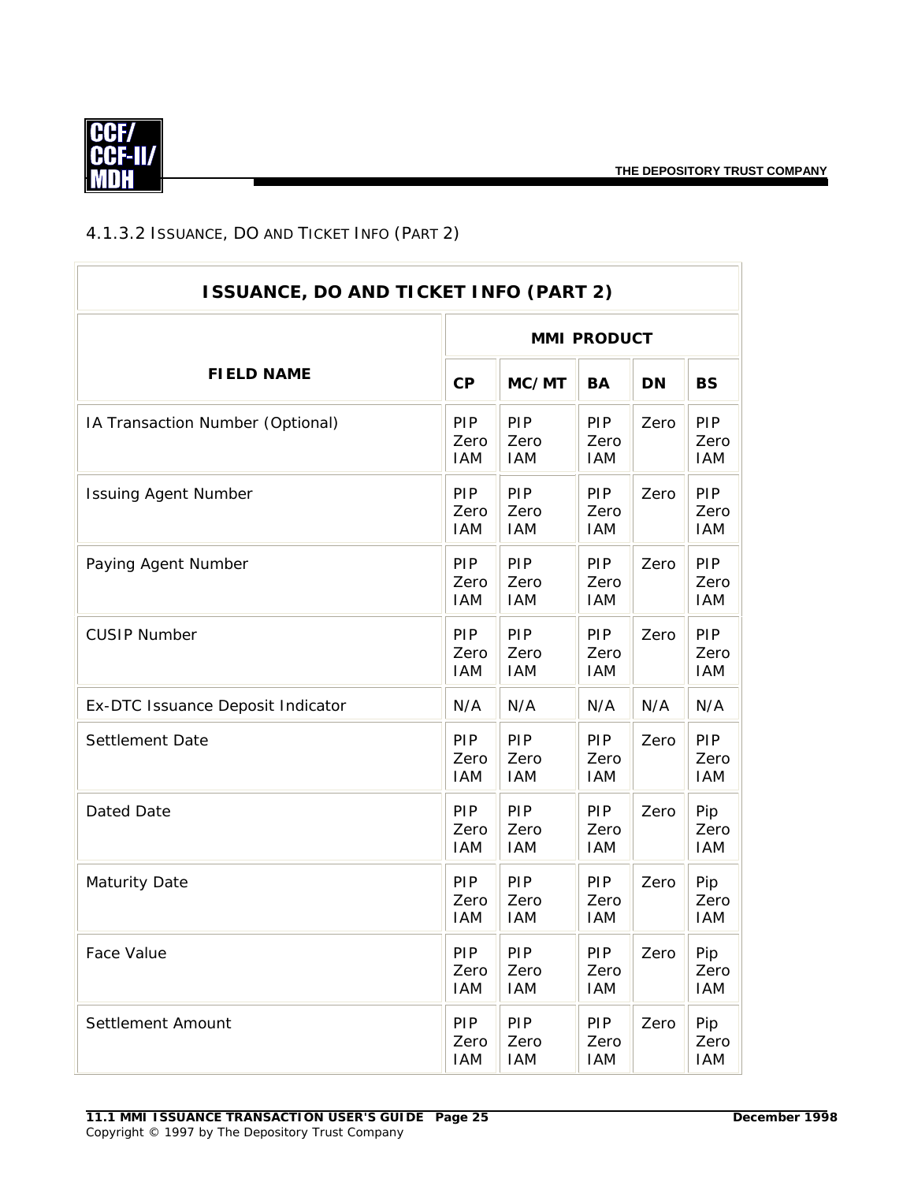### 4.1.3.2 ISSUANCE, DO AND TICKET INFO (PART 2)

| ISSUANCE, DO AND TICKET INFO (PART 2) | | | | | |
|---|---|---|---|---|---|
| **FIELD NAME** | **MMI PRODUCT** | | | | |
| | **CP** | **MC/MT** | **BA** | **DN** | **BS** |
| IA Transaction Number (Optional) | PIP Zero IAM | PIP Zero IAM | PIP Zero IAM | Zero | PIP Zero IAM |
| Issuing Agent Number | PIP Zero IAM | PIP Zero IAM | PIP Zero IAM | Zero | PIP Zero IAM |
| Paying Agent Number | PIP Zero IAM | PIP Zero IAM | PIP Zero IAM | Zero | PIP Zero IAM |
| CUSIP Number | PIP Zero IAM | PIP Zero IAM | PIP Zero IAM | Zero | PIP Zero IAM |
| Ex-DTC Issuance Deposit Indicator | N/A | N/A | N/A | N/A | N/A |
| Settlement Date | PIP Zero IAM | PIP Zero IAM | PIP Zero IAM | Zero | PIP Zero IAM |
| Dated Date | PIP Zero IAM | PIP Zero IAM | PIP Zero IAM | Zero | Pip Zero IAM |
| Maturity Date | PIP Zero IAM | PIP Zero IAM | PIP Zero IAM | Zero | Pip Zero IAM |
| Face Value | PIP Zero IAM | PIP Zero IAM | PIP Zero IAM | Zero | Pip Zero IAM |
| Settlement Amount | PIP Zero IAM | PIP Zero IAM | PIP Zero IAM | Zero | Pip Zero IAM |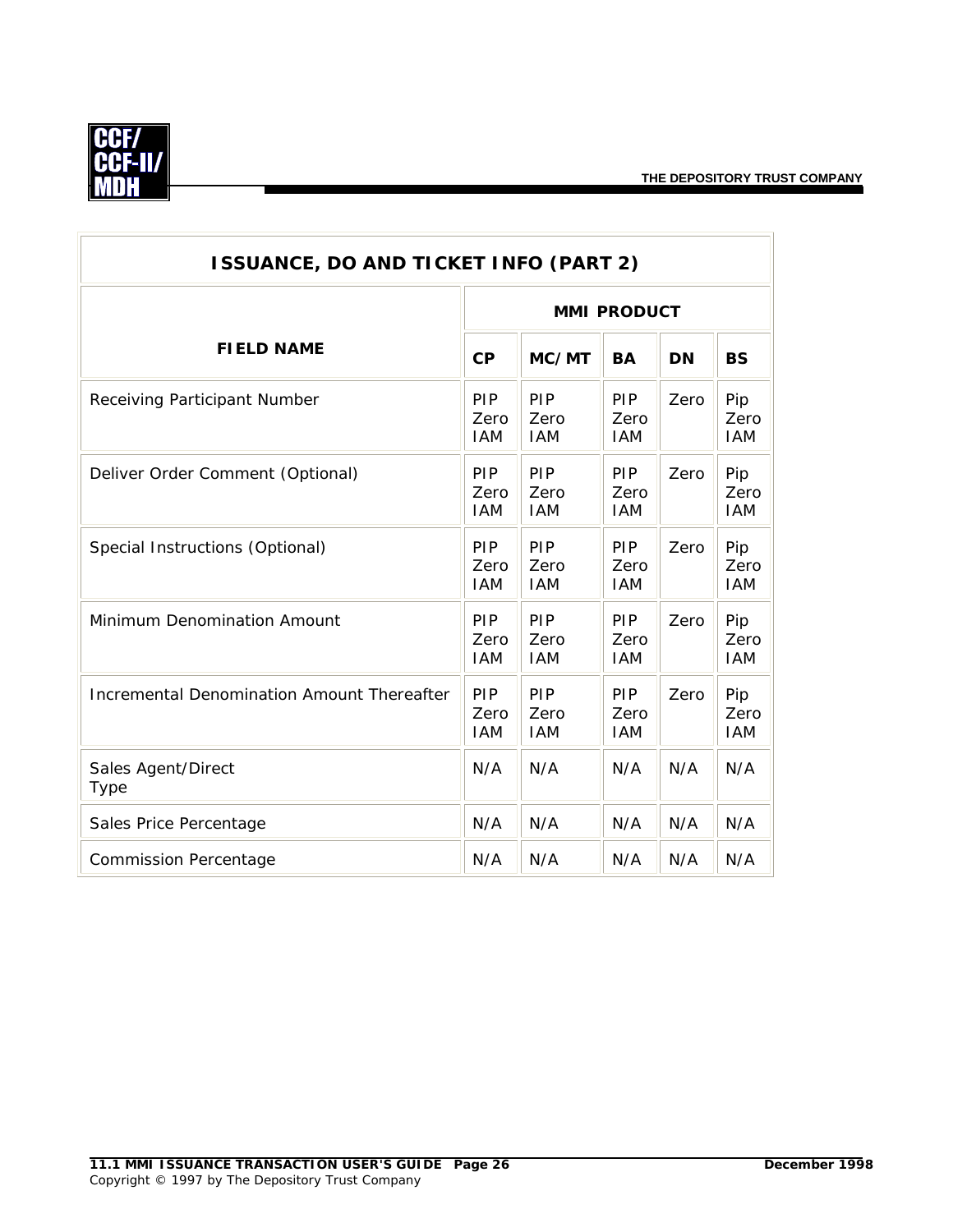| ISSUANCE, DO AND TICKET INFO (PART 2) | | | | | |
|---|---|---|---|---|---|
| **FIELD NAME** | **MMI PRODUCT** | | | | |
| | **CP** | **MC/MT** | **BA** | **DN** | **BS** |
| Receiving Participant Number | PIP Zero IAM | PIP Zero IAM | PIP Zero IAM | Zero | Pip Zero IAM |
| Deliver Order Comment (Optional) | PIP Zero IAM | PIP Zero IAM | PIP Zero IAM | Zero | Pip Zero IAM |
| Special Instructions (Optional) | PIP Zero IAM | PIP Zero IAM | PIP Zero IAM | Zero | Pip Zero IAM |
| Minimum Denomination Amount | PIP Zero IAM | PIP Zero IAM | PIP Zero IAM | Zero | Pip Zero IAM |
| Incremental Denomination Amount Thereafter | PIP Zero IAM | PIP Zero IAM | PIP Zero IAM | Zero | Pip Zero IAM |
| Sales Agent/Direct Type | N/A | N/A | N/A | N/A | N/A |
| Sales Price Percentage | N/A | N/A | N/A | N/A | N/A |
| Commission Percentage | N/A | N/A | N/A | N/A | N/A |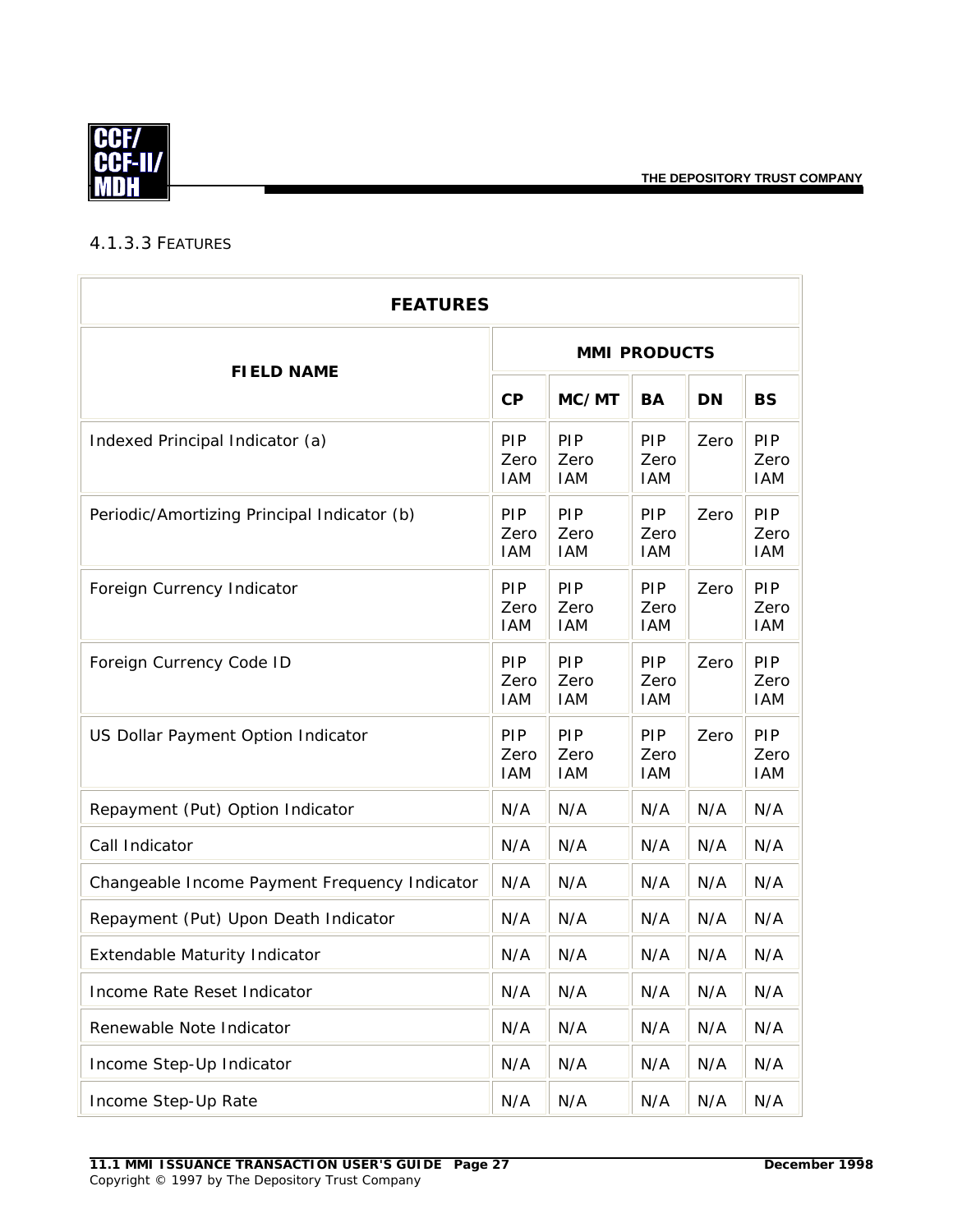### 4.1.3.3 FEATURES

| FEATURES | | | | | |
|---|---|---|---|---|---|
| **FIELD NAME** | **MMI PRODUCTS** | | | | |
| | **CP** | **MC/MT** | **BA** | **DN** | **BS** |
| Indexed Principal Indicator (a) | PIP Zero IAM | PIP Zero IAM | PIP Zero IAM | Zero | PIP Zero IAM |
| Periodic/Amortizing Principal Indicator (b) | PIP Zero IAM | PIP Zero IAM | PIP Zero IAM | Zero | PIP Zero IAM |
| Foreign Currency Indicator | PIP Zero IAM | PIP Zero IAM | PIP Zero IAM | Zero | PIP Zero IAM |
| Foreign Currency Code ID | PIP Zero IAM | PIP Zero IAM | PIP Zero IAM | Zero | PIP Zero IAM |
| US Dollar Payment Option Indicator | PIP Zero IAM | PIP Zero IAM | PIP Zero IAM | Zero | PIP Zero IAM |
| Repayment (Put) Option Indicator | N/A | N/A | N/A | N/A | N/A |
| Call Indicator | N/A | N/A | N/A | N/A | N/A |
| Changeable Income Payment Frequency Indicator | N/A | N/A | N/A | N/A | N/A |
| Repayment (Put) Upon Death Indicator | N/A | N/A | N/A | N/A | N/A |
| Extendable Maturity Indicator | N/A | N/A | N/A | N/A | N/A |
| Income Rate Reset Indicator | N/A | N/A | N/A | N/A | N/A |
| Renewable Note Indicator | N/A | N/A | N/A | N/A | N/A |
| Income Step-Up Indicator | N/A | N/A | N/A | N/A | N/A |
| Income Step-Up Rate | N/A | N/A | N/A | N/A | N/A |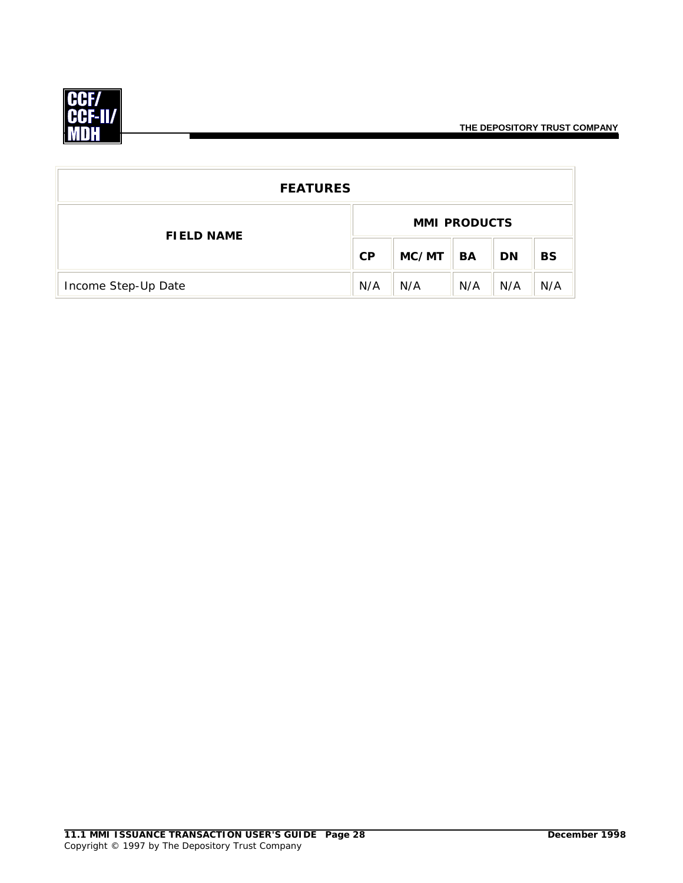| FEATURES | | | | | |
|---|---|---|---|---|---|
| **FIELD NAME** | **MMI PRODUCTS** | | | | |
| | **CP** | **MC/MT** | **BA** | **DN** | **BS** |
| Income Step-Up Date | N/A | N/A | N/A | N/A | N/A |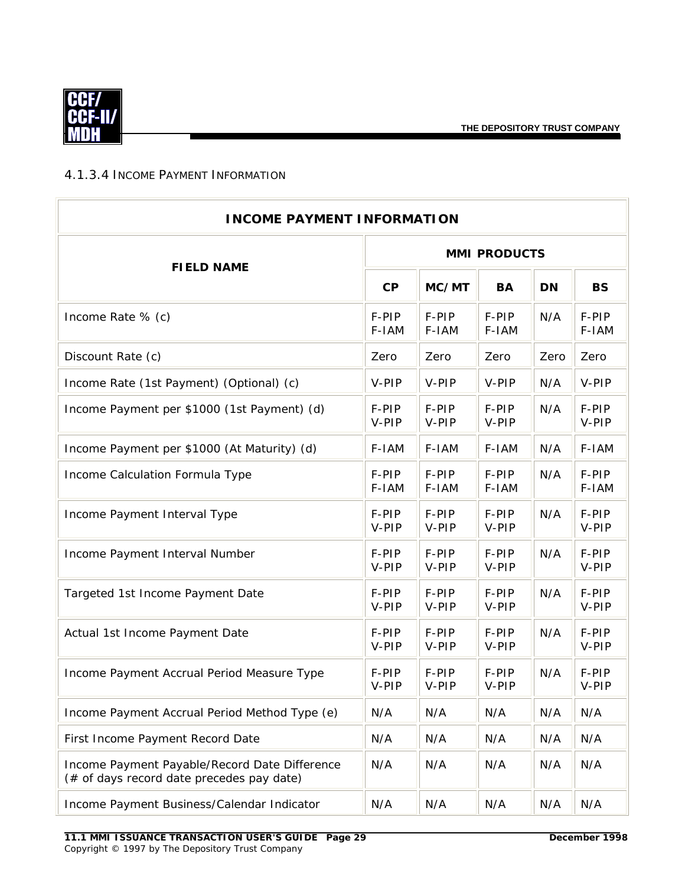### 4.1.3.4 Income Payment Information

| INCOME PAYMENT INFORMATION | | | | | |
|---|---|---|---|---|---|
| **FIELD NAME** | **MMI PRODUCTS** | | | | |
| | **CP** | **MC/MT** | **BA** | **DN** | **BS** |
| Income Rate % (c) | F-PIP F-IAM | F-PIP F-IAM | F-PIP F-IAM | N/A | F-PIP F-IAM |
| Discount Rate (c) | Zero | Zero | Zero | Zero | Zero |
| Income Rate (1st Payment) (Optional) (c) | V-PIP | V-PIP | V-PIP | N/A | V-PIP |
| Income Payment per $1000 (1st Payment) (d) | F-PIP V-PIP | F-PIP V-PIP | F-PIP V-PIP | N/A | F-PIP V-PIP |
| Income Payment per $1000 (At Maturity) (d) | F-IAM | F-IAM | F-IAM | N/A | F-IAM |
| Income Calculation Formula Type | F-PIP F-IAM | F-PIP F-IAM | F-PIP F-IAM | N/A | F-PIP F-IAM |
| Income Payment Interval Type | F-PIP V-PIP | F-PIP V-PIP | F-PIP V-PIP | N/A | F-PIP V-PIP |
| Income Payment Interval Number | F-PIP V-PIP | F-PIP V-PIP | F-PIP V-PIP | N/A | F-PIP V-PIP |
| Targeted 1st Income Payment Date | F-PIP V-PIP | F-PIP V-PIP | F-PIP V-PIP | N/A | F-PIP V-PIP |
| Actual 1st Income Payment Date | F-PIP V-PIP | F-PIP V-PIP | F-PIP V-PIP | N/A | F-PIP V-PIP |
| Income Payment Accrual Period Measure Type | F-PIP V-PIP | F-PIP V-PIP | F-PIP V-PIP | N/A | F-PIP V-PIP |
| Income Payment Accrual Period Method Type (e) | N/A | N/A | N/A | N/A | N/A |
| First Income Payment Record Date | N/A | N/A | N/A | N/A | N/A |
| Income Payment Payable/Record Date Difference (# of days record date precedes pay date) | N/A | N/A | N/A | N/A | N/A |
| Income Payment Business/Calendar Indicator | N/A | N/A | N/A | N/A | N/A |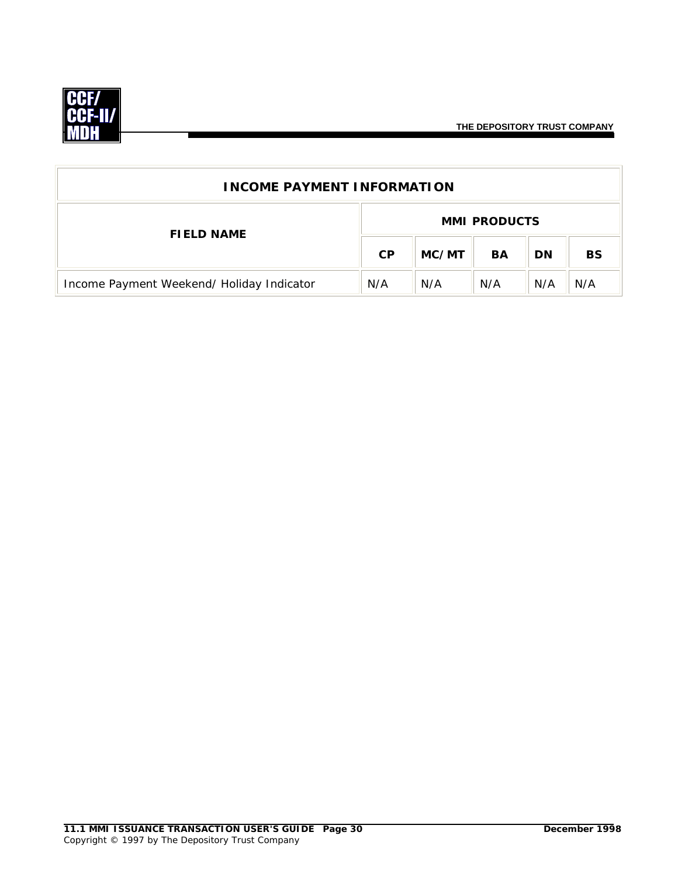| INCOME PAYMENT INFORMATION | | | | | |
|---|---|---|---|---|---|
| **FIELD NAME** | **MMI PRODUCTS** | | | | |
| | **CP** | **MC/MT** | **BA** | **DN** | **BS** |
| Income Payment Weekend/ Holiday Indicator | N/A | N/A | N/A | N/A | N/A |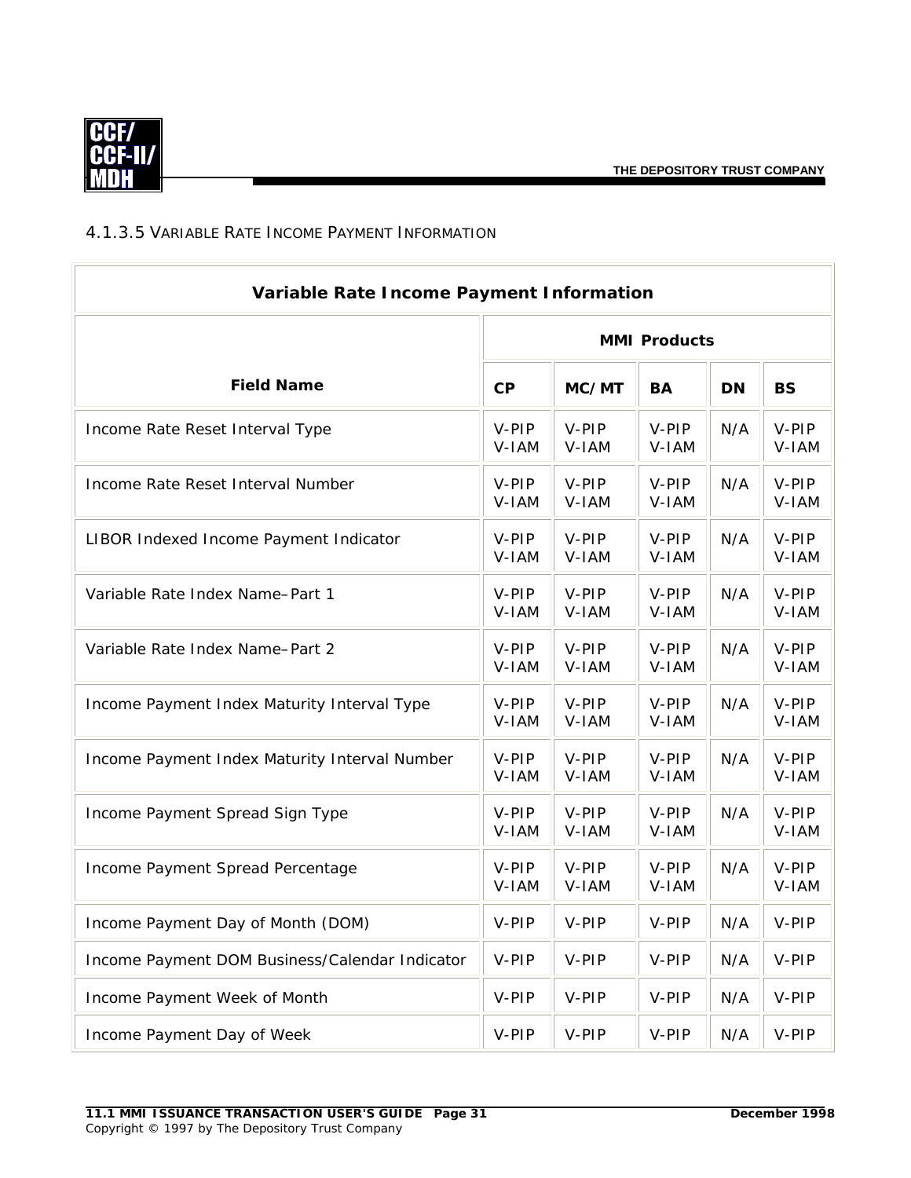#### 4.1.3.5 Variable Rate Income Payment Information

| Variable Rate Income Payment Information | | | | | |
|---|---|---|---|---|---|
| | MMI Products | | | | |
| Field Name | CP | MC/MT | BA | DN | BS |
| Income Rate Reset Interval Type | V-PIP V-IAM | V-PIP V-IAM | V-PIP V-IAM | N/A | V-PIP V-IAM |
| Income Rate Reset Interval Number | V-PIP V-IAM | V-PIP V-IAM | V-PIP V-IAM | N/A | V-PIP V-IAM |
| LIBOR Indexed Income Payment Indicator | V-PIP V-IAM | V-PIP V-IAM | V-PIP V-IAM | N/A | V-PIP V-IAM |
| Variable Rate Index Name–Part 1 | V-PIP V-IAM | V-PIP V-IAM | V-PIP V-IAM | N/A | V-PIP V-IAM |
| Variable Rate Index Name–Part 2 | V-PIP V-IAM | V-PIP V-IAM | V-PIP V-IAM | N/A | V-PIP V-IAM |
| Income Payment Index Maturity Interval Type | V-PIP V-IAM | V-PIP V-IAM | V-PIP V-IAM | N/A | V-PIP V-IAM |
| Income Payment Index Maturity Interval Number | V-PIP V-IAM | V-PIP V-IAM | V-PIP V-IAM | N/A | V-PIP V-IAM |
| Income Payment Spread Sign Type | V-PIP V-IAM | V-PIP V-IAM | V-PIP V-IAM | N/A | V-PIP V-IAM |
| Income Payment Spread Percentage | V-PIP V-IAM | V-PIP V-IAM | V-PIP V-IAM | N/A | V-PIP V-IAM |
| Income Payment Day of Month (DOM) | V-PIP | V-PIP | V-PIP | N/A | V-PIP |
| Income Payment DOM Business/Calendar Indicator | V-PIP | V-PIP | V-PIP | N/A | V-PIP |
| Income Payment Week of Month | V-PIP | V-PIP | V-PIP | N/A | V-PIP |
| Income Payment Day of Week | V-PIP | V-PIP | V-PIP | N/A | V-PIP |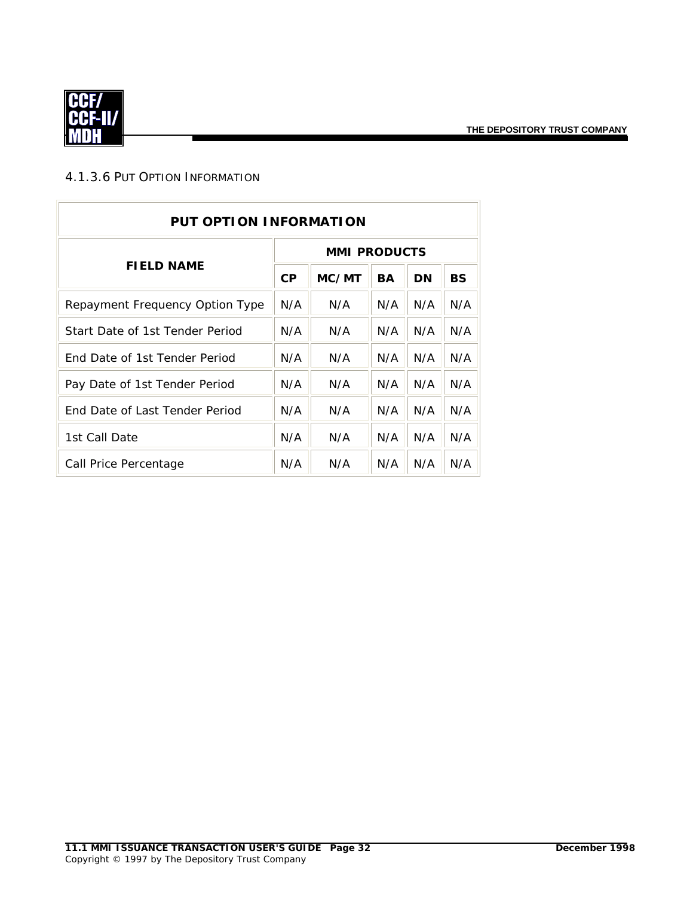#### 4.1.3.6 PUT OPTION INFORMATION

| PUT OPTION INFORMATION | | | | | |
|---|---|---|---|---|---|
| **FIELD NAME** | **MMI PRODUCTS** | | | | |
| | **CP** | **MC/MT** | **BA** | **DN** | **BS** |
| Repayment Frequency Option Type | N/A | N/A | N/A | N/A | N/A |
| Start Date of 1st Tender Period | N/A | N/A | N/A | N/A | N/A |
| End Date of 1st Tender Period | N/A | N/A | N/A | N/A | N/A |
| Pay Date of 1st Tender Period | N/A | N/A | N/A | N/A | N/A |
| End Date of Last Tender Period | N/A | N/A | N/A | N/A | N/A |
| 1st Call Date | N/A | N/A | N/A | N/A | N/A |
| Call Price Percentage | N/A | N/A | N/A | N/A | N/A |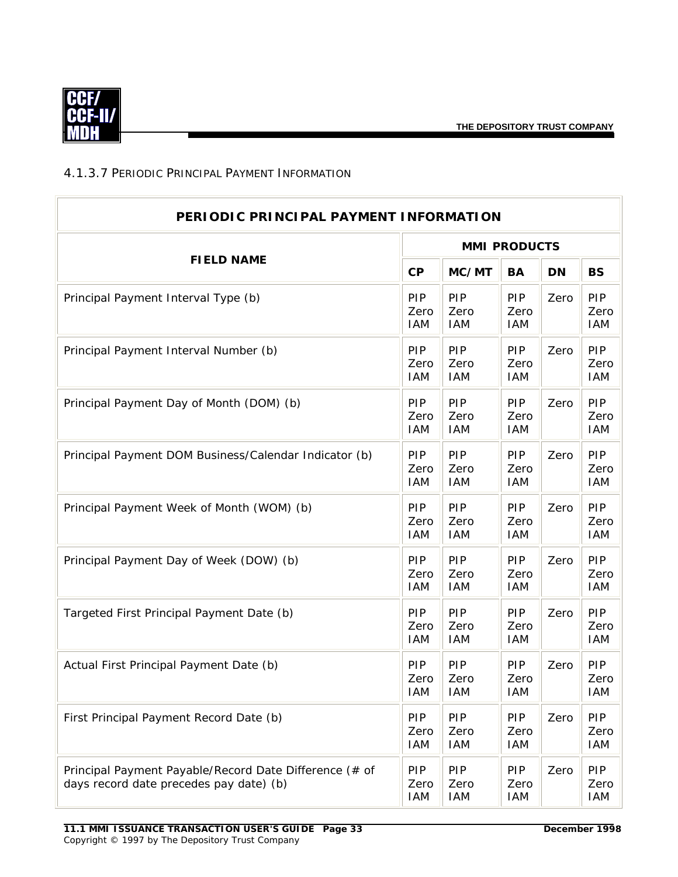#### 4.1.3.7 PERIODIC PRINCIPAL PAYMENT INFORMATION

| PERIODIC PRINCIPAL PAYMENT INFORMATION | | | | | |
|---|---|---|---|---|---|
| **FIELD NAME** | **MMI PRODUCTS** | | | | |
| | **CP** | **MC/MT** | **BA** | **DN** | **BS** |
| Principal Payment Interval Type (b) | PIP Zero IAM | PIP Zero IAM | PIP Zero IAM | Zero | PIP Zero IAM |
| Principal Payment Interval Number (b) | PIP Zero IAM | PIP Zero IAM | PIP Zero IAM | Zero | PIP Zero IAM |
| Principal Payment Day of Month (DOM) (b) | PIP Zero IAM | PIP Zero IAM | PIP Zero IAM | Zero | PIP Zero IAM |
| Principal Payment DOM Business/Calendar Indicator (b) | PIP Zero IAM | PIP Zero IAM | PIP Zero IAM | Zero | PIP Zero IAM |
| Principal Payment Week of Month (WOM) (b) | PIP Zero IAM | PIP Zero IAM | PIP Zero IAM | Zero | PIP Zero IAM |
| Principal Payment Day of Week (DOW) (b) | PIP Zero IAM | PIP Zero IAM | PIP Zero IAM | Zero | PIP Zero IAM |
| Targeted First Principal Payment Date (b) | PIP Zero IAM | PIP Zero IAM | PIP Zero IAM | Zero | PIP Zero IAM |
| Actual First Principal Payment Date (b) | PIP Zero IAM | PIP Zero IAM | PIP Zero IAM | Zero | PIP Zero IAM |
| First Principal Payment Record Date (b) | PIP Zero IAM | PIP Zero IAM | PIP Zero IAM | Zero | PIP Zero IAM |
| Principal Payment Payable/Record Date Difference (# of days record date precedes pay date) (b) | PIP Zero IAM | PIP Zero IAM | PIP Zero IAM | Zero | PIP Zero IAM |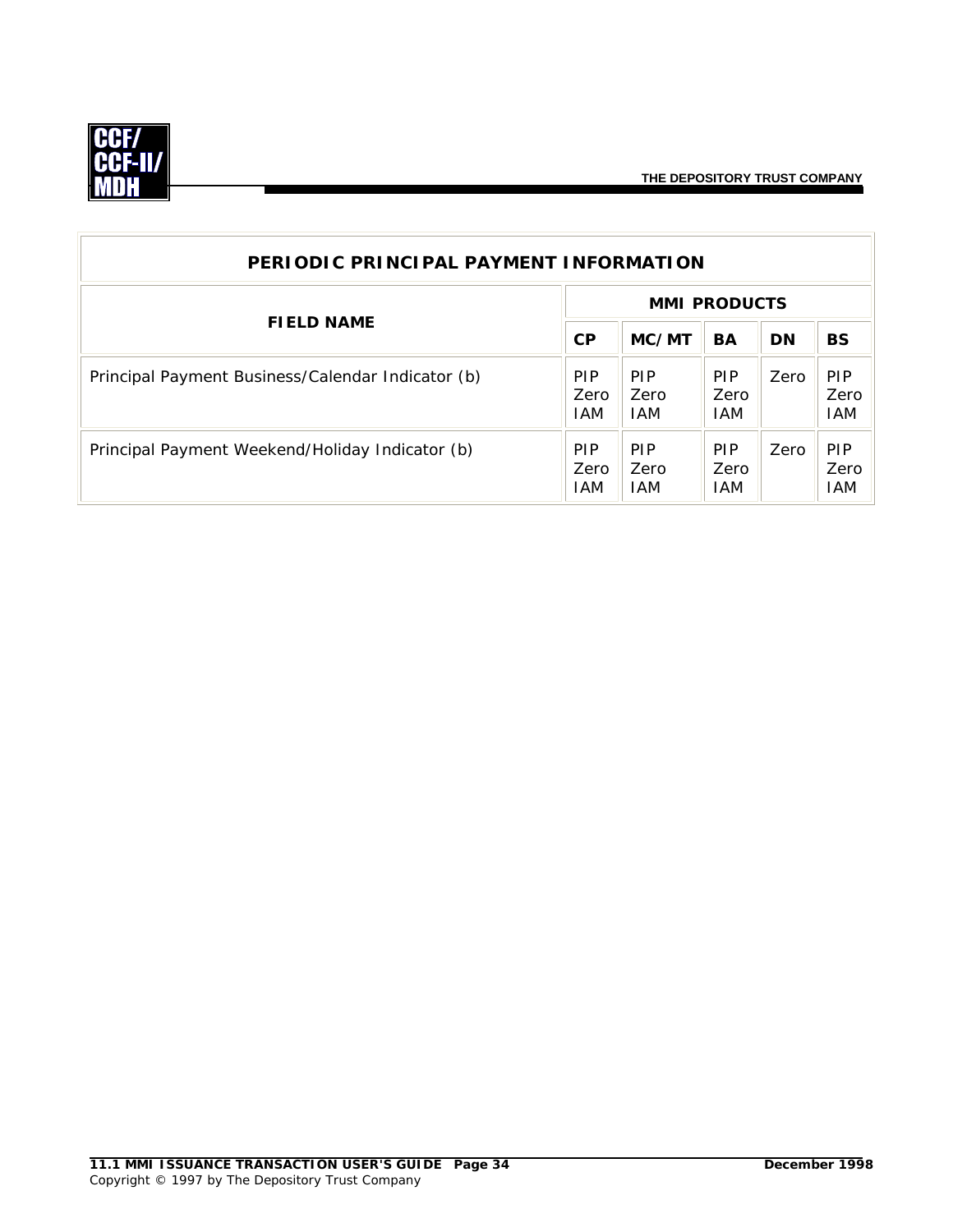| PERIODIC PRINCIPAL PAYMENT INFORMATION | | | | | |
|---|---|---|---|---|---|
| **FIELD NAME** | **MMI PRODUCTS** | | | | |
| | **CP** | **MC/MT** | **BA** | **DN** | **BS** |
| Principal Payment Business/Calendar Indicator (b) | PIP Zero IAM | PIP Zero IAM | PIP Zero IAM | Zero | PIP Zero IAM |
| Principal Payment Weekend/Holiday Indicator (b) | PIP Zero IAM | PIP Zero IAM | PIP Zero IAM | Zero | PIP Zero IAM |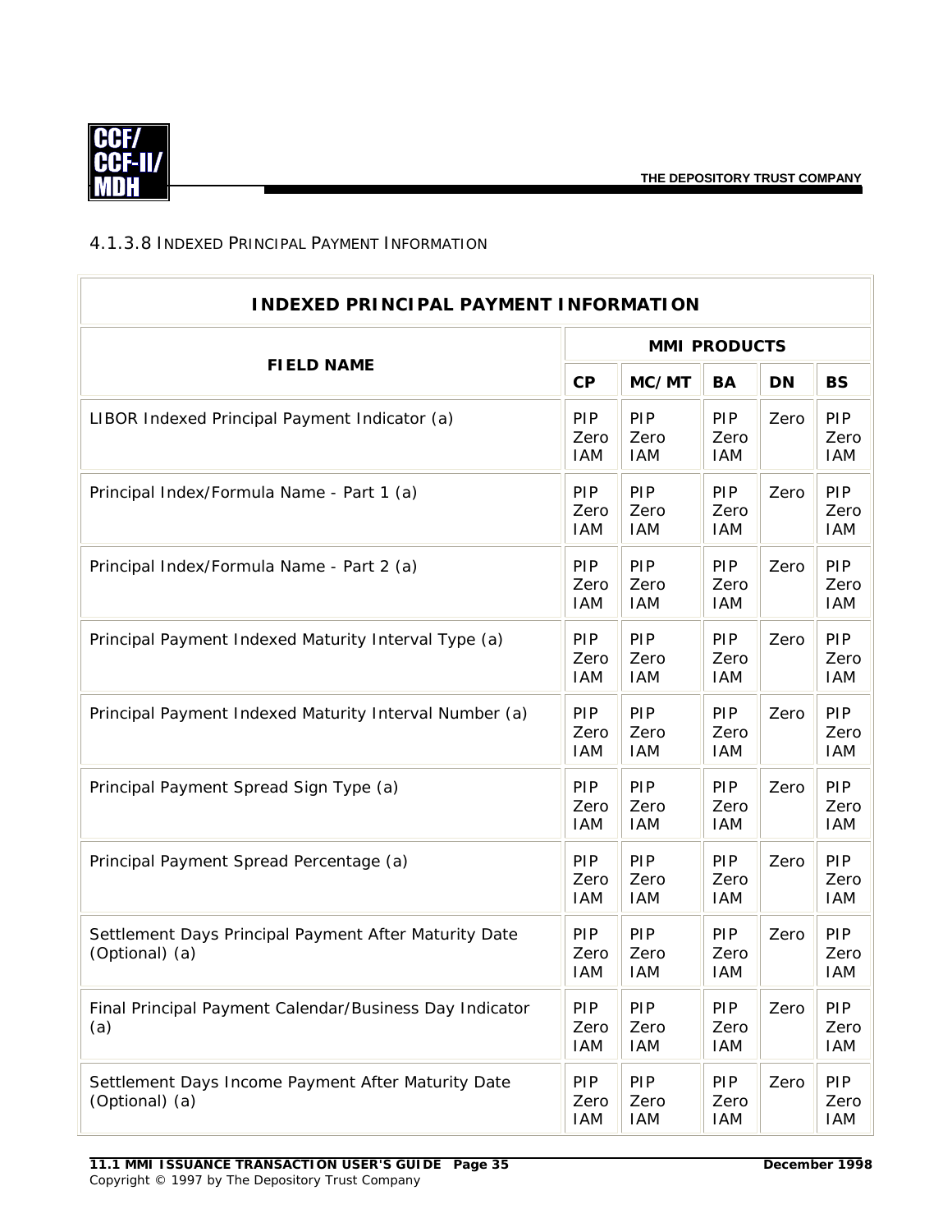### 4.1.3.8 Indexed Principal Payment Information

| INDEXED PRINCIPAL PAYMENT INFORMATION | | | | | |
|---|---|---|---|---|---|
| **FIELD NAME** | **MMI PRODUCTS** | | | | |
| | **CP** | **MC/MT** | **BA** | **DN** | **BS** |
| LIBOR Indexed Principal Payment Indicator (a) | PIP Zero IAM | PIP Zero IAM | PIP Zero IAM | Zero | PIP Zero IAM |
| Principal Index/Formula Name - Part 1 (a) | PIP Zero IAM | PIP Zero IAM | PIP Zero IAM | Zero | PIP Zero IAM |
| Principal Index/Formula Name - Part 2 (a) | PIP Zero IAM | PIP Zero IAM | PIP Zero IAM | Zero | PIP Zero IAM |
| Principal Payment Indexed Maturity Interval Type (a) | PIP Zero IAM | PIP Zero IAM | PIP Zero IAM | Zero | PIP Zero IAM |
| Principal Payment Indexed Maturity Interval Number (a) | PIP Zero IAM | PIP Zero IAM | PIP Zero IAM | Zero | PIP Zero IAM |
| Principal Payment Spread Sign Type (a) | PIP Zero IAM | PIP Zero IAM | PIP Zero IAM | Zero | PIP Zero IAM |
| Principal Payment Spread Percentage (a) | PIP Zero IAM | PIP Zero IAM | PIP Zero IAM | Zero | PIP Zero IAM |
| Settlement Days Principal Payment After Maturity Date (Optional) (a) | PIP Zero IAM | PIP Zero IAM | PIP Zero IAM | Zero | PIP Zero IAM |
| Final Principal Payment Calendar/Business Day Indicator (a) | PIP Zero IAM | PIP Zero IAM | PIP Zero IAM | Zero | PIP Zero IAM |
| Settlement Days Income Payment After Maturity Date (Optional) (a) | PIP Zero IAM | PIP Zero IAM | PIP Zero IAM | Zero | PIP Zero IAM |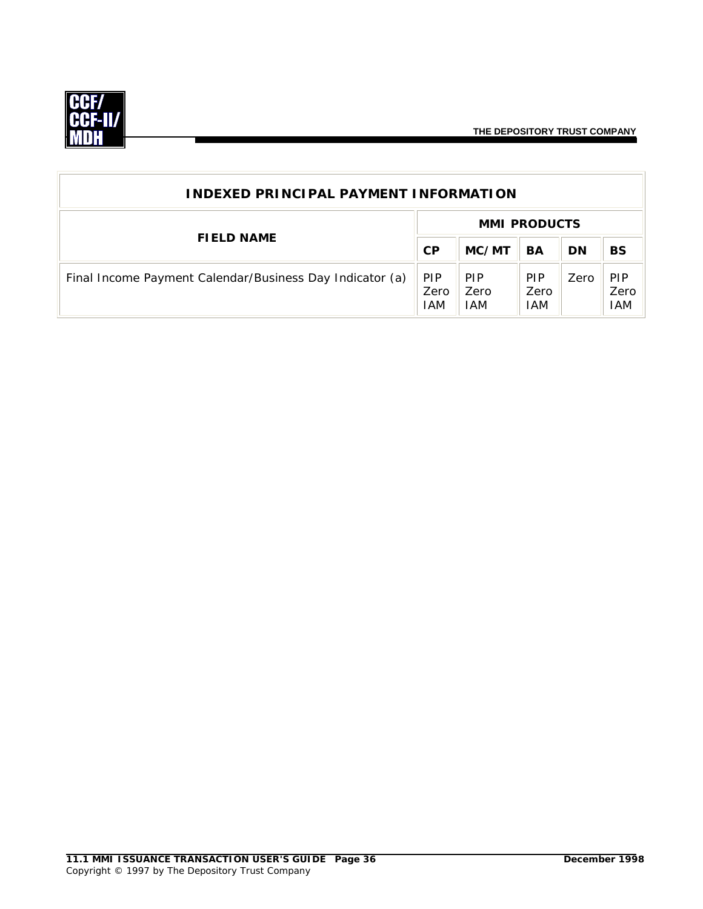| INDEXED PRINCIPAL PAYMENT INFORMATION | | | | | |
|---|---|---|---|---|---|
| **FIELD NAME** | **MMI PRODUCTS** | | | | |
| | **CP** | **MC/MT** | **BA** | **DN** | **BS** |
| Final Income Payment Calendar/Business Day Indicator (a) | PIP Zero IAM | PIP Zero IAM | PIP Zero IAM | Zero | PIP Zero IAM |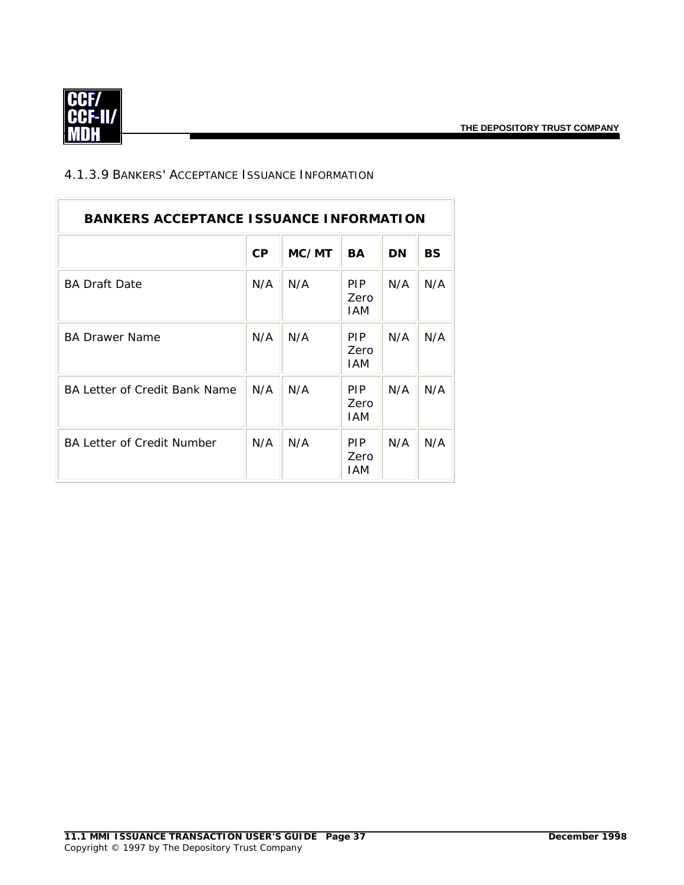### 4.1.3.9 Bankers' Acceptance Issuance Information

| BANKERS ACCEPTANCE ISSUANCE INFORMATION | | | | | |
|---|---|---|---|---|---|
| | **CP** | **MC/MT** | **BA** | **DN** | **BS** |
| BA Draft Date | N/A | N/A | PIP Zero IAM | N/A | N/A |
| BA Drawer Name | N/A | N/A | PIP Zero IAM | N/A | N/A |
| BA Letter of Credit Bank Name | N/A | N/A | PIP Zero IAM | N/A | N/A |
| BA Letter of Credit Number | N/A | N/A | PIP Zero IAM | N/A | N/A |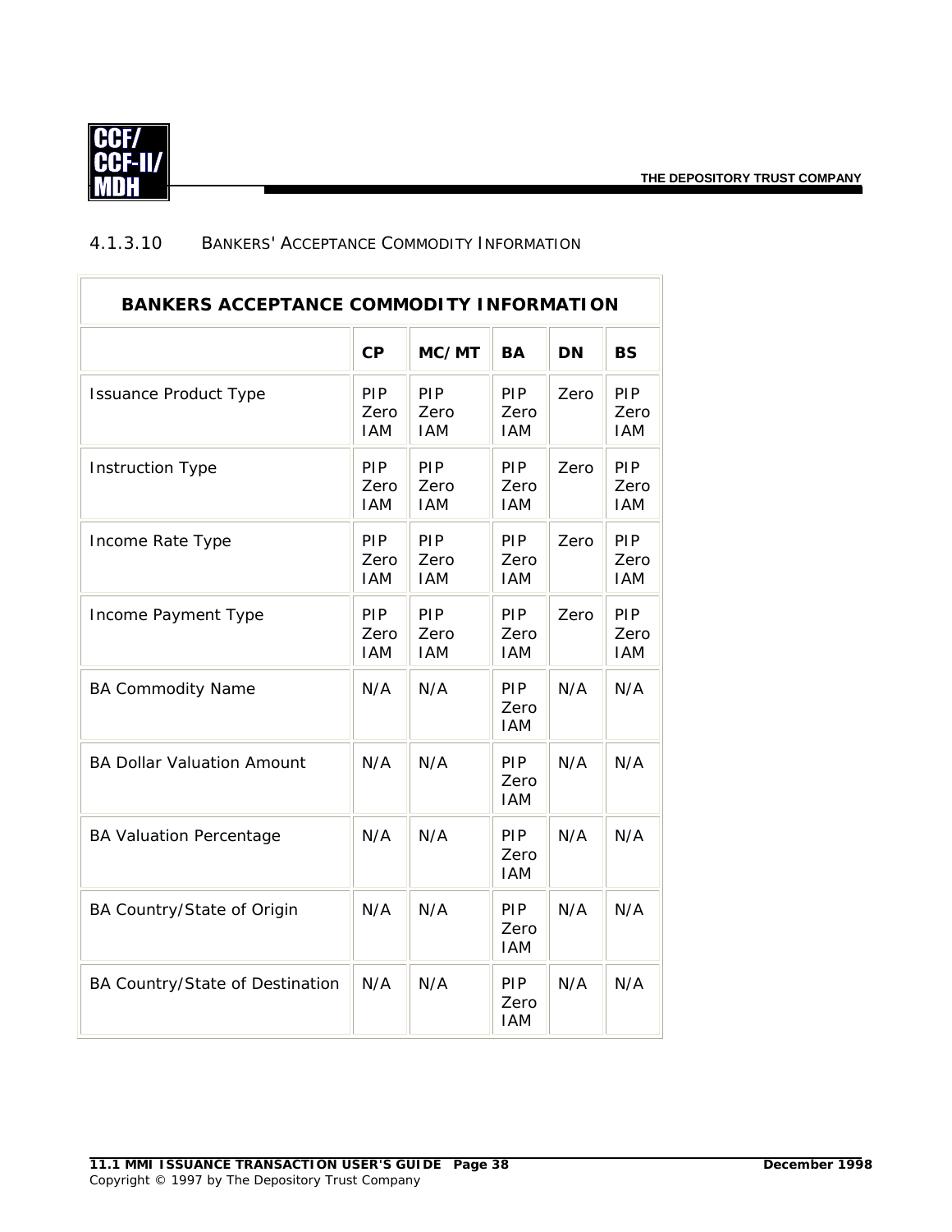#### 4.1.3.10 BANKERS' ACCEPTANCE COMMODITY INFORMATION

| BANKERS ACCEPTANCE COMMODITY INFORMATION | | | | | |
|---|---|---|---|---|---|
| | **CP** | **MC/MT** | **BA** | **DN** | **BS** |
| Issuance Product Type | PIP Zero IAM | PIP Zero IAM | PIP Zero IAM | Zero | PIP Zero IAM |
| Instruction Type | PIP Zero IAM | PIP Zero IAM | PIP Zero IAM | Zero | PIP Zero IAM |
| Income Rate Type | PIP Zero IAM | PIP Zero IAM | PIP Zero IAM | Zero | PIP Zero IAM |
| Income Payment Type | PIP Zero IAM | PIP Zero IAM | PIP Zero IAM | Zero | PIP Zero IAM |
| BA Commodity Name | N/A | N/A | PIP Zero IAM | N/A | N/A |
| BA Dollar Valuation Amount | N/A | N/A | PIP Zero IAM | N/A | N/A |
| BA Valuation Percentage | N/A | N/A | PIP Zero IAM | N/A | N/A |
| BA Country/State of Origin | N/A | N/A | PIP Zero IAM | N/A | N/A |
| BA Country/State of Destination | N/A | N/A | PIP Zero IAM | N/A | N/A |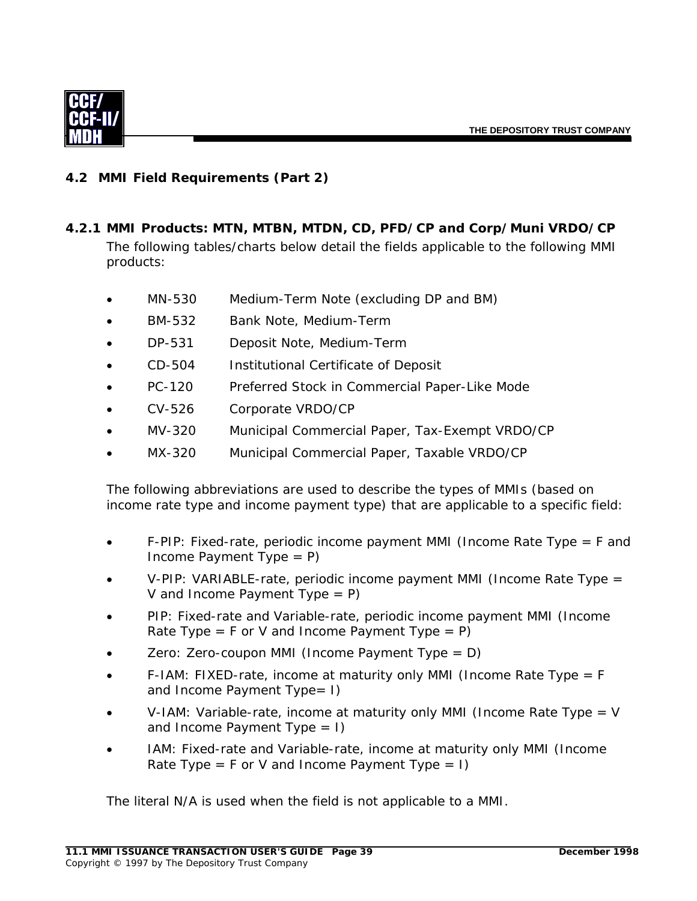## 4.2 MMI Field Requirements (Part 2)

### 4.2.1 MMI Products: MTN, MTBN, MTDN, CD, PFD/CP and Corp/Muni VRDO/CP

The following tables/charts below detail the fields applicable to the following MMI products:

- MN-530 Medium-Term Note (excluding DP and BM)
- BM-532 Bank Note, Medium-Term
- DP-531 Deposit Note, Medium-Term
- CD-504 Institutional Certificate of Deposit
- PC-120 Preferred Stock in Commercial Paper-Like Mode
- CV-526 Corporate VRDO/CP
- MV-320 Municipal Commercial Paper, Tax-Exempt VRDO/CP
- MX-320 Municipal Commercial Paper, Taxable VRDO/CP

The following abbreviations are used to describe the types of MMIs (based on income rate type and income payment type) that are applicable to a specific field:

- F-PIP: Fixed-rate, periodic income payment MMI (Income Rate Type = F and Income Payment Type = P)
- V-PIP: VARIABLE-rate, periodic income payment MMI (Income Rate Type = V and Income Payment Type = P)
- PIP: Fixed-rate and Variable-rate, periodic income payment MMI (Income Rate Type = F or V and Income Payment Type = P)
- Zero: Zero-coupon MMI (Income Payment Type = D)
- F-IAM: FIXED-rate, income at maturity only MMI (Income Rate Type = F and Income Payment Type= I)
- V-IAM: Variable-rate, income at maturity only MMI (Income Rate Type = V and Income Payment Type = I)
- IAM: Fixed-rate and Variable-rate, income at maturity only MMI (Income Rate Type = F or V and Income Payment Type = I)

The literal N/A is used when the field is not applicable to a MMI.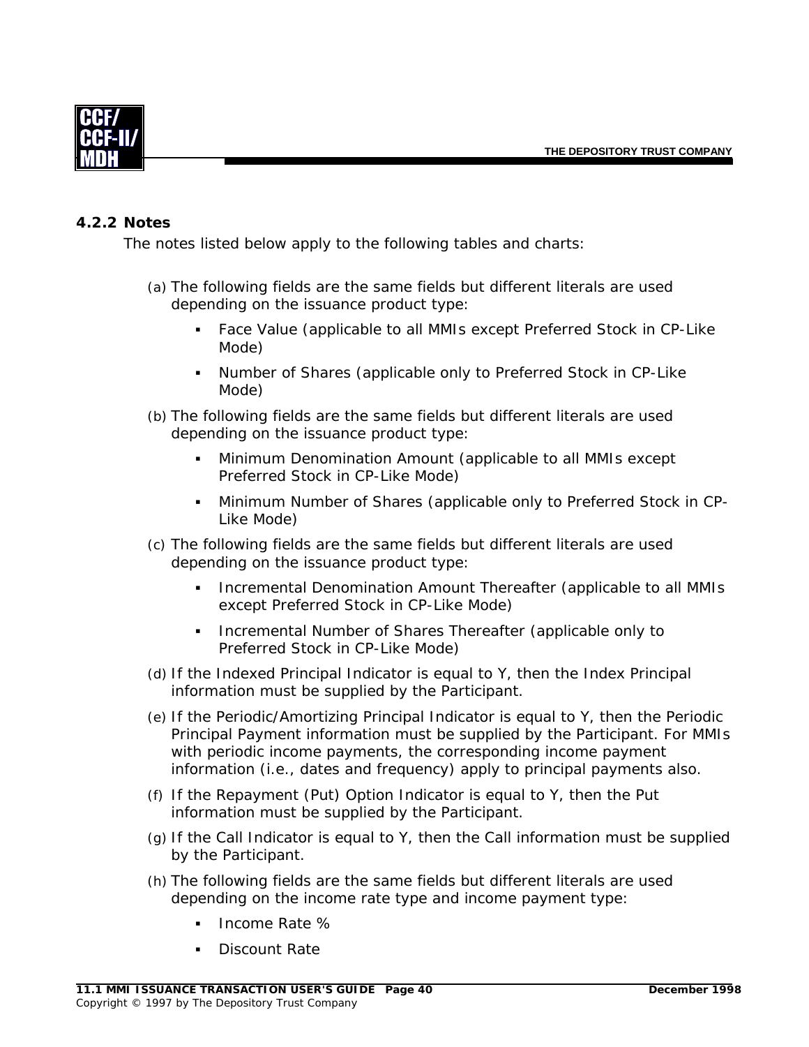### 4.2.2 Notes

The notes listed below apply to the following tables and charts:

(a) The following fields are the same fields but different literals are used depending on the issuance product type:

- Face Value (applicable to all MMIs except Preferred Stock in CP-Like Mode)
- Number of Shares (applicable only to Preferred Stock in CP-Like Mode)

(b) The following fields are the same fields but different literals are used depending on the issuance product type:

- Minimum Denomination Amount (applicable to all MMIs except Preferred Stock in CP-Like Mode)
- Minimum Number of Shares (applicable only to Preferred Stock in CP-Like Mode)

(c) The following fields are the same fields but different literals are used depending on the issuance product type:

- Incremental Denomination Amount Thereafter (applicable to all MMIs except Preferred Stock in CP-Like Mode)
- Incremental Number of Shares Thereafter (applicable only to Preferred Stock in CP-Like Mode)

(d) If the Indexed Principal Indicator is equal to Y, then the Index Principal information must be supplied by the Participant.

(e) If the Periodic/Amortizing Principal Indicator is equal to Y, then the Periodic Principal Payment information must be supplied by the Participant. For MMIs with periodic income payments, the corresponding income payment information (i.e., dates and frequency) apply to principal payments also.

(f) If the Repayment (Put) Option Indicator is equal to Y, then the Put information must be supplied by the Participant.

(g) If the Call Indicator is equal to Y, then the Call information must be supplied by the Participant.

(h) The following fields are the same fields but different literals are used depending on the income rate type and income payment type:

- Income Rate %
- Discount Rate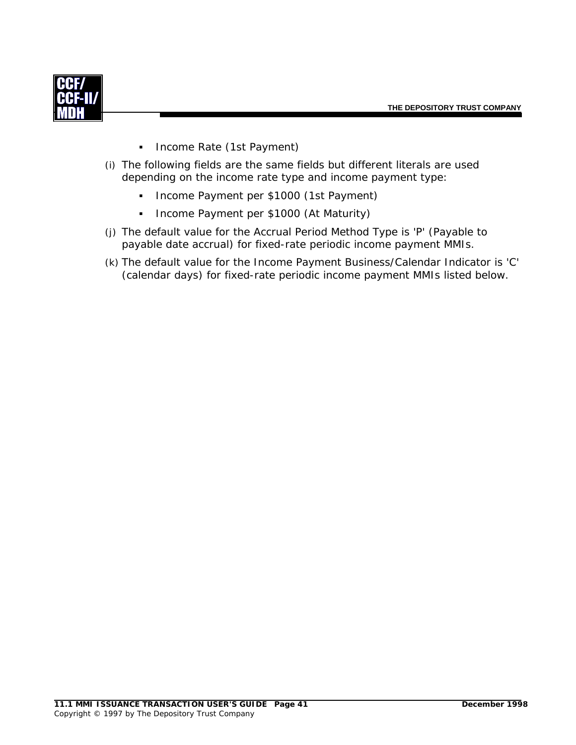- Income Rate (1st Payment)

(i) The following fields are the same fields but different literals are used depending on the income rate type and income payment type:

  - Income Payment per $1000 (1st Payment)
  - Income Payment per $1000 (At Maturity)

(j) The default value for the Accrual Period Method Type is 'P' (Payable to payable date accrual) for fixed-rate periodic income payment MMIs.

(k) The default value for the Income Payment Business/Calendar Indicator is 'C' (calendar days) for fixed-rate periodic income payment MMIs listed below.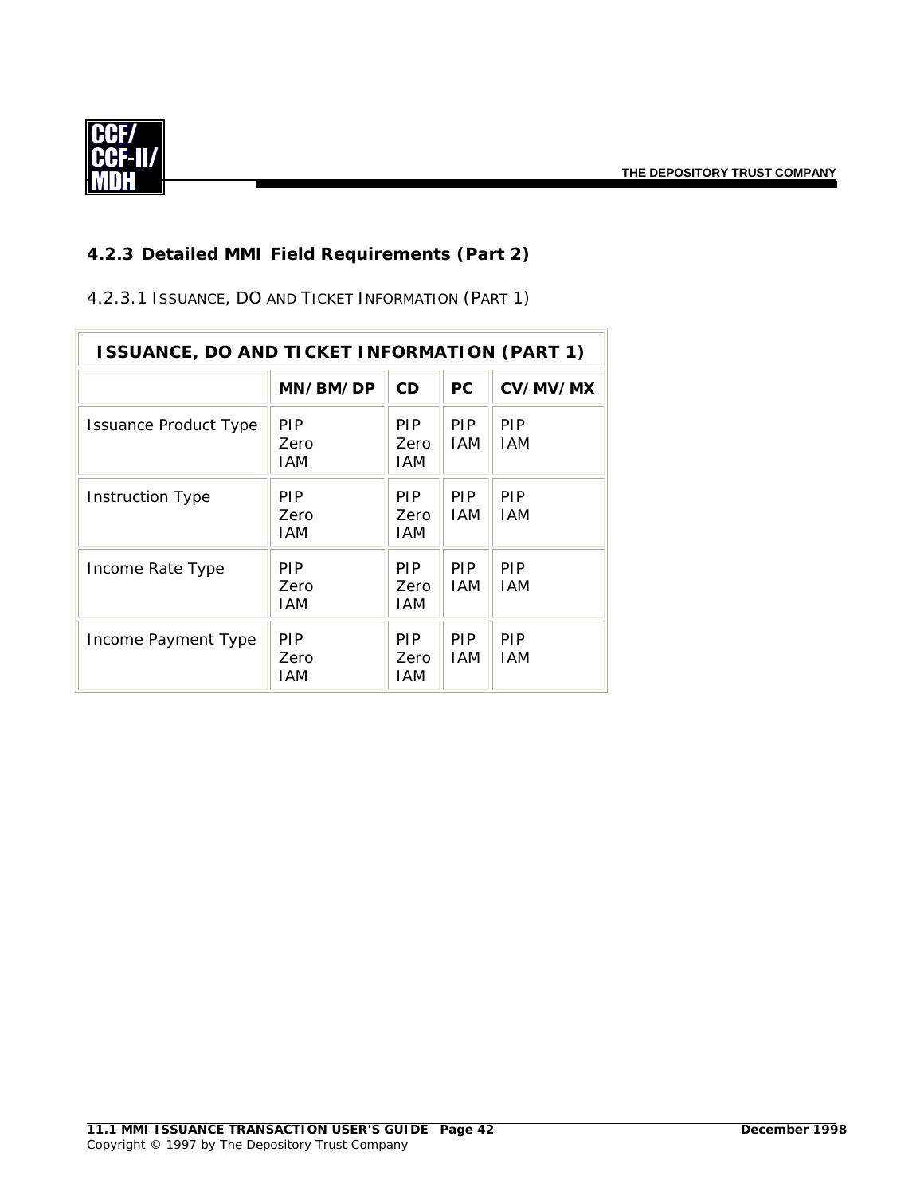## 4.2.3 Detailed MMI Field Requirements (Part 2)

### 4.2.3.1 Issuance, DO and Ticket Information (Part 1)

| ISSUANCE, DO AND TICKET INFORMATION (PART 1) | | | | |
|---|---|---|---|---|
| | **MN/BM/DP** | **CD** | **PC** | **CV/MV/MX** |
| Issuance Product Type | PIP<br>Zero<br>IAM | PIP<br>Zero<br>IAM | PIP<br>IAM | PIP<br>IAM |
| Instruction Type | PIP<br>Zero<br>IAM | PIP<br>Zero<br>IAM | PIP<br>IAM | PIP<br>IAM |
| Income Rate Type | PIP<br>Zero<br>IAM | PIP<br>Zero<br>IAM | PIP<br>IAM | PIP<br>IAM |
| Income Payment Type | PIP<br>Zero<br>IAM | PIP<br>Zero<br>IAM | PIP<br>IAM | PIP<br>IAM |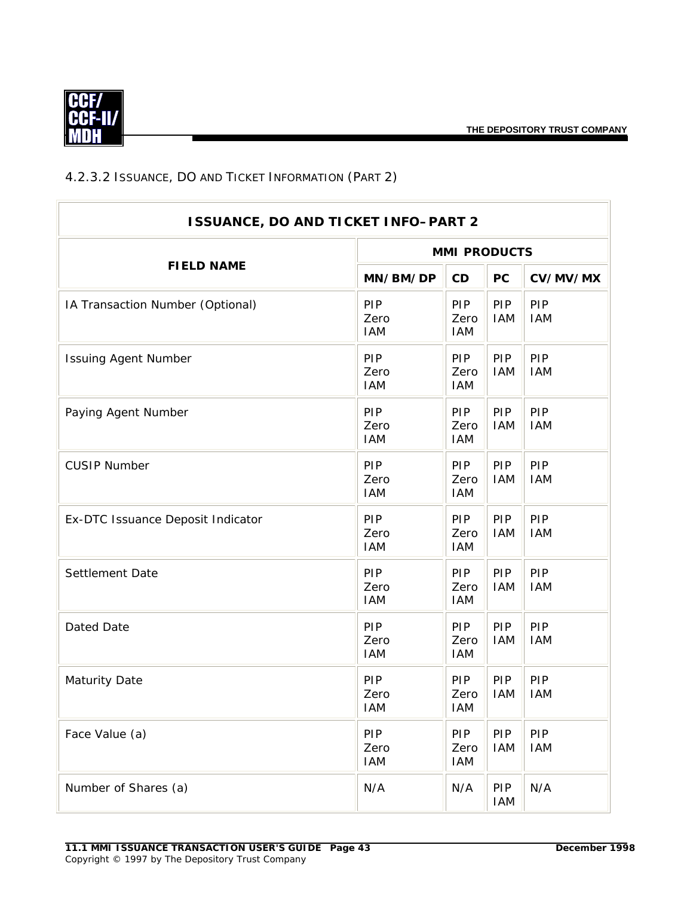### 4.2.3.2 Issuance, DO and Ticket Information (Part 2)

| ISSUANCE, DO AND TICKET INFO–PART 2 | | | | |
|---|---|---|---|---|
| **FIELD NAME** | **MMI PRODUCTS** | | | |
| | **MN/BM/DP** | **CD** | **PC** | **CV/MV/MX** |
| IA Transaction Number (Optional) | PIP<br>Zero<br>IAM | PIP<br>Zero<br>IAM | PIP<br>IAM | PIP<br>IAM |
| Issuing Agent Number | PIP<br>Zero<br>IAM | PIP<br>Zero<br>IAM | PIP<br>IAM | PIP<br>IAM |
| Paying Agent Number | PIP<br>Zero<br>IAM | PIP<br>Zero<br>IAM | PIP<br>IAM | PIP<br>IAM |
| CUSIP Number | PIP<br>Zero<br>IAM | PIP<br>Zero<br>IAM | PIP<br>IAM | PIP<br>IAM |
| Ex-DTC Issuance Deposit Indicator | PIP<br>Zero<br>IAM | PIP<br>Zero<br>IAM | PIP<br>IAM | PIP<br>IAM |
| Settlement Date | PIP<br>Zero<br>IAM | PIP<br>Zero<br>IAM | PIP<br>IAM | PIP<br>IAM |
| Dated Date | PIP<br>Zero<br>IAM | PIP<br>Zero<br>IAM | PIP<br>IAM | PIP<br>IAM |
| Maturity Date | PIP<br>Zero<br>IAM | PIP<br>Zero<br>IAM | PIP<br>IAM | PIP<br>IAM |
| Face Value (a) | PIP<br>Zero<br>IAM | PIP<br>Zero<br>IAM | PIP<br>IAM | PIP<br>IAM |
| Number of Shares (a) | N/A | N/A | PIP<br>IAM | N/A |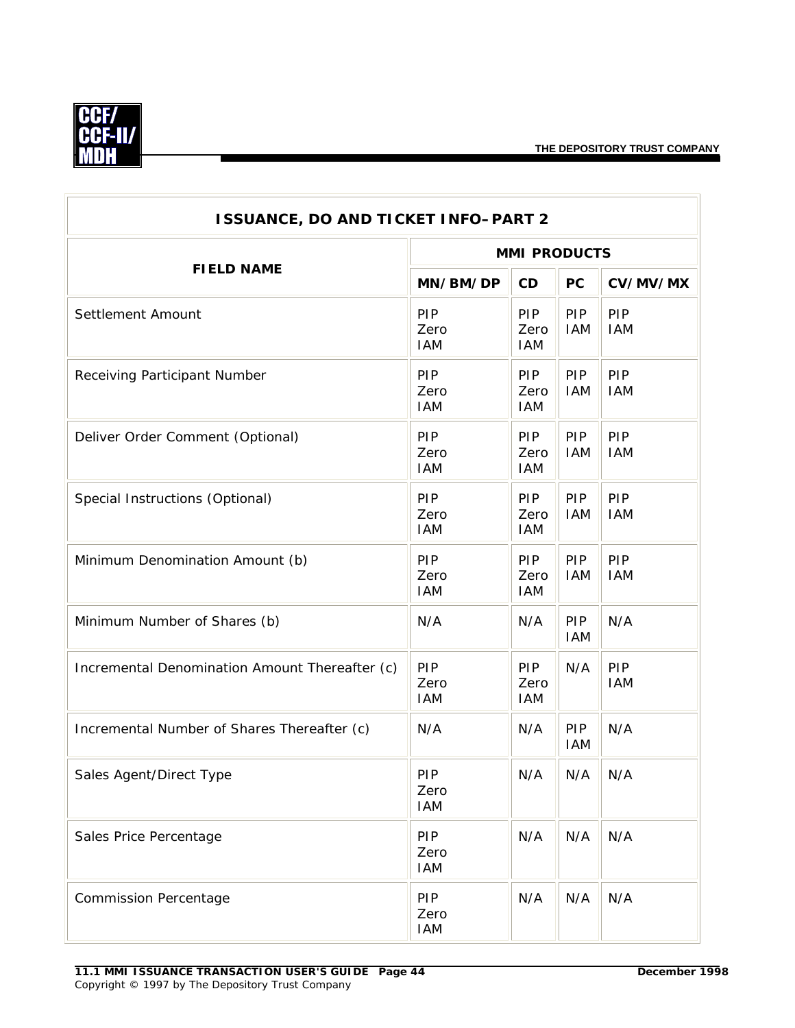| ISSUANCE, DO AND TICKET INFO–PART 2 | | | | |
|---|---|---|---|---|
| **FIELD NAME** | **MMI PRODUCTS** | | | |
| | **MN/BM/DP** | **CD** | **PC** | **CV/MV/MX** |
| Settlement Amount | PIP<br>Zero<br>IAM | PIP<br>Zero<br>IAM | PIP<br>IAM | PIP<br>IAM |
| Receiving Participant Number | PIP<br>Zero<br>IAM | PIP<br>Zero<br>IAM | PIP<br>IAM | PIP<br>IAM |
| Deliver Order Comment (Optional) | PIP<br>Zero<br>IAM | PIP<br>Zero<br>IAM | PIP<br>IAM | PIP<br>IAM |
| Special Instructions (Optional) | PIP<br>Zero<br>IAM | PIP<br>Zero<br>IAM | PIP<br>IAM | PIP<br>IAM |
| Minimum Denomination Amount (b) | PIP<br>Zero<br>IAM | PIP<br>Zero<br>IAM | PIP<br>IAM | PIP<br>IAM |
| Minimum Number of Shares (b) | N/A | N/A | PIP<br>IAM | N/A |
| Incremental Denomination Amount Thereafter (c) | PIP<br>Zero<br>IAM | PIP<br>Zero<br>IAM | N/A | PIP<br>IAM |
| Incremental Number of Shares Thereafter (c) | N/A | N/A | PIP<br>IAM | N/A |
| Sales Agent/Direct Type | PIP<br>Zero<br>IAM | N/A | N/A | N/A |
| Sales Price Percentage | PIP<br>Zero<br>IAM | N/A | N/A | N/A |
| Commission Percentage | PIP<br>Zero<br>IAM | N/A | N/A | N/A |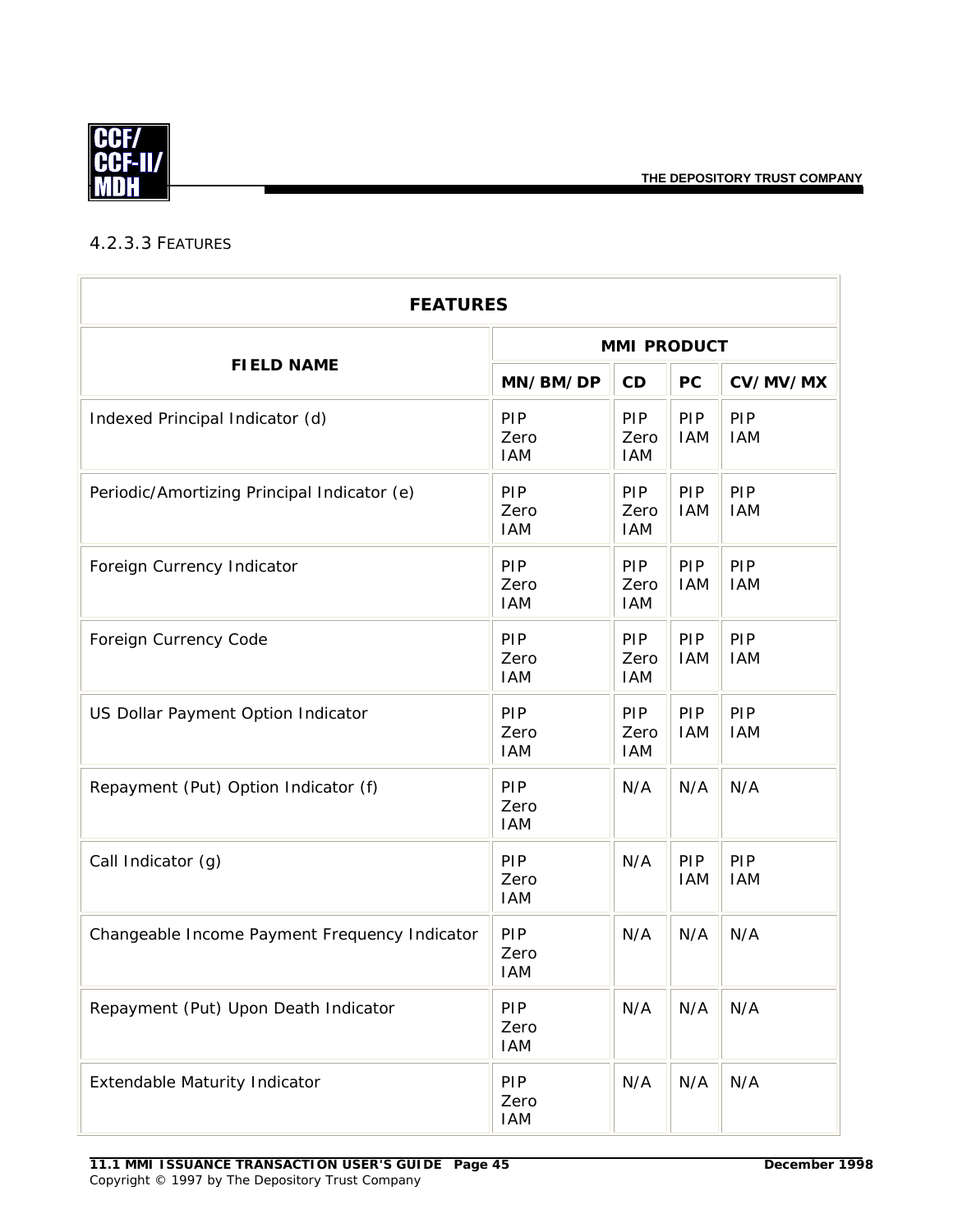### 4.2.3.3 FEATURES

| FEATURES | | | | |
|---|---|---|---|---|
| **FIELD NAME** | **MMI PRODUCT** | | | |
| | **MN/BM/DP** | **CD** | **PC** | **CV/MV/MX** |
| Indexed Principal Indicator (d) | PIP Zero IAM | PIP Zero IAM | PIP IAM | PIP IAM |
| Periodic/Amortizing Principal Indicator (e) | PIP Zero IAM | PIP Zero IAM | PIP IAM | PIP IAM |
| Foreign Currency Indicator | PIP Zero IAM | PIP Zero IAM | PIP IAM | PIP IAM |
| Foreign Currency Code | PIP Zero IAM | PIP Zero IAM | PIP IAM | PIP IAM |
| US Dollar Payment Option Indicator | PIP Zero IAM | PIP Zero IAM | PIP IAM | PIP IAM |
| Repayment (Put) Option Indicator (f) | PIP Zero IAM | N/A | N/A | N/A |
| Call Indicator (g) | PIP Zero IAM | N/A | PIP IAM | PIP IAM |
| Changeable Income Payment Frequency Indicator | PIP Zero IAM | N/A | N/A | N/A |
| Repayment (Put) Upon Death Indicator | PIP Zero IAM | N/A | N/A | N/A |
| Extendable Maturity Indicator | PIP Zero IAM | N/A | N/A | N/A |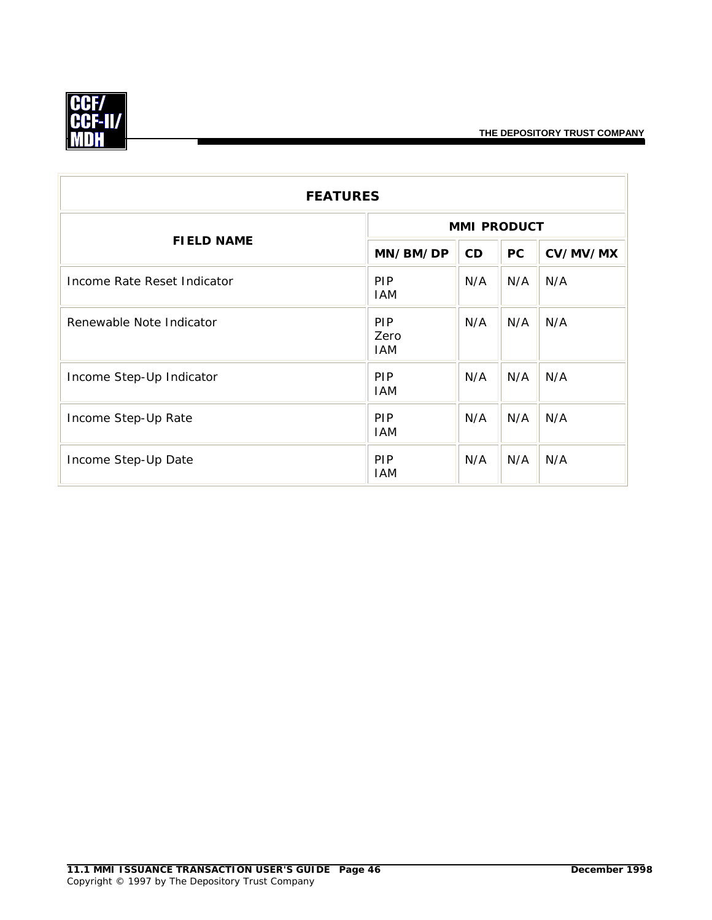| FEATURES | | | | |
|---|---|---|---|---|
| **FIELD NAME** | **MMI PRODUCT** | | | |
| | **MN/BM/DP** | **CD** | **PC** | **CV/MV/MX** |
| Income Rate Reset Indicator | PIP<br>IAM | N/A | N/A | N/A |
| Renewable Note Indicator | PIP<br>Zero<br>IAM | N/A | N/A | N/A |
| Income Step-Up Indicator | PIP<br>IAM | N/A | N/A | N/A |
| Income Step-Up Rate | PIP<br>IAM | N/A | N/A | N/A |
| Income Step-Up Date | PIP<br>IAM | N/A | N/A | N/A |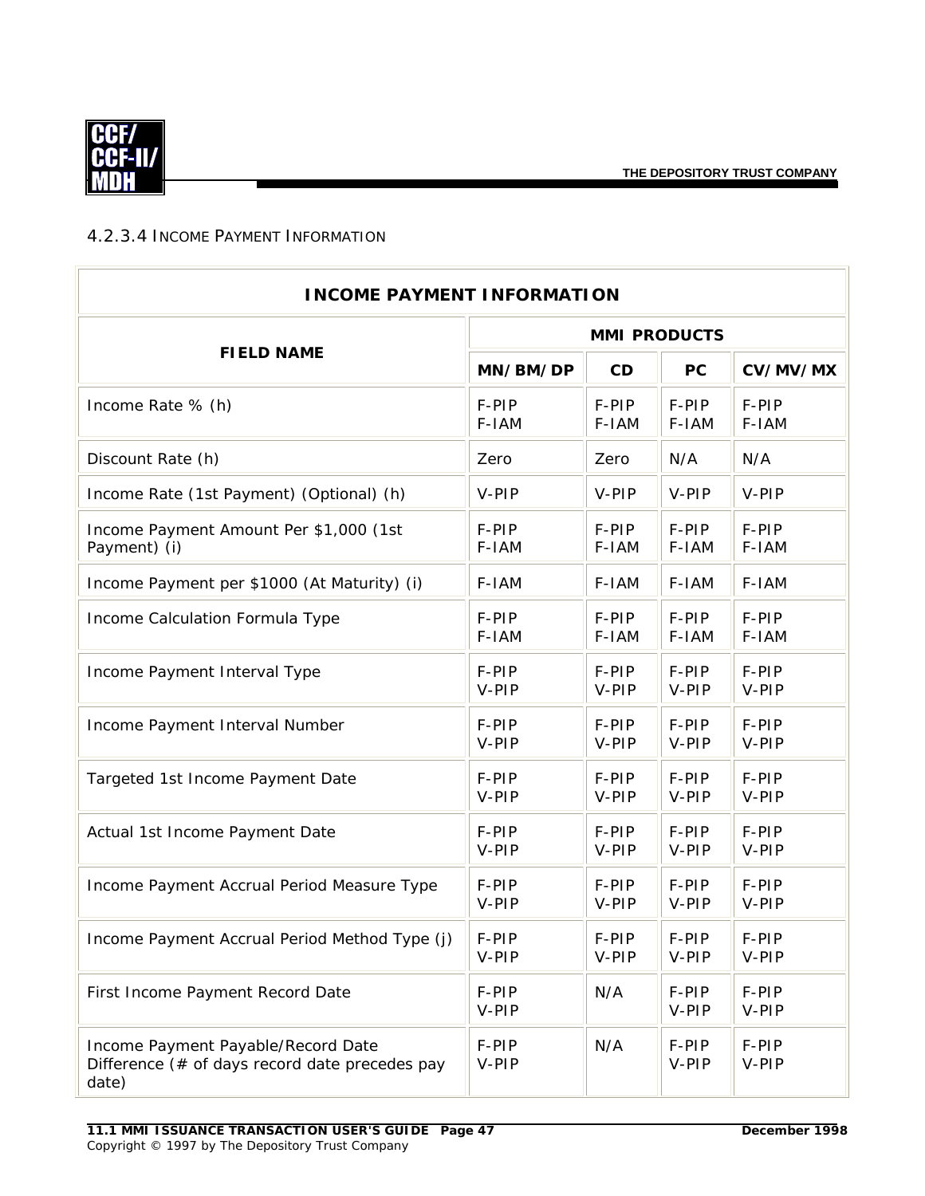### 4.2.3.4 INCOME PAYMENT INFORMATION

| INCOME PAYMENT INFORMATION | | | | |
|---|---|---|---|---|
| **FIELD NAME** | **MMI PRODUCTS** | | | |
| | **MN/BM/DP** | **CD** | **PC** | **CV/MV/MX** |
| Income Rate % (h) | F-PIP F-IAM | F-PIP F-IAM | F-PIP F-IAM | F-PIP F-IAM |
| Discount Rate (h) | Zero | Zero | N/A | N/A |
| Income Rate (1st Payment) (Optional) (h) | V-PIP | V-PIP | V-PIP | V-PIP |
| Income Payment Amount Per $1,000 (1st Payment) (i) | F-PIP F-IAM | F-PIP F-IAM | F-PIP F-IAM | F-PIP F-IAM |
| Income Payment per $1000 (At Maturity) (i) | F-IAM | F-IAM | F-IAM | F-IAM |
| Income Calculation Formula Type | F-PIP F-IAM | F-PIP F-IAM | F-PIP F-IAM | F-PIP F-IAM |
| Income Payment Interval Type | F-PIP V-PIP | F-PIP V-PIP | F-PIP V-PIP | F-PIP V-PIP |
| Income Payment Interval Number | F-PIP V-PIP | F-PIP V-PIP | F-PIP V-PIP | F-PIP V-PIP |
| Targeted 1st Income Payment Date | F-PIP V-PIP | F-PIP V-PIP | F-PIP V-PIP | F-PIP V-PIP |
| Actual 1st Income Payment Date | F-PIP V-PIP | F-PIP V-PIP | F-PIP V-PIP | F-PIP V-PIP |
| Income Payment Accrual Period Measure Type | F-PIP V-PIP | F-PIP V-PIP | F-PIP V-PIP | F-PIP V-PIP |
| Income Payment Accrual Period Method Type (j) | F-PIP V-PIP | F-PIP V-PIP | F-PIP V-PIP | F-PIP V-PIP |
| First Income Payment Record Date | F-PIP V-PIP | N/A | F-PIP V-PIP | F-PIP V-PIP |
| Income Payment Payable/Record Date Difference (# of days record date precedes pay date) | F-PIP V-PIP | N/A | F-PIP V-PIP | F-PIP V-PIP |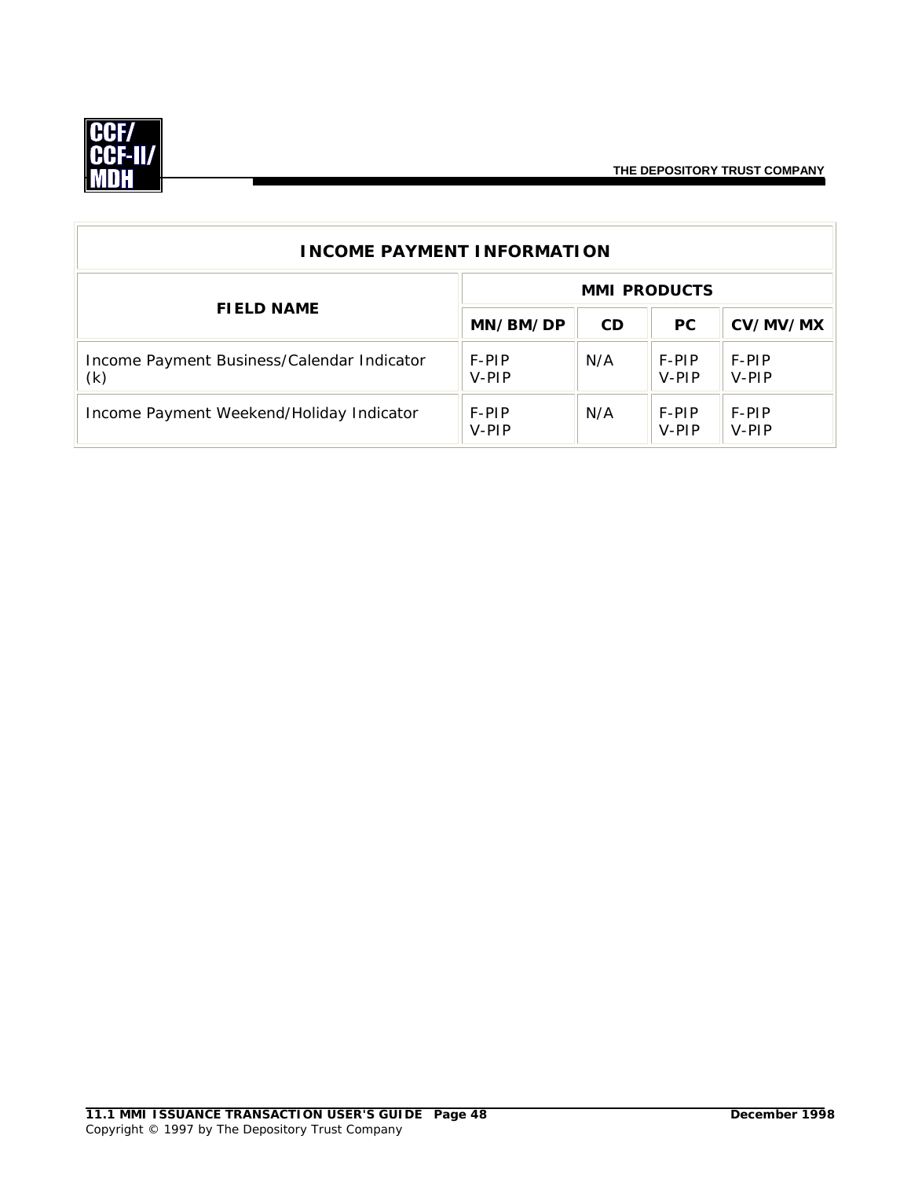| INCOME PAYMENT INFORMATION | | | | |
|---|---|---|---|---|
| **FIELD NAME** | **MMI PRODUCTS** | | | |
| | **MN/BM/DP** | **CD** | **PC** | **CV/MV/MX** |
| Income Payment Business/Calendar Indicator (k) | F-PIP V-PIP | N/A | F-PIP V-PIP | F-PIP V-PIP |
| Income Payment Weekend/Holiday Indicator | F-PIP V-PIP | N/A | F-PIP V-PIP | F-PIP V-PIP |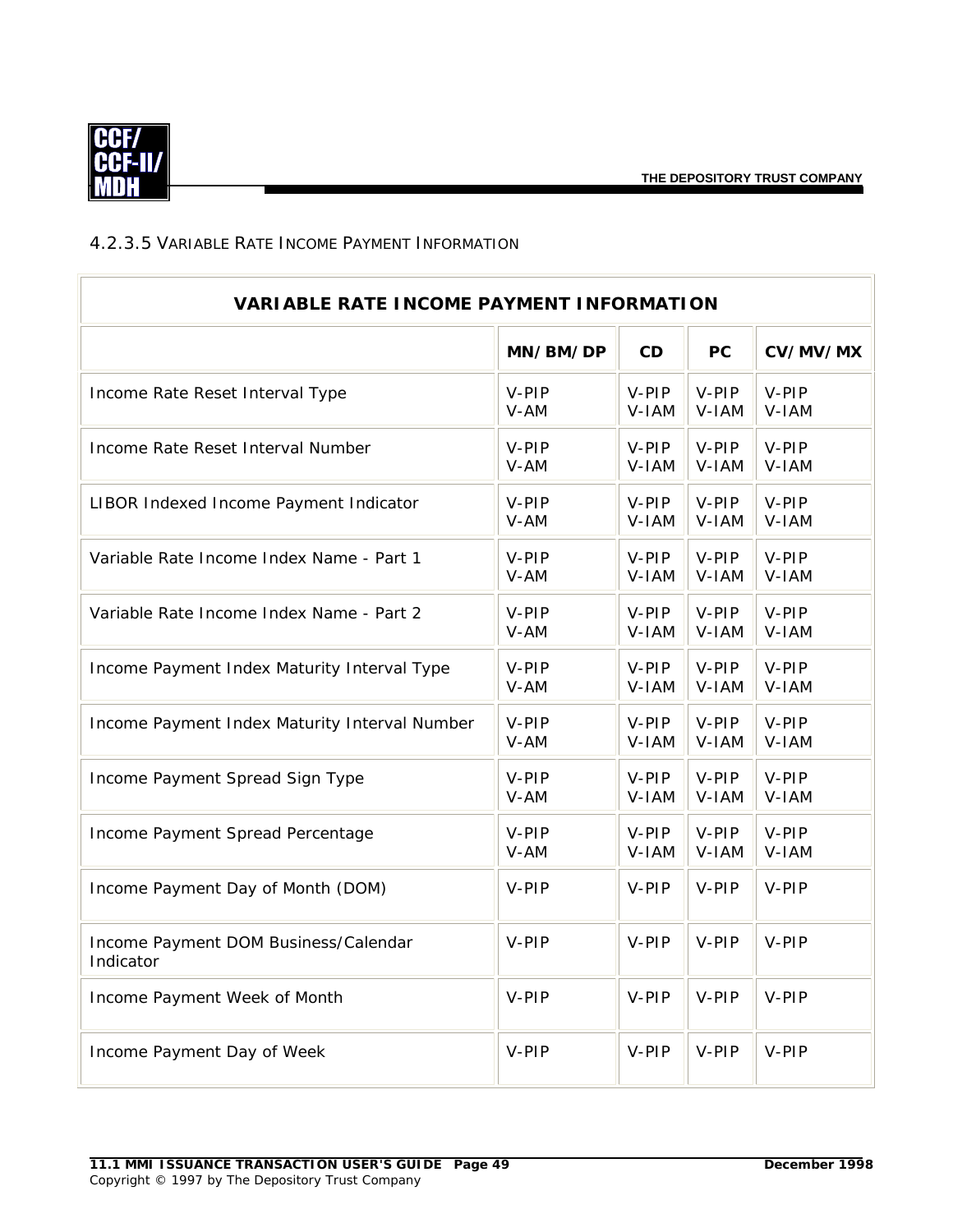### 4.2.3.5 VARIABLE RATE INCOME PAYMENT INFORMATION

| VARIABLE RATE INCOME PAYMENT INFORMATION | | | | |
|---|---|---|---|---|
| | **MN/BM/DP** | **CD** | **PC** | **CV/MV/MX** |
| Income Rate Reset Interval Type | V-PIP V-AM | V-PIP V-IAM | V-PIP V-IAM | V-PIP V-IAM |
| Income Rate Reset Interval Number | V-PIP V-AM | V-PIP V-IAM | V-PIP V-IAM | V-PIP V-IAM |
| LIBOR Indexed Income Payment Indicator | V-PIP V-AM | V-PIP V-IAM | V-PIP V-IAM | V-PIP V-IAM |
| Variable Rate Income Index Name - Part 1 | V-PIP V-AM | V-PIP V-IAM | V-PIP V-IAM | V-PIP V-IAM |
| Variable Rate Income Index Name - Part 2 | V-PIP V-AM | V-PIP V-IAM | V-PIP V-IAM | V-PIP V-IAM |
| Income Payment Index Maturity Interval Type | V-PIP V-AM | V-PIP V-IAM | V-PIP V-IAM | V-PIP V-IAM |
| Income Payment Index Maturity Interval Number | V-PIP V-AM | V-PIP V-IAM | V-PIP V-IAM | V-PIP V-IAM |
| Income Payment Spread Sign Type | V-PIP V-AM | V-PIP V-IAM | V-PIP V-IAM | V-PIP V-IAM |
| Income Payment Spread Percentage | V-PIP V-AM | V-PIP V-IAM | V-PIP V-IAM | V-PIP V-IAM |
| Income Payment Day of Month (DOM) | V-PIP | V-PIP | V-PIP | V-PIP |
| Income Payment DOM Business/Calendar Indicator | V-PIP | V-PIP | V-PIP | V-PIP |
| Income Payment Week of Month | V-PIP | V-PIP | V-PIP | V-PIP |
| Income Payment Day of Week | V-PIP | V-PIP | V-PIP | V-PIP |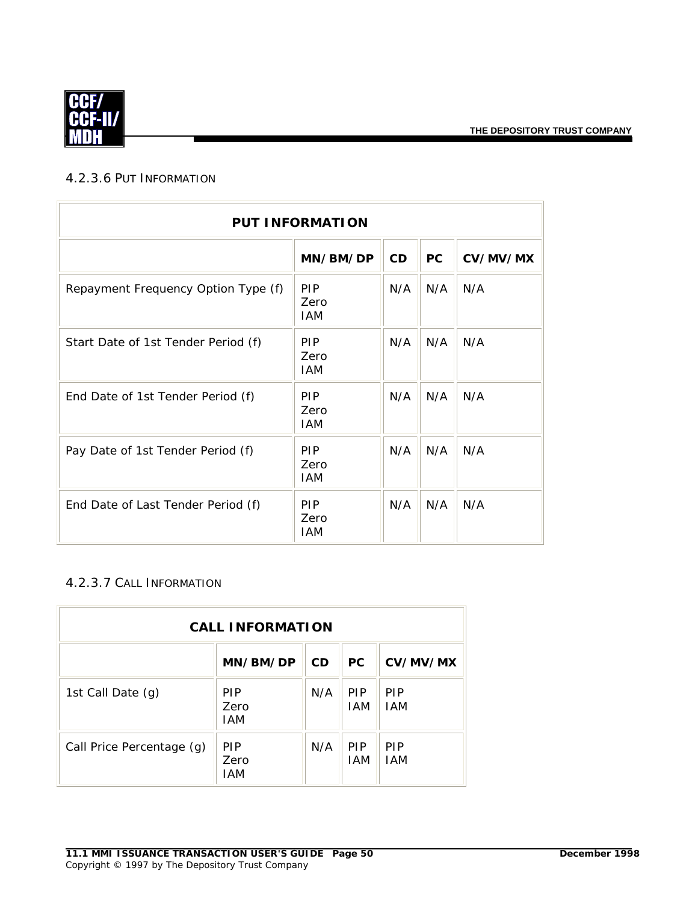#### 4.2.3.6 PUT INFORMATION

| PUT INFORMATION | | | | |
|---|---|---|---|---|
| | **MN/BM/DP** | **CD** | **PC** | **CV/MV/MX** |
| Repayment Frequency Option Type (f) | PIP<br>Zero<br>IAM | N/A | N/A | N/A |
| Start Date of 1st Tender Period (f) | PIP<br>Zero<br>IAM | N/A | N/A | N/A |
| End Date of 1st Tender Period (f) | PIP<br>Zero<br>IAM | N/A | N/A | N/A |
| Pay Date of 1st Tender Period (f) | PIP<br>Zero<br>IAM | N/A | N/A | N/A |
| End Date of Last Tender Period (f) | PIP<br>Zero<br>IAM | N/A | N/A | N/A |

#### 4.2.3.7 CALL INFORMATION

| CALL INFORMATION | | | | |
|---|---|---|---|---|
| | **MN/BM/DP** | **CD** | **PC** | **CV/MV/MX** |
| 1st Call Date (g) | PIP<br>Zero<br>IAM | N/A | PIP<br>IAM | PIP<br>IAM |
| Call Price Percentage (g) | PIP<br>Zero<br>IAM | N/A | PIP<br>IAM | PIP<br>IAM |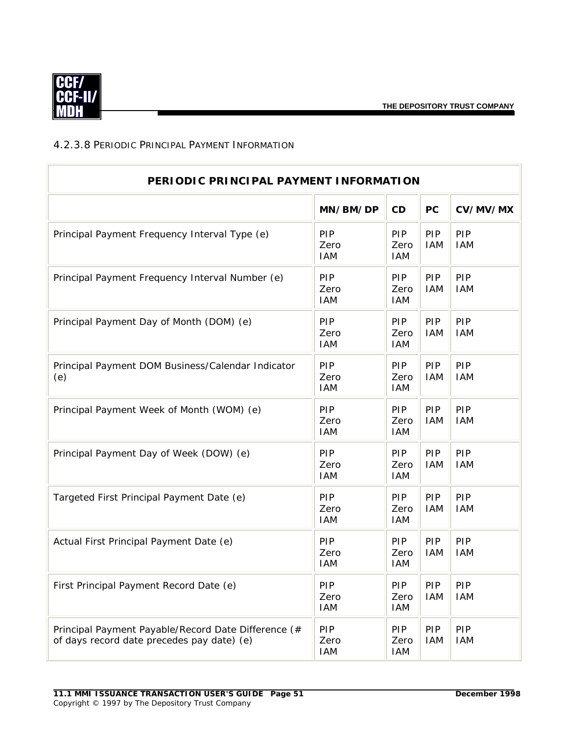#### 4.2.3.8 Periodic Principal Payment Information

| PERIODIC PRINCIPAL PAYMENT INFORMATION | | | | |
|---|---|---|---|---|
| | **MN/BM/DP** | **CD** | **PC** | **CV/MV/MX** |
| Principal Payment Frequency Interval Type (e) | PIP Zero IAM | PIP Zero IAM | PIP IAM | PIP IAM |
| Principal Payment Frequency Interval Number (e) | PIP Zero IAM | PIP Zero IAM | PIP IAM | PIP IAM |
| Principal Payment Day of Month (DOM) (e) | PIP Zero IAM | PIP Zero IAM | PIP IAM | PIP IAM |
| Principal Payment DOM Business/Calendar Indicator (e) | PIP Zero IAM | PIP Zero IAM | PIP IAM | PIP IAM |
| Principal Payment Week of Month (WOM) (e) | PIP Zero IAM | PIP Zero IAM | PIP IAM | PIP IAM |
| Principal Payment Day of Week (DOW) (e) | PIP Zero IAM | PIP Zero IAM | PIP IAM | PIP IAM |
| Targeted First Principal Payment Date (e) | PIP Zero IAM | PIP Zero IAM | PIP IAM | PIP IAM |
| Actual First Principal Payment Date (e) | PIP Zero IAM | PIP Zero IAM | PIP IAM | PIP IAM |
| First Principal Payment Record Date (e) | PIP Zero IAM | PIP Zero IAM | PIP IAM | PIP IAM |
| Principal Payment Payable/Record Date Difference (# of days record date precedes pay date) (e) | PIP Zero IAM | PIP Zero IAM | PIP IAM | PIP IAM |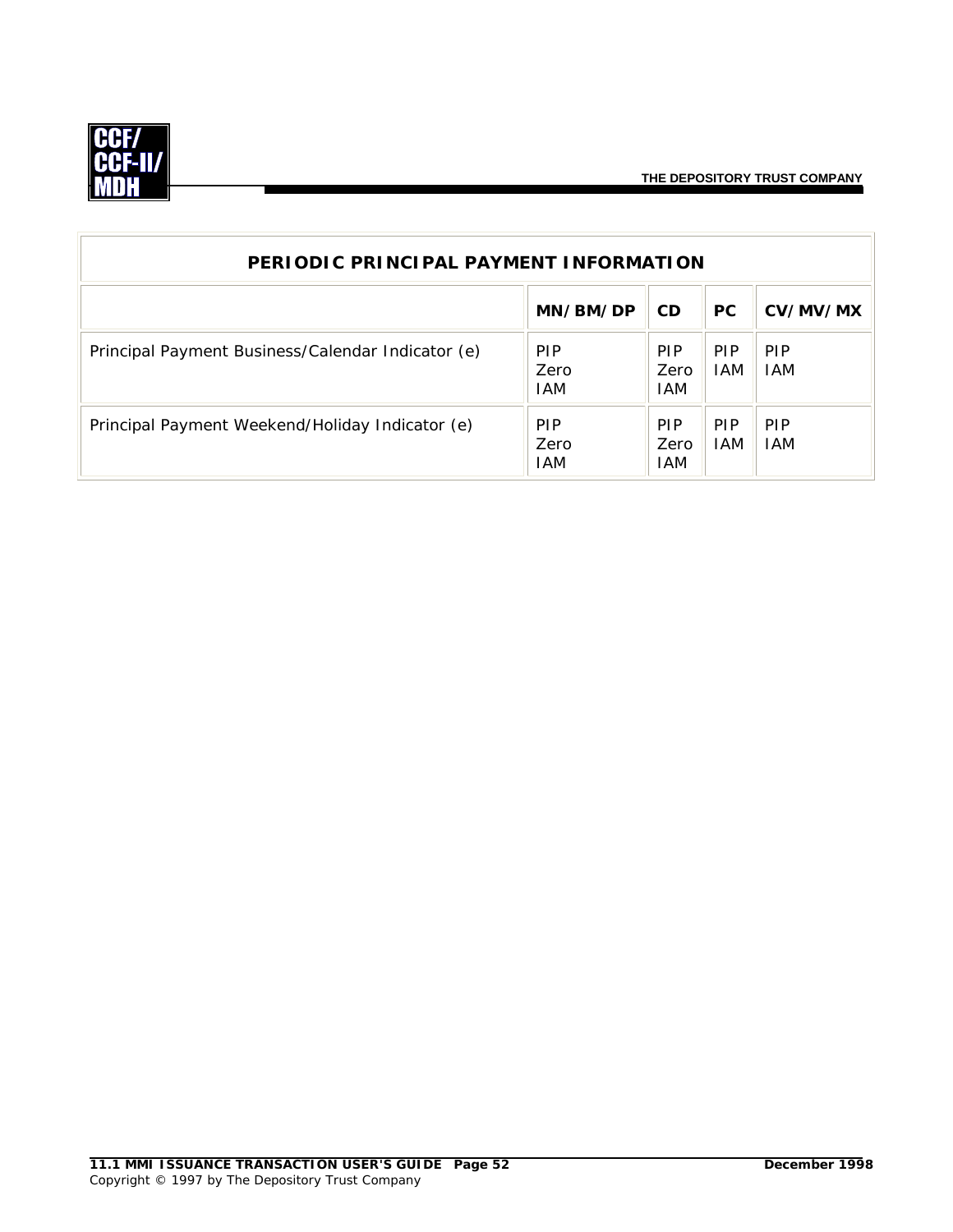| PERIODIC PRINCIPAL PAYMENT INFORMATION | | | | |
|---|---|---|---|---|
| | **MN/BM/DP** | **CD** | **PC** | **CV/MV/MX** |
| Principal Payment Business/Calendar Indicator (e) | PIP Zero IAM | PIP Zero IAM | PIP IAM | PIP IAM |
| Principal Payment Weekend/Holiday Indicator (e) | PIP Zero IAM | PIP Zero IAM | PIP IAM | PIP IAM |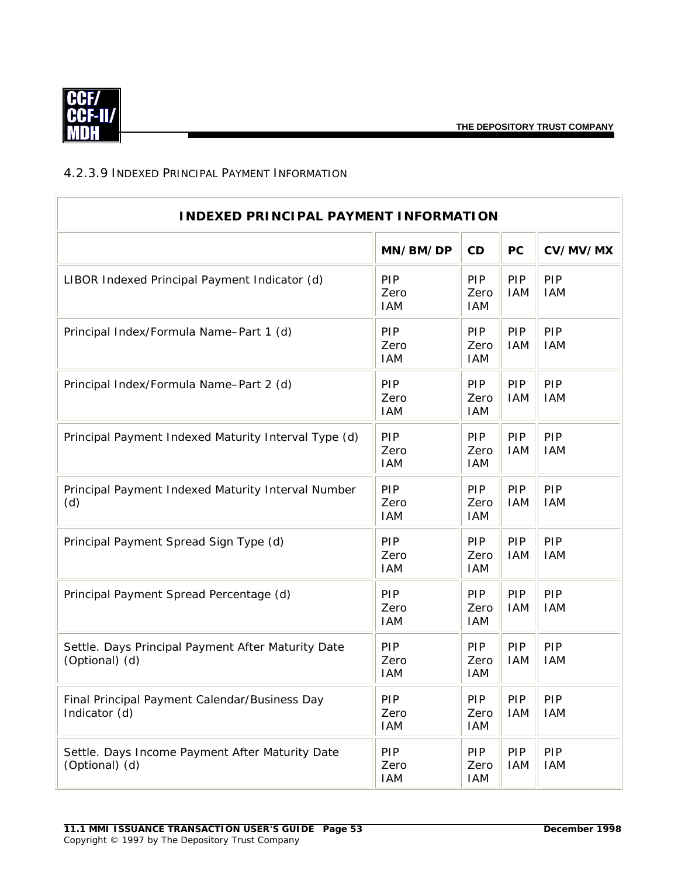#### 4.2.3.9 INDEXED PRINCIPAL PAYMENT INFORMATION

| INDEXED PRINCIPAL PAYMENT INFORMATION | | | | |
|---|---|---|---|---|
| | **MN/BM/DP** | **CD** | **PC** | **CV/MV/MX** |
| LIBOR Indexed Principal Payment Indicator (d) | PIP Zero IAM | PIP Zero IAM | PIP IAM | PIP IAM |
| Principal Index/Formula Name–Part 1 (d) | PIP Zero IAM | PIP Zero IAM | PIP IAM | PIP IAM |
| Principal Index/Formula Name–Part 2 (d) | PIP Zero IAM | PIP Zero IAM | PIP IAM | PIP IAM |
| Principal Payment Indexed Maturity Interval Type (d) | PIP Zero IAM | PIP Zero IAM | PIP IAM | PIP IAM |
| Principal Payment Indexed Maturity Interval Number (d) | PIP Zero IAM | PIP Zero IAM | PIP IAM | PIP IAM |
| Principal Payment Spread Sign Type (d) | PIP Zero IAM | PIP Zero IAM | PIP IAM | PIP IAM |
| Principal Payment Spread Percentage (d) | PIP Zero IAM | PIP Zero IAM | PIP IAM | PIP IAM |
| Settle. Days Principal Payment After Maturity Date (Optional) (d) | PIP Zero IAM | PIP Zero IAM | PIP IAM | PIP IAM |
| Final Principal Payment Calendar/Business Day Indicator (d) | PIP Zero IAM | PIP Zero IAM | PIP IAM | PIP IAM |
| Settle. Days Income Payment After Maturity Date (Optional) (d) | PIP Zero IAM | PIP Zero IAM | PIP IAM | PIP IAM |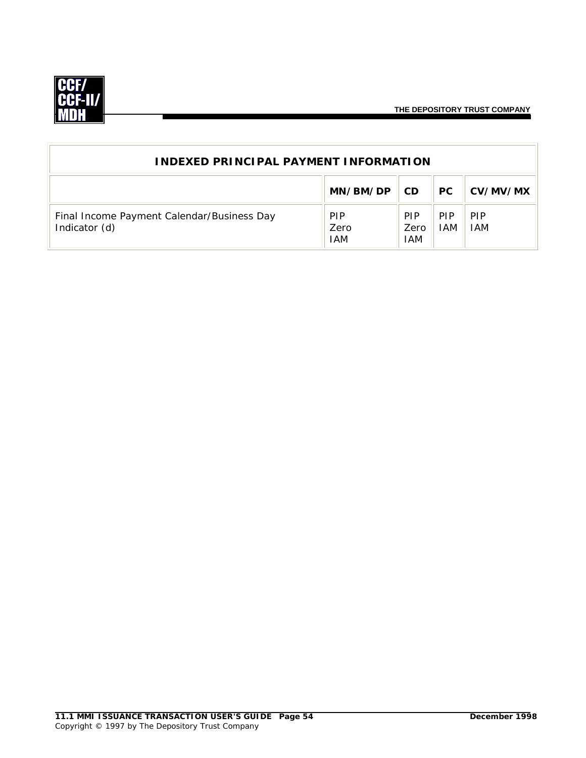| INDEXED PRINCIPAL PAYMENT INFORMATION | | | | |
|---|---|---|---|---|
| | **MN/BM/DP** | **CD** | **PC** | **CV/MV/MX** |
| Final Income Payment Calendar/Business Day Indicator (d) | PIP<br>Zero<br>IAM | PIP<br>Zero<br>IAM | PIP<br>IAM | PIP<br>IAM |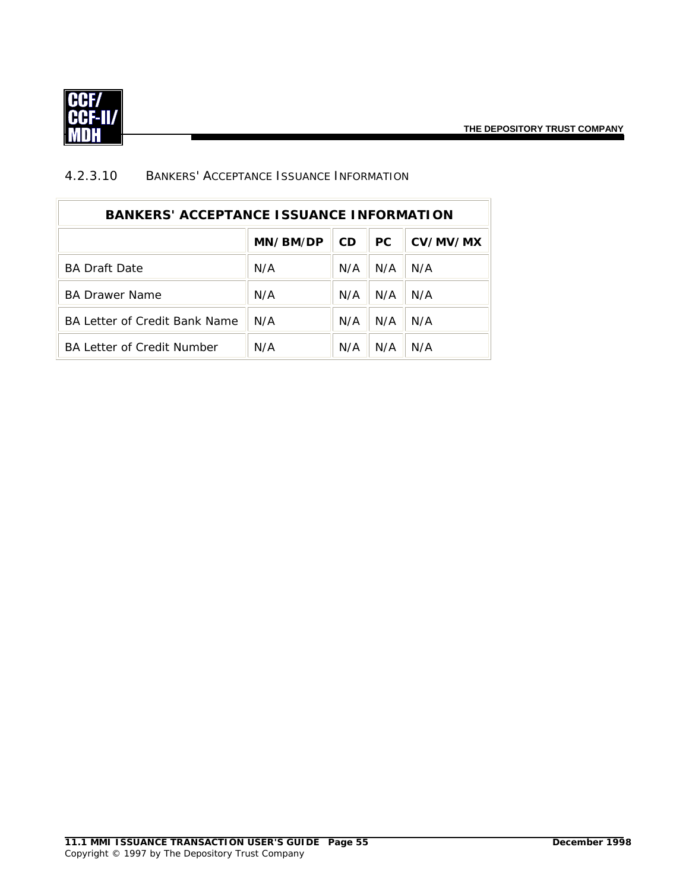#### 4.2.3.10 BANKERS' ACCEPTANCE ISSUANCE INFORMATION

| BANKERS' ACCEPTANCE ISSUANCE INFORMATION | | | | |
|---|---|---|---|---|
| | **MN/BM/DP** | **CD** | **PC** | **CV/MV/MX** |
| BA Draft Date | N/A | N/A | N/A | N/A |
| BA Drawer Name | N/A | N/A | N/A | N/A |
| BA Letter of Credit Bank Name | N/A | N/A | N/A | N/A |
| BA Letter of Credit Number | N/A | N/A | N/A | N/A |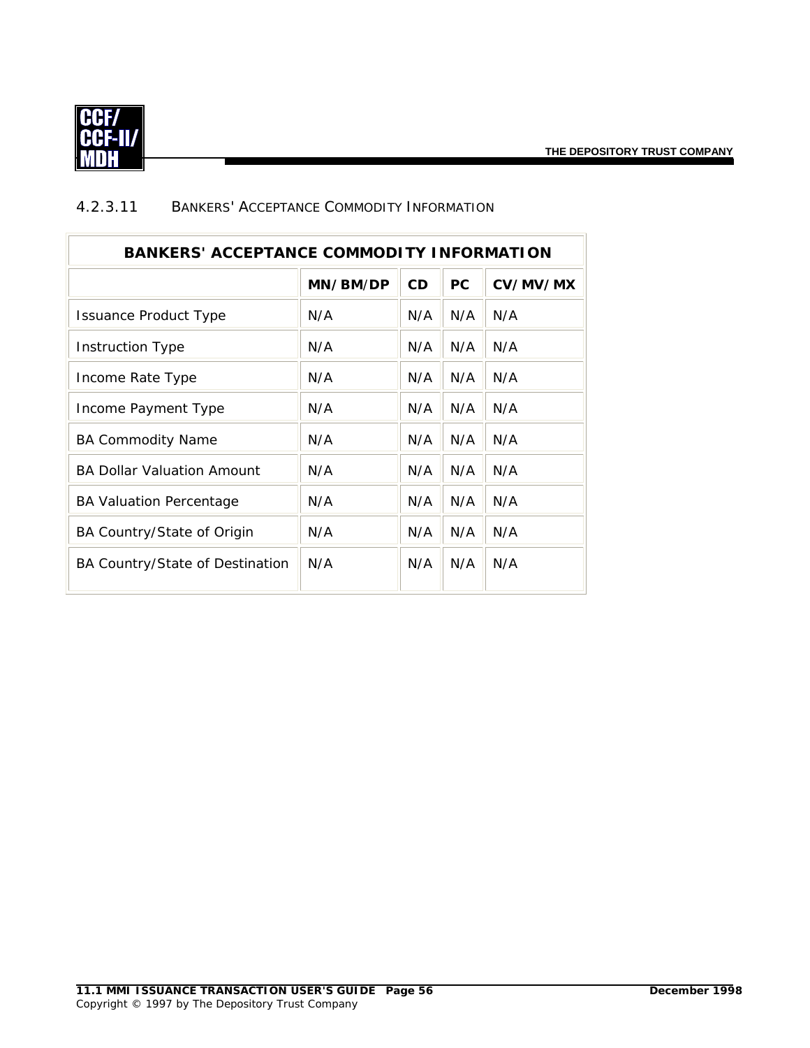#### 4.2.3.11 BANKERS' ACCEPTANCE COMMODITY INFORMATION

| BANKERS' ACCEPTANCE COMMODITY INFORMATION | | | | |
|---|---|---|---|---|
| | **MN/BM/DP** | **CD** | **PC** | **CV/MV/MX** |
| Issuance Product Type | N/A | N/A | N/A | N/A |
| Instruction Type | N/A | N/A | N/A | N/A |
| Income Rate Type | N/A | N/A | N/A | N/A |
| Income Payment Type | N/A | N/A | N/A | N/A |
| BA Commodity Name | N/A | N/A | N/A | N/A |
| BA Dollar Valuation Amount | N/A | N/A | N/A | N/A |
| BA Valuation Percentage | N/A | N/A | N/A | N/A |
| BA Country/State of Origin | N/A | N/A | N/A | N/A |
| BA Country/State of Destination | N/A | N/A | N/A | N/A |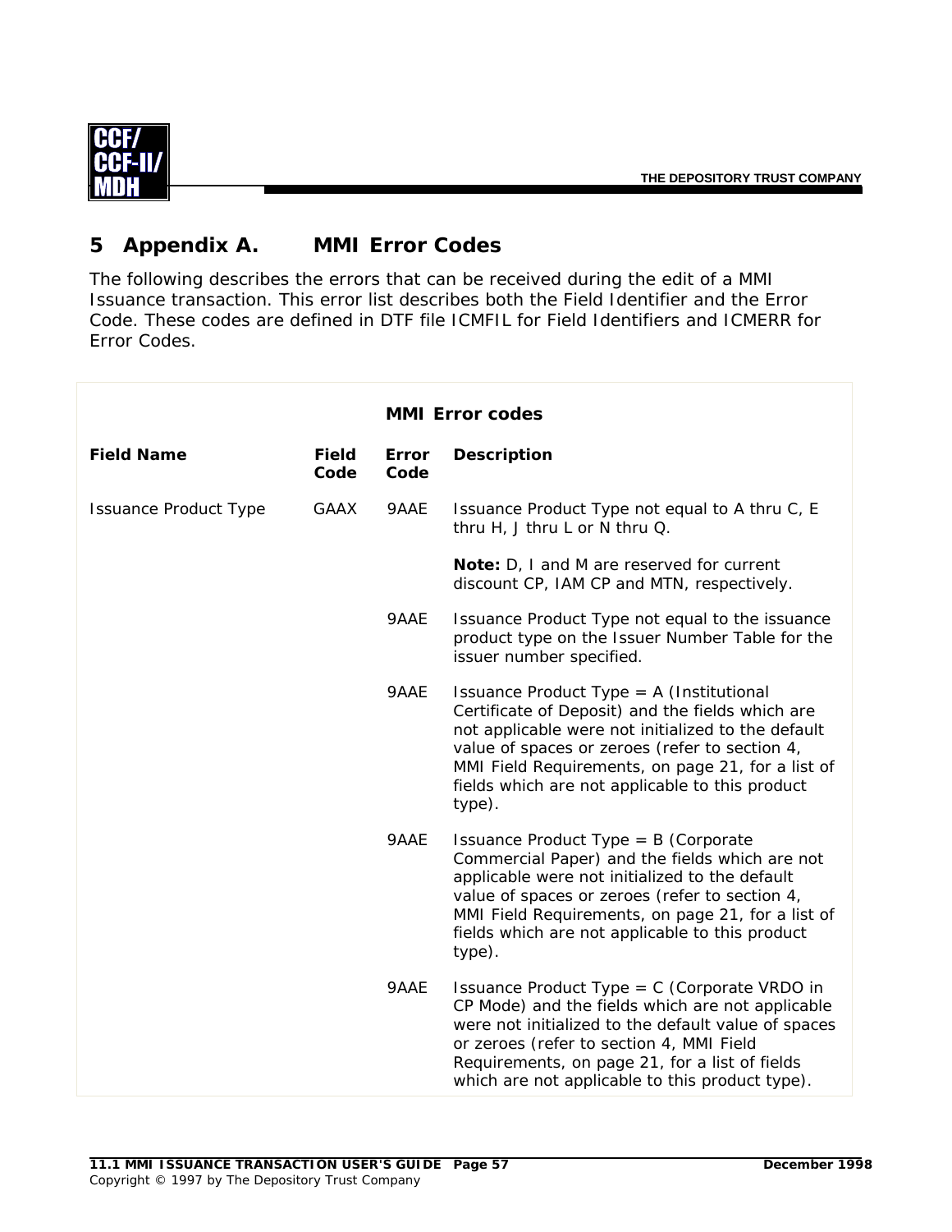# 5 Appendix A. MMI Error Codes

The following describes the errors that can be received during the edit of a MMI Issuance transaction. This error list describes both the Field Identifier and the Error Code. These codes are defined in DTF file ICMFIL for Field Identifiers and ICMERR for Error Codes.

**MMI Error codes**

| Field Name | Field Code | Error Code | Description |
|---|---|---|---|
| Issuance Product Type | GAAX | 9AAE | Issuance Product Type not equal to A thru C, E thru H, J thru L or N thru Q.<br><br>**Note:** D, I and M are reserved for current discount CP, IAM CP and MTN, respectively. |
| | | 9AAE | Issuance Product Type not equal to the issuance product type on the Issuer Number Table for the issuer number specified. |
| | | 9AAE | Issuance Product Type = A (Institutional Certificate of Deposit) and the fields which are not applicable were not initialized to the default value of spaces or zeroes (refer to section 4, MMI Field Requirements, on page 21, for a list of fields which are not applicable to this product type). |
| | | 9AAE | Issuance Product Type = B (Corporate Commercial Paper) and the fields which are not applicable were not initialized to the default value of spaces or zeroes (refer to section 4, MMI Field Requirements, on page 21, for a list of fields which are not applicable to this product type). |
| | | 9AAE | Issuance Product Type = C (Corporate VRDO in CP Mode) and the fields which are not applicable were not initialized to the default value of spaces or zeroes (refer to section 4, MMI Field Requirements, on page 21, for a list of fields which are not applicable to this product type). |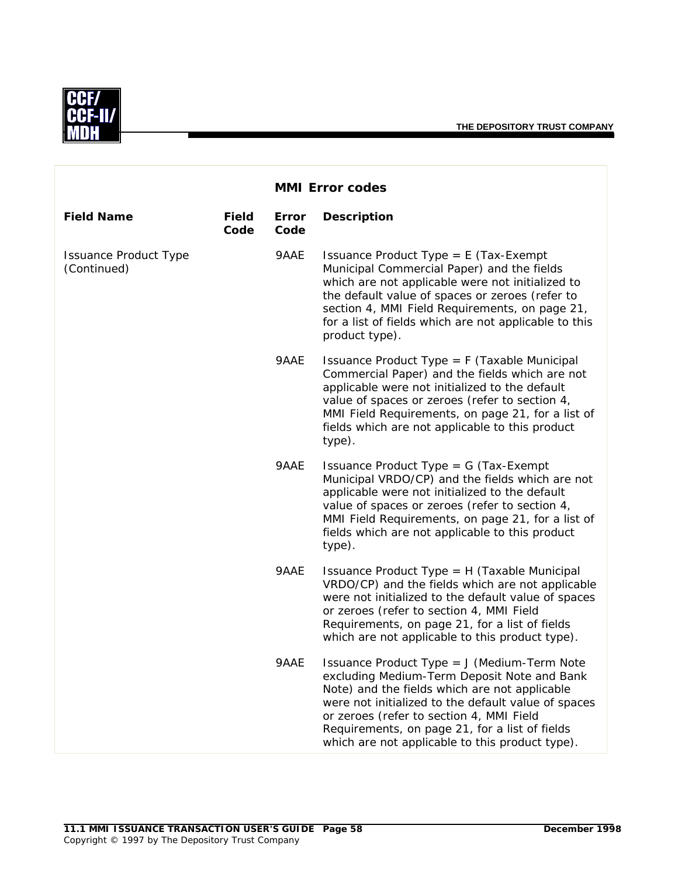## MMI Error codes

| Field Name | Field Code | Error Code | Description |
|---|---|---|---|
| Issuance Product Type (Continued) | | 9AAE | Issuance Product Type = E (Tax-Exempt Municipal Commercial Paper) and the fields which are not applicable were not initialized to the default value of spaces or zeroes (refer to section 4, MMI Field Requirements, on page 21, for a list of fields which are not applicable to this product type). |
| | | 9AAE | Issuance Product Type = F (Taxable Municipal Commercial Paper) and the fields which are not applicable were not initialized to the default value of spaces or zeroes (refer to section 4, MMI Field Requirements, on page 21, for a list of fields which are not applicable to this product type). |
| | | 9AAE | Issuance Product Type = G (Tax-Exempt Municipal VRDO/CP) and the fields which are not applicable were not initialized to the default value of spaces or zeroes (refer to section 4, MMI Field Requirements, on page 21, for a list of fields which are not applicable to this product type). |
| | | 9AAE | Issuance Product Type = H (Taxable Municipal VRDO/CP) and the fields which are not applicable were not initialized to the default value of spaces or zeroes (refer to section 4, MMI Field Requirements, on page 21, for a list of fields which are not applicable to this product type). |
| | | 9AAE | Issuance Product Type = J (Medium-Term Note excluding Medium-Term Deposit Note and Bank Note) and the fields which are not applicable were not initialized to the default value of spaces or zeroes (refer to section 4, MMI Field Requirements, on page 21, for a list of fields which are not applicable to this product type). |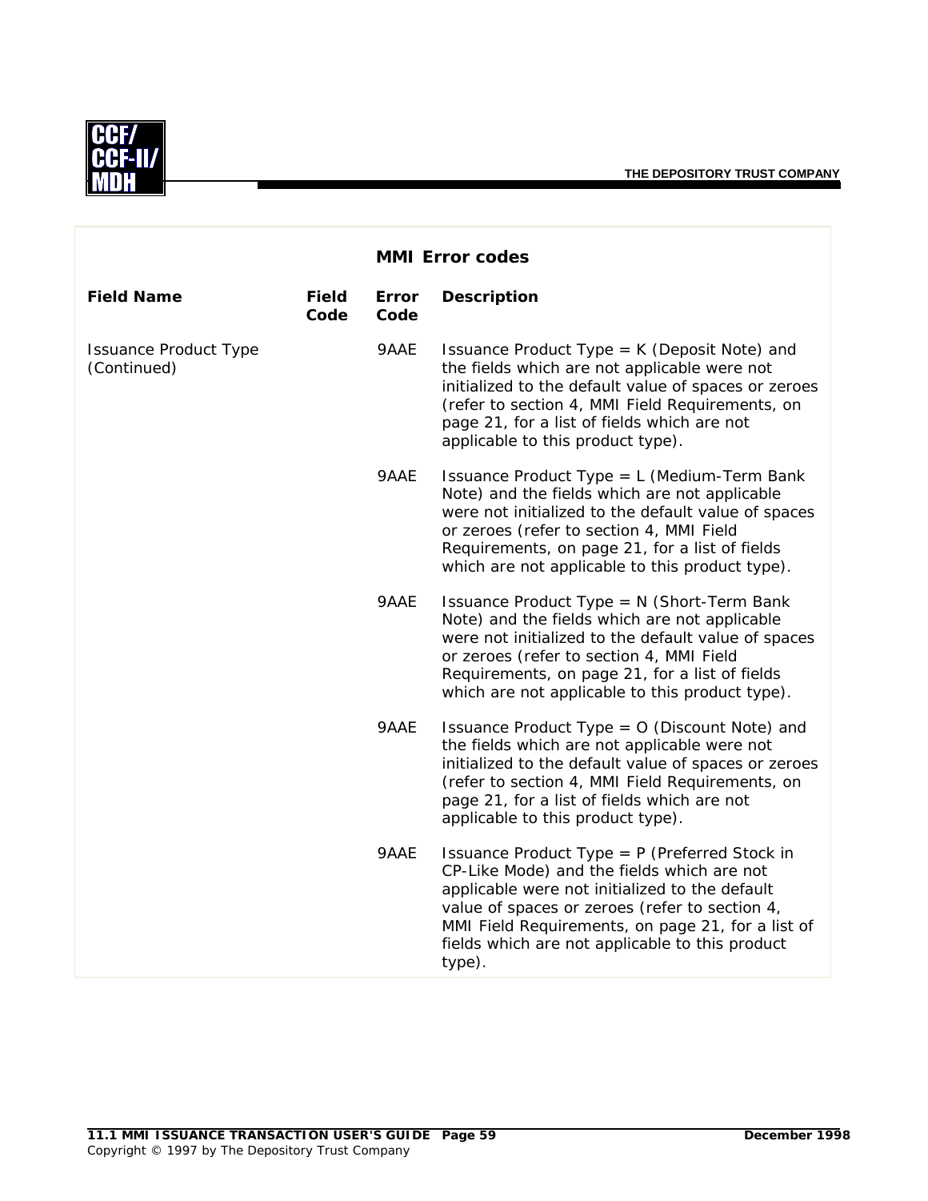## MMI Error codes

| Field Name | Field Code | Error Code | Description |
|---|---|---|---|
| Issuance Product Type (Continued) | | 9AAE | Issuance Product Type = K (Deposit Note) and the fields which are not applicable were not initialized to the default value of spaces or zeroes (refer to section 4, MMI Field Requirements, on page 21, for a list of fields which are not applicable to this product type). |
| | | 9AAE | Issuance Product Type = L (Medium-Term Bank Note) and the fields which are not applicable were not initialized to the default value of spaces or zeroes (refer to section 4, MMI Field Requirements, on page 21, for a list of fields which are not applicable to this product type). |
| | | 9AAE | Issuance Product Type = N (Short-Term Bank Note) and the fields which are not applicable were not initialized to the default value of spaces or zeroes (refer to section 4, MMI Field Requirements, on page 21, for a list of fields which are not applicable to this product type). |
| | | 9AAE | Issuance Product Type = O (Discount Note) and the fields which are not applicable were not initialized to the default value of spaces or zeroes (refer to section 4, MMI Field Requirements, on page 21, for a list of fields which are not applicable to this product type). |
| | | 9AAE | Issuance Product Type = P (Preferred Stock in CP-Like Mode) and the fields which are not applicable were not initialized to the default value of spaces or zeroes (refer to section 4, MMI Field Requirements, on page 21, for a list of fields which are not applicable to this product type). |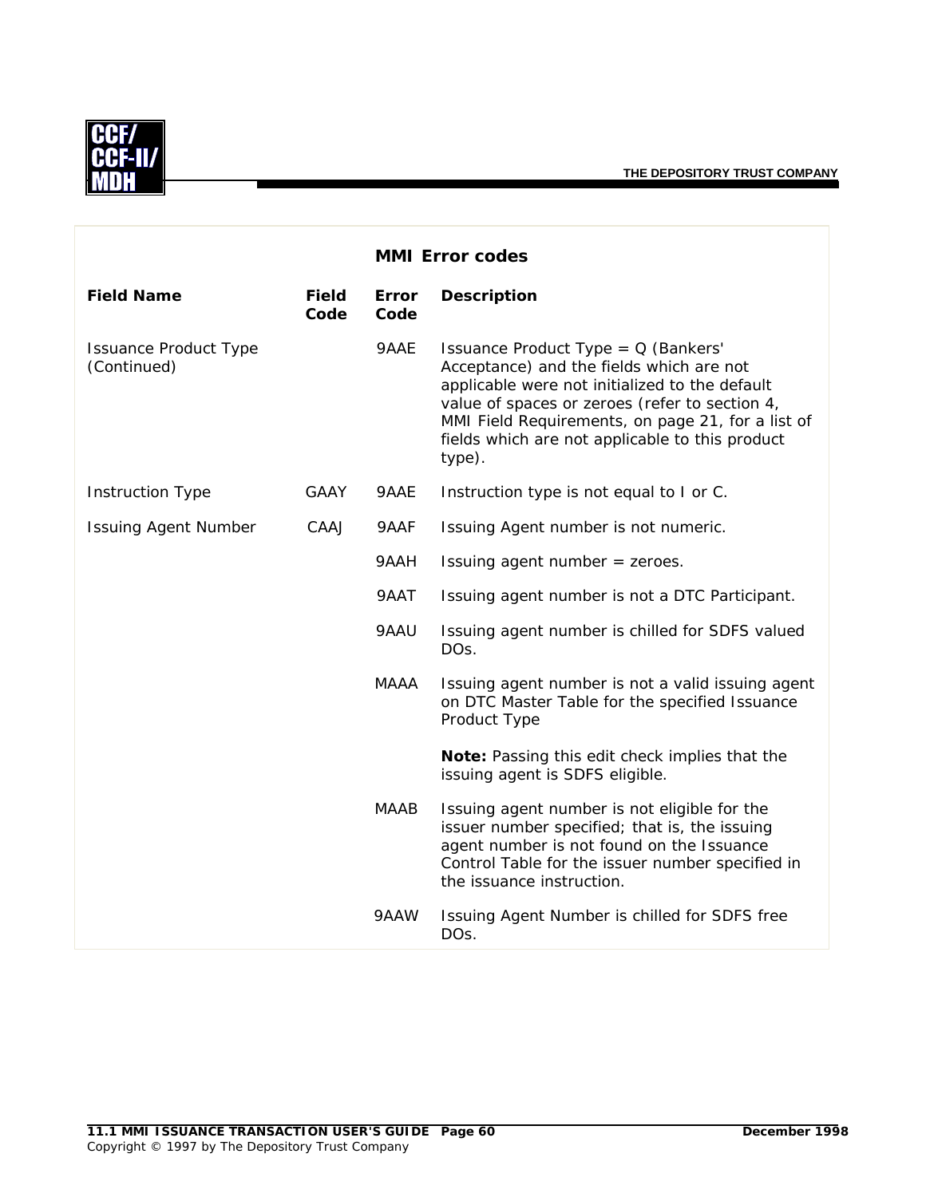## MMI Error codes

| Field Name | Field Code | Error Code | Description |
|---|---|---|---|
| Issuance Product Type (Continued) | | 9AAE | Issuance Product Type = Q (Bankers' Acceptance) and the fields which are not applicable were not initialized to the default value of spaces or zeroes (refer to section 4, MMI Field Requirements, on page 21, for a list of fields which are not applicable to this product type). |
| Instruction Type | GAAY | 9AAE | Instruction type is not equal to I or C. |
| Issuing Agent Number | CAAJ | 9AAF | Issuing Agent number is not numeric. |
| | | 9AAH | Issuing agent number = zeroes. |
| | | 9AAT | Issuing agent number is not a DTC Participant. |
| | | 9AAU | Issuing agent number is chilled for SDFS valued DOs. |
| | | MAAA | Issuing agent number is not a valid issuing agent on DTC Master Table for the specified Issuance Product Type<br><br>**Note:** Passing this edit check implies that the issuing agent is SDFS eligible. |
| | | MAAB | Issuing agent number is not eligible for the issuer number specified; that is, the issuing agent number is not found on the Issuance Control Table for the issuer number specified in the issuance instruction. |
| | | 9AAW | Issuing Agent Number is chilled for SDFS free DOs. |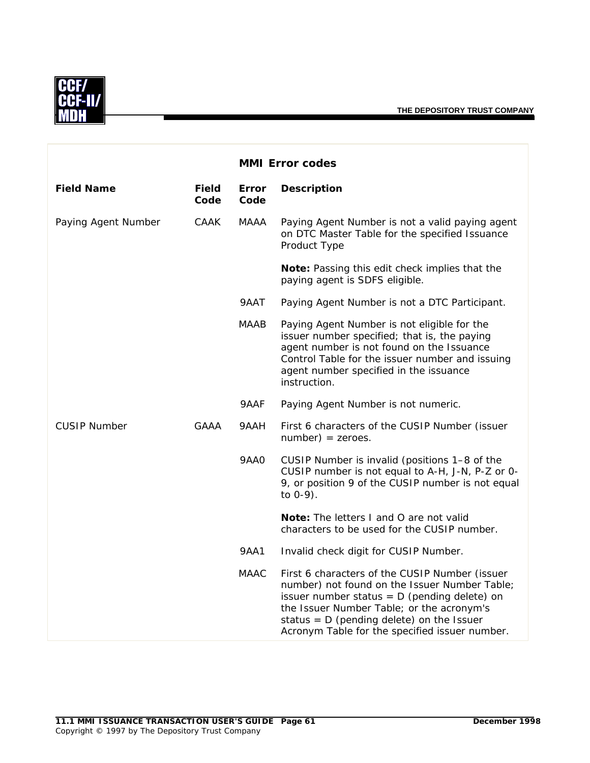## MMI Error codes

| Field Name | Field Code | Error Code | Description |
|---|---|---|---|
| Paying Agent Number | CAAK | MAAA | Paying Agent Number is not a valid paying agent on DTC Master Table for the specified Issuance Product Type<br><br>**Note:** Passing this edit check implies that the paying agent is SDFS eligible. |
| | | 9AAT | Paying Agent Number is not a DTC Participant. |
| | | MAAB | Paying Agent Number is not eligible for the issuer number specified; that is, the paying agent number is not found on the Issuance Control Table for the issuer number and issuing agent number specified in the issuance instruction. |
| | | 9AAF | Paying Agent Number is not numeric. |
| CUSIP Number | GAAA | 9AAH | First 6 characters of the CUSIP Number (issuer number) = zeroes. |
| | | 9AA0 | CUSIP Number is invalid (positions 1–8 of the CUSIP number is not equal to A-H, J-N, P-Z or 0-9, or position 9 of the CUSIP number is not equal to 0-9).<br><br>**Note:** The letters I and O are not valid characters to be used for the CUSIP number. |
| | | 9AA1 | Invalid check digit for CUSIP Number. |
| | | MAAC | First 6 characters of the CUSIP Number (issuer number) not found on the Issuer Number Table; issuer number status = D (pending delete) on the Issuer Number Table; or the acronym's status = D (pending delete) on the Issuer Acronym Table for the specified issuer number. |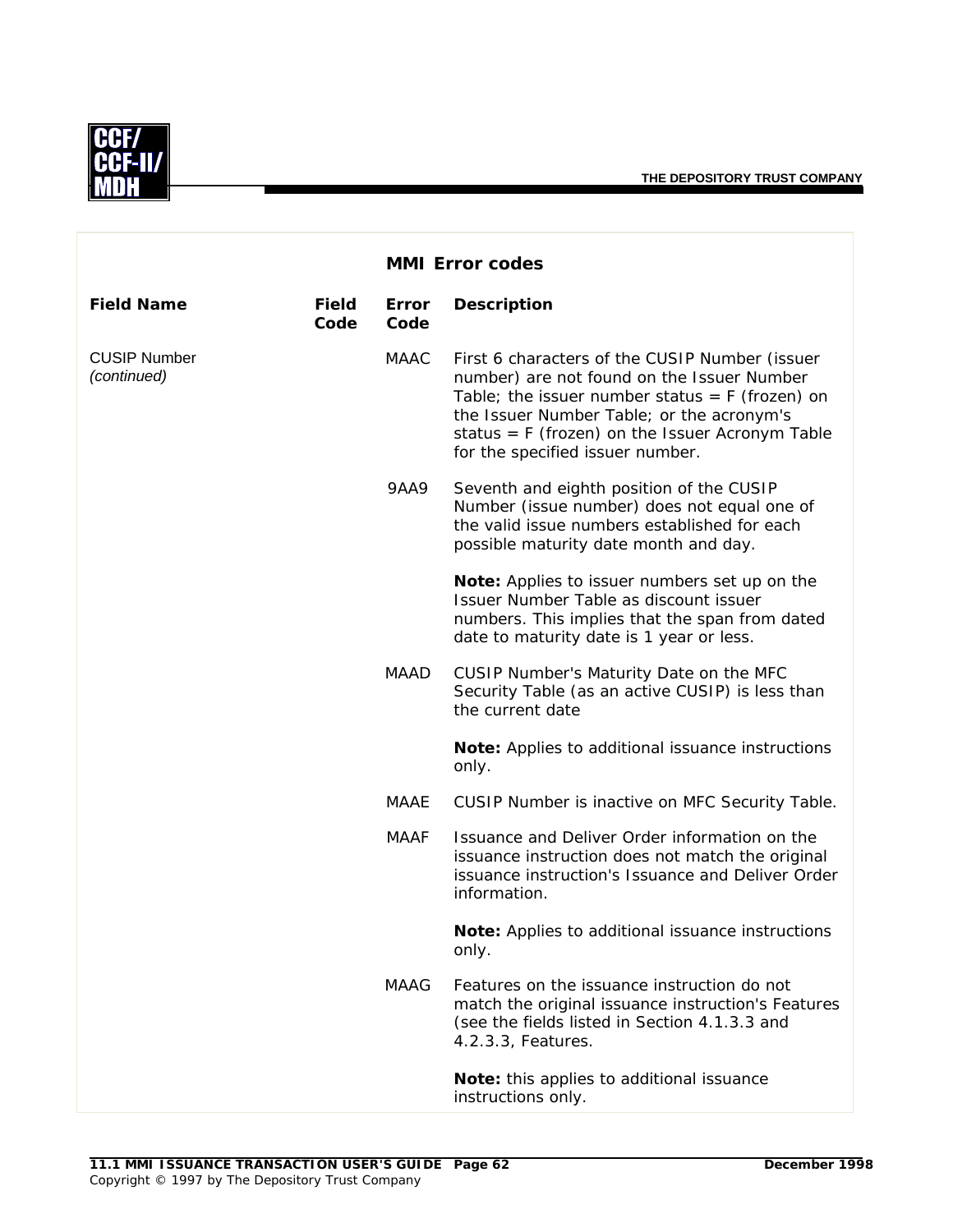## MMI Error codes

| Field Name | Field Code | Error Code | Description |
|---|---|---|---|
| CUSIP Number *(continued)* | | MAAC | First 6 characters of the CUSIP Number (issuer number) are not found on the Issuer Number Table; the issuer number status = F (frozen) on the Issuer Number Table; or the acronym's status = F (frozen) on the Issuer Acronym Table for the specified issuer number. |
| | | 9AA9 | Seventh and eighth position of the CUSIP Number (issue number) does not equal one of the valid issue numbers established for each possible maturity date month and day.<br><br>**Note:** Applies to issuer numbers set up on the Issuer Number Table as discount issuer numbers. This implies that the span from dated date to maturity date is 1 year or less. |
| | | MAAD | CUSIP Number's Maturity Date on the MFC Security Table (as an active CUSIP) is less than the current date<br><br>**Note:** Applies to additional issuance instructions only. |
| | | MAAE | CUSIP Number is inactive on MFC Security Table. |
| | | MAAF | Issuance and Deliver Order information on the issuance instruction does not match the original issuance instruction's Issuance and Deliver Order information.<br><br>**Note:** Applies to additional issuance instructions only. |
| | | MAAG | Features on the issuance instruction do not match the original issuance instruction's Features (see the fields listed in Section 4.1.3.3 and 4.2.3.3, Features.<br><br>**Note:** this applies to additional issuance instructions only. |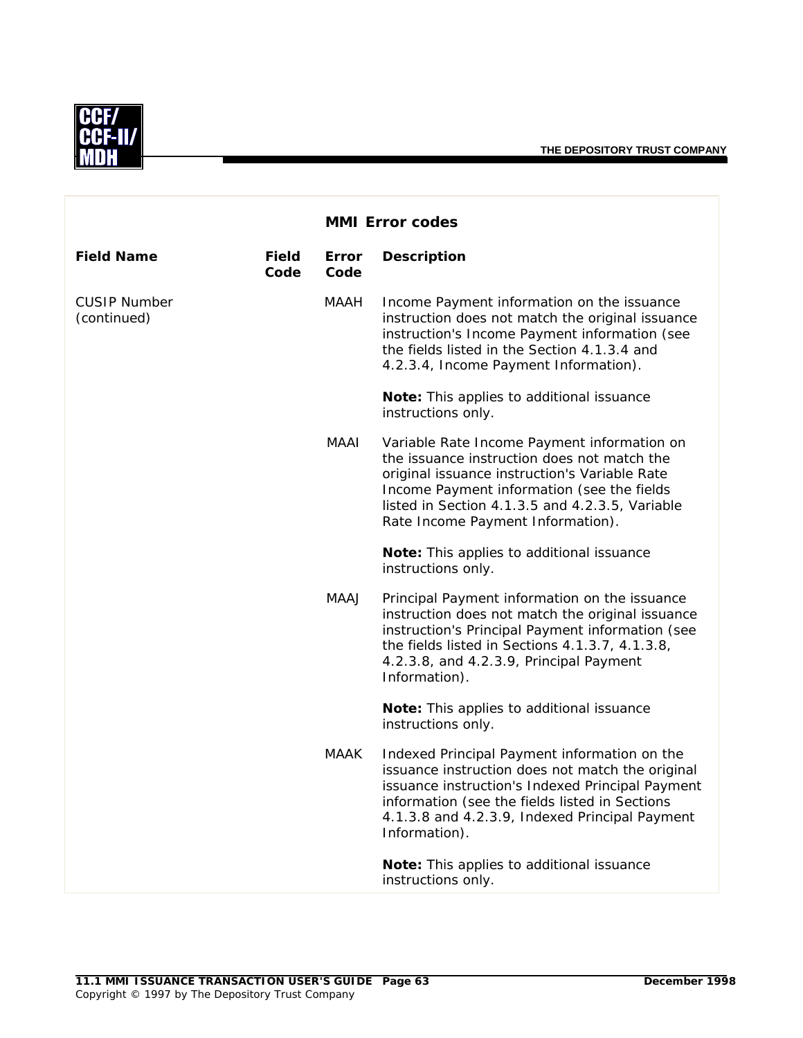### MMI Error codes

| Field Name | Field Code | Error Code | Description |
|---|---|---|---|
| CUSIP Number (continued) | | MAAH | Income Payment information on the issuance instruction does not match the original issuance instruction's Income Payment information (see the fields listed in the Section 4.1.3.4 and 4.2.3.4, Income Payment Information).<br><br>**Note:** This applies to additional issuance instructions only. |
| | | MAAI | Variable Rate Income Payment information on the issuance instruction does not match the original issuance instruction's Variable Rate Income Payment information (see the fields listed in Section 4.1.3.5 and 4.2.3.5, Variable Rate Income Payment Information).<br><br>**Note:** This applies to additional issuance instructions only. |
| | | MAAJ | Principal Payment information on the issuance instruction does not match the original issuance instruction's Principal Payment information (see the fields listed in Sections 4.1.3.7, 4.1.3.8, 4.2.3.8, and 4.2.3.9, Principal Payment Information).<br><br>**Note:** This applies to additional issuance instructions only. |
| | | MAAK | Indexed Principal Payment information on the issuance instruction does not match the original issuance instruction's Indexed Principal Payment information (see the fields listed in Sections 4.1.3.8 and 4.2.3.9, Indexed Principal Payment Information).<br><br>**Note:** This applies to additional issuance instructions only. |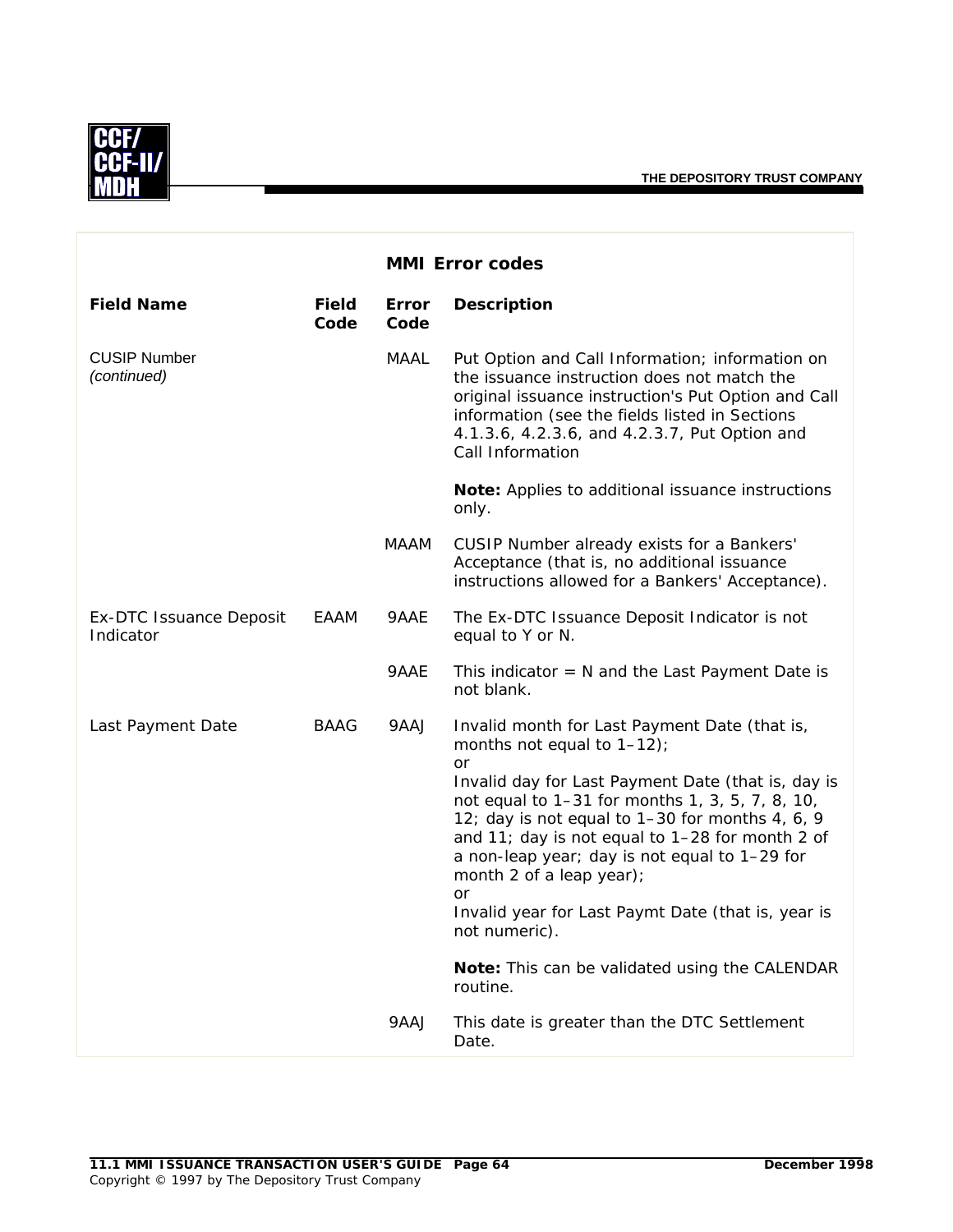## MMI Error codes

| Field Name | Field Code | Error Code | Description |
|---|---|---|---|
| CUSIP Number *(continued)* | | MAAL | Put Option and Call Information; information on the issuance instruction does not match the original issuance instruction's Put Option and Call information (see the fields listed in Sections 4.1.3.6, 4.2.3.6, and 4.2.3.7, Put Option and Call Information<br><br>**Note:** Applies to additional issuance instructions only. |
| | | MAAM | CUSIP Number already exists for a Bankers' Acceptance (that is, no additional issuance instructions allowed for a Bankers' Acceptance). |
| Ex-DTC Issuance Deposit Indicator | EAAM | 9AAE | The Ex-DTC Issuance Deposit Indicator is not equal to Y or N. |
| | | 9AAE | This indicator = N and the Last Payment Date is not blank. |
| Last Payment Date | BAAG | 9AAJ | Invalid month for Last Payment Date (that is, months not equal to 1–12);<br>or<br>Invalid day for Last Payment Date (that is, day is not equal to 1–31 for months 1, 3, 5, 7, 8, 10, 12; day is not equal to 1–30 for months 4, 6, 9 and 11; day is not equal to 1–28 for month 2 of a non-leap year; day is not equal to 1–29 for month 2 of a leap year);<br>or<br>Invalid year for Last Paymt Date (that is, year is not numeric).<br><br>**Note:** This can be validated using the CALENDAR routine. |
| | | 9AAJ | This date is greater than the DTC Settlement Date. |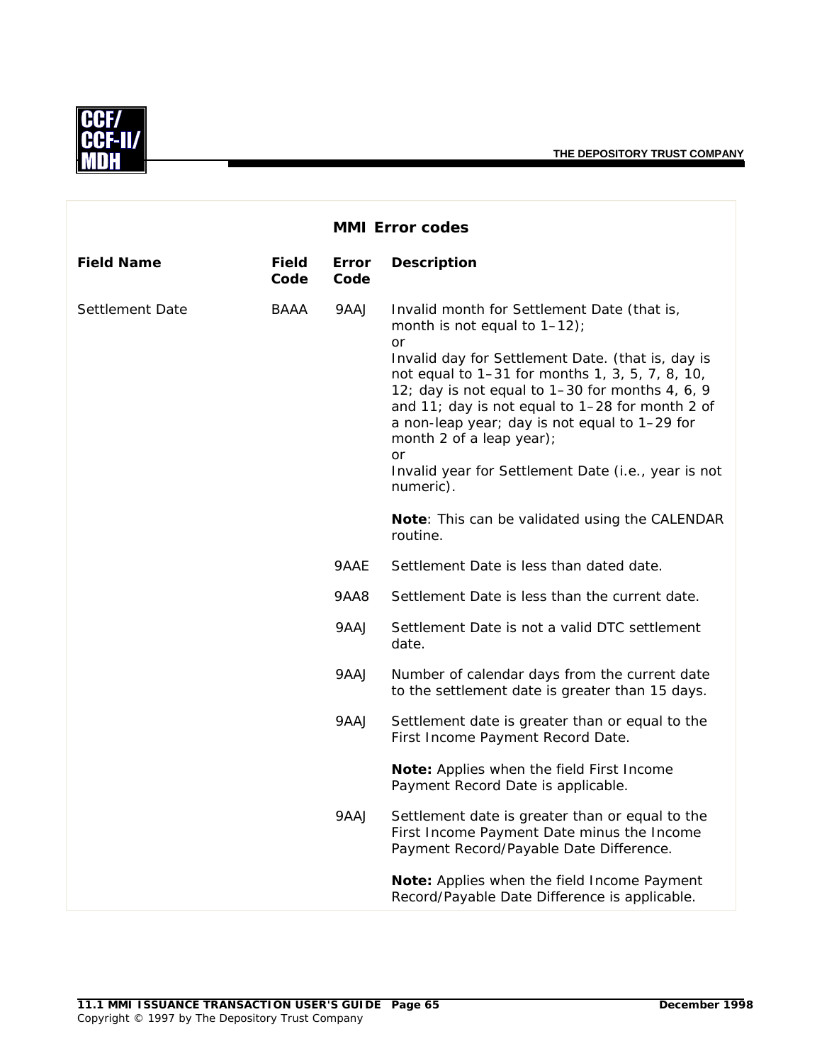## MMI Error codes

| Field Name | Field Code | Error Code | Description |
|---|---|---|---|
| Settlement Date | BAAA | 9AAJ | Invalid month for Settlement Date (that is, month is not equal to 1–12);<br>or<br>Invalid day for Settlement Date. (that is, day is not equal to 1–31 for months 1, 3, 5, 7, 8, 10, 12; day is not equal to 1–30 for months 4, 6, 9 and 11; day is not equal to 1–28 for month 2 of a non-leap year; day is not equal to 1–29 for month 2 of a leap year);<br>or<br>Invalid year for Settlement Date (i.e., year is not numeric).<br><br>**Note**: This can be validated using the CALENDAR routine. |
| | | 9AAE | Settlement Date is less than dated date. |
| | | 9AA8 | Settlement Date is less than the current date. |
| | | 9AAJ | Settlement Date is not a valid DTC settlement date. |
| | | 9AAJ | Number of calendar days from the current date to the settlement date is greater than 15 days. |
| | | 9AAJ | Settlement date is greater than or equal to the First Income Payment Record Date.<br><br>**Note:** Applies when the field First Income Payment Record Date is applicable. |
| | | 9AAJ | Settlement date is greater than or equal to the First Income Payment Date minus the Income Payment Record/Payable Date Difference.<br><br>**Note:** Applies when the field Income Payment Record/Payable Date Difference is applicable. |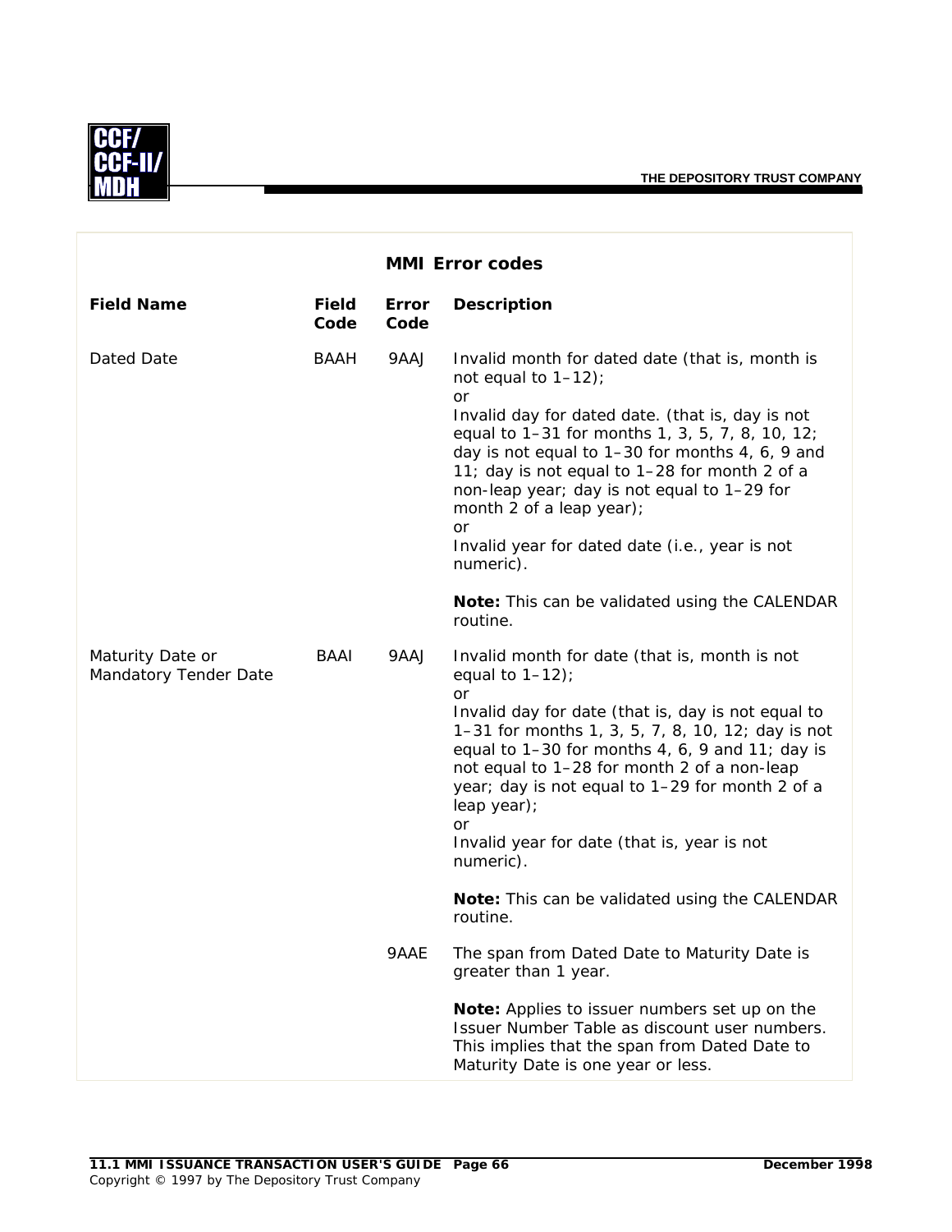## MMI Error codes

| Field Name | Field Code | Error Code | Description |
|---|---|---|---|
| Dated Date | BAAH | 9AAJ | Invalid month for dated date (that is, month is not equal to 1–12);<br>or<br>Invalid day for dated date. (that is, day is not equal to 1–31 for months 1, 3, 5, 7, 8, 10, 12; day is not equal to 1–30 for months 4, 6, 9 and 11; day is not equal to 1–28 for month 2 of a non-leap year; day is not equal to 1–29 for month 2 of a leap year);<br>or<br>Invalid year for dated date (i.e., year is not numeric).<br><br>**Note:** This can be validated using the CALENDAR routine. |
| Maturity Date or Mandatory Tender Date | BAAI | 9AAJ | Invalid month for date (that is, month is not equal to 1–12);<br>or<br>Invalid day for date (that is, day is not equal to 1–31 for months 1, 3, 5, 7, 8, 10, 12; day is not equal to 1–30 for months 4, 6, 9 and 11; day is not equal to 1–28 for month 2 of a non-leap year; day is not equal to 1–29 for month 2 of a leap year);<br>or<br>Invalid year for date (that is, year is not numeric).<br><br>**Note:** This can be validated using the CALENDAR routine. |
| | | 9AAE | The span from Dated Date to Maturity Date is greater than 1 year.<br><br>**Note:** Applies to issuer numbers set up on the Issuer Number Table as discount user numbers. This implies that the span from Dated Date to Maturity Date is one year or less. |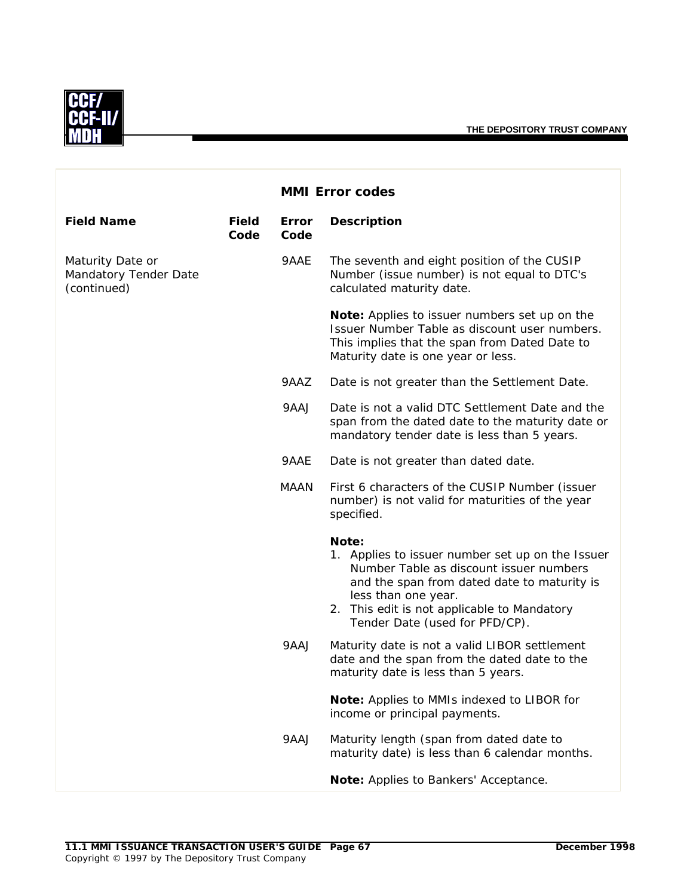## MMI Error codes

| Field Name | Field Code | Error Code | Description |
|---|---|---|---|
| Maturity Date or Mandatory Tender Date (continued) | | 9AAE | The seventh and eight position of the CUSIP Number (issue number) is not equal to DTC's calculated maturity date.<br><br>**Note:** Applies to issuer numbers set up on the Issuer Number Table as discount user numbers. This implies that the span from Dated Date to Maturity date is one year or less. |
| | | 9AAZ | Date is not greater than the Settlement Date. |
| | | 9AAJ | Date is not a valid DTC Settlement Date and the span from the dated date to the maturity date or mandatory tender date is less than 5 years. |
| | | 9AAE | Date is not greater than dated date. |
| | | MAAN | First 6 characters of the CUSIP Number (issuer number) is not valid for maturities of the year specified.<br><br>**Note:**<br>1. Applies to issuer number set up on the Issuer Number Table as discount issuer numbers and the span from dated date to maturity is less than one year.<br>2. This edit is not applicable to Mandatory Tender Date (used for PFD/CP). |
| | | 9AAJ | Maturity date is not a valid LIBOR settlement date and the span from the dated date to the maturity date is less than 5 years.<br><br>**Note:** Applies to MMIs indexed to LIBOR for income or principal payments. |
| | | 9AAJ | Maturity length (span from dated date to maturity date) is less than 6 calendar months.<br><br>**Note:** Applies to Bankers' Acceptance. |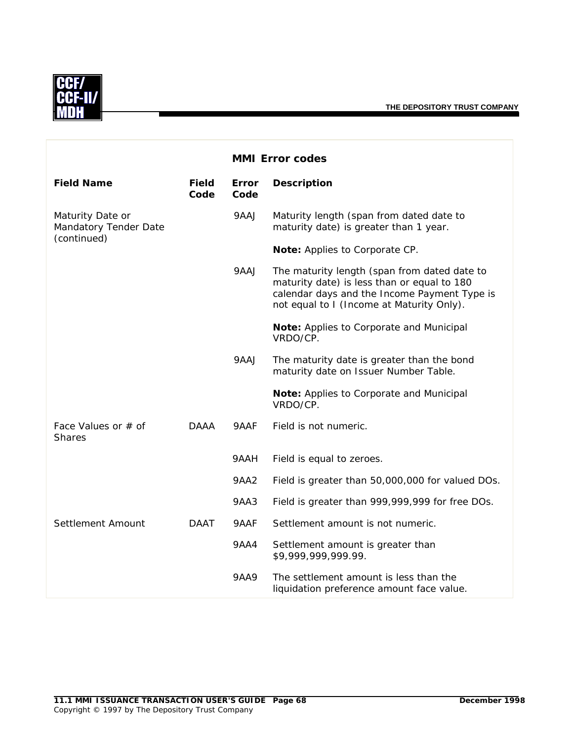## MMI Error codes

| Field Name | Field Code | Error Code | Description |
|---|---|---|---|
| Maturity Date or Mandatory Tender Date (continued) | | 9AAJ | Maturity length (span from dated date to maturity date) is greater than 1 year.<br><br>**Note:** Applies to Corporate CP. |
| | | 9AAJ | The maturity length (span from dated date to maturity date) is less than or equal to 180 calendar days and the Income Payment Type is not equal to I (Income at Maturity Only).<br><br>**Note:** Applies to Corporate and Municipal VRDO/CP. |
| | | 9AAJ | The maturity date is greater than the bond maturity date on Issuer Number Table.<br><br>**Note:** Applies to Corporate and Municipal VRDO/CP. |
| Face Values or # of Shares | DAAA | 9AAF | Field is not numeric. |
| | | 9AAH | Field is equal to zeroes. |
| | | 9AA2 | Field is greater than 50,000,000 for valued DOs. |
| | | 9AA3 | Field is greater than 999,999,999 for free DOs. |
| Settlement Amount | DAAT | 9AAF | Settlement amount is not numeric. |
| | | 9AA4 | Settlement amount is greater than $9,999,999,999.99. |
| | | 9AA9 | The settlement amount is less than the liquidation preference amount face value. |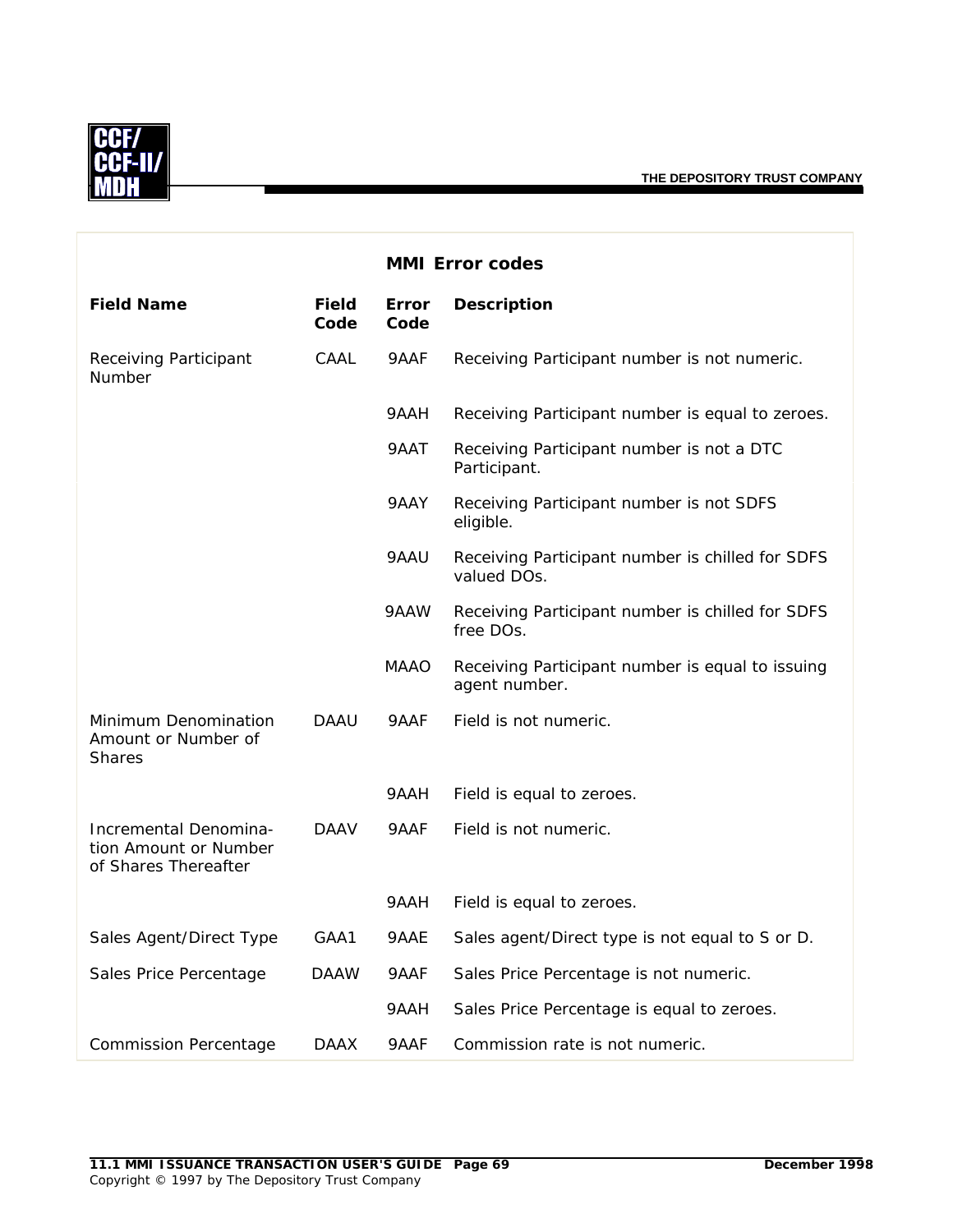## MMI Error codes

| Field Name | Field Code | Error Code | Description |
|---|---|---|---|
| Receiving Participant Number | CAAL | 9AAF | Receiving Participant number is not numeric. |
| | | 9AAH | Receiving Participant number is equal to zeroes. |
| | | 9AAT | Receiving Participant number is not a DTC Participant. |
| | | 9AAY | Receiving Participant number is not SDFS eligible. |
| | | 9AAU | Receiving Participant number is chilled for SDFS valued DOs. |
| | | 9AAW | Receiving Participant number is chilled for SDFS free DOs. |
| | | MAAO | Receiving Participant number is equal to issuing agent number. |
| Minimum Denomination Amount or Number of Shares | DAAU | 9AAF | Field is not numeric. |
| | | 9AAH | Field is equal to zeroes. |
| Incremental Denomination Amount or Number of Shares Thereafter | DAAV | 9AAF | Field is not numeric. |
| | | 9AAH | Field is equal to zeroes. |
| Sales Agent/Direct Type | GAA1 | 9AAE | Sales agent/Direct type is not equal to S or D. |
| Sales Price Percentage | DAAW | 9AAF | Sales Price Percentage is not numeric. |
| | | 9AAH | Sales Price Percentage is equal to zeroes. |
| Commission Percentage | DAAX | 9AAF | Commission rate is not numeric. |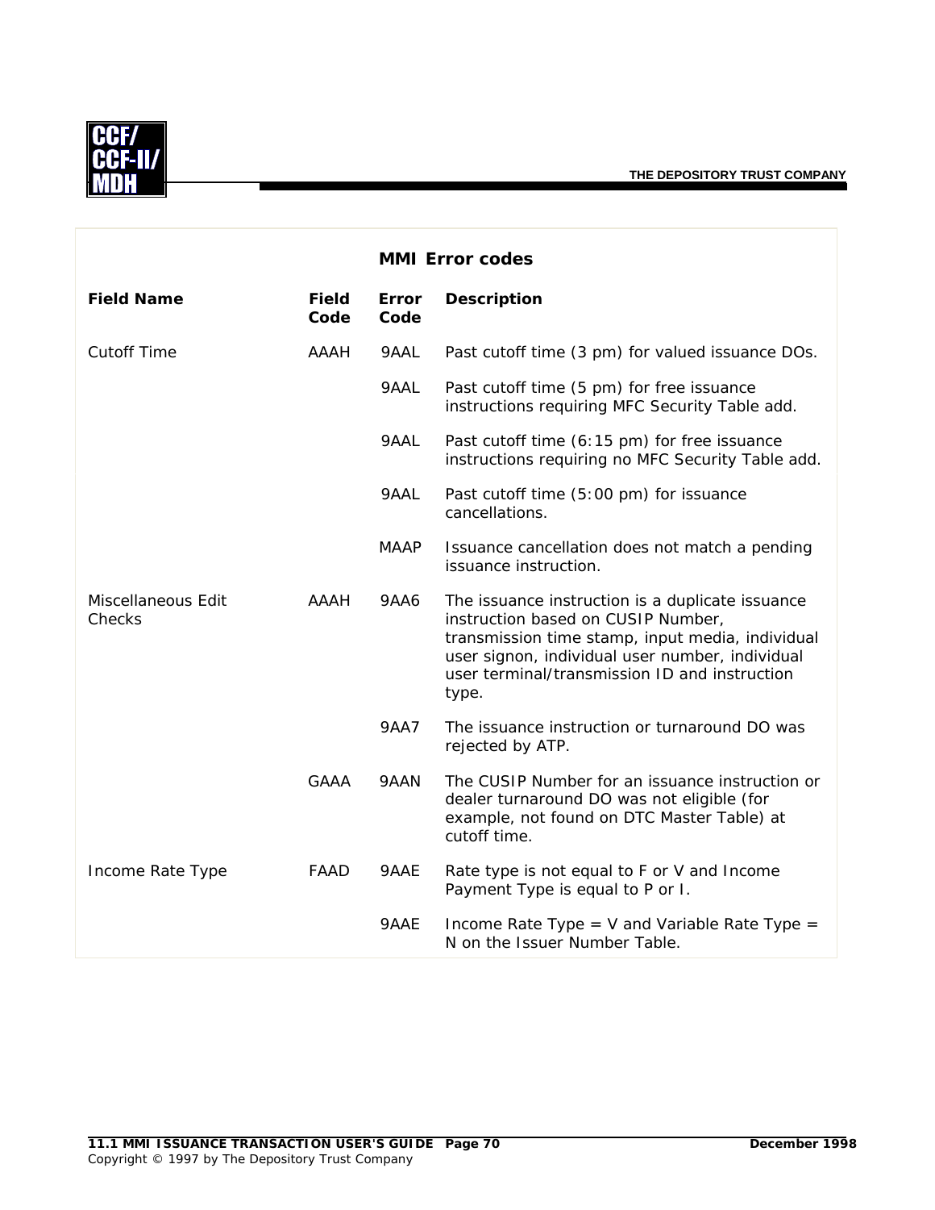### MMI Error codes

| Field Name | Field Code | Error Code | Description |
|---|---|---|---|
| Cutoff Time | AAAH | 9AAL | Past cutoff time (3 pm) for valued issuance DOs. |
| | | 9AAL | Past cutoff time (5 pm) for free issuance instructions requiring MFC Security Table add. |
| | | 9AAL | Past cutoff time (6:15 pm) for free issuance instructions requiring no MFC Security Table add. |
| | | 9AAL | Past cutoff time (5:00 pm) for issuance cancellations. |
| | | MAAP | Issuance cancellation does not match a pending issuance instruction. |
| Miscellaneous Edit Checks | AAAH | 9AA6 | The issuance instruction is a duplicate issuance instruction based on CUSIP Number, transmission time stamp, input media, individual user signon, individual user number, individual user terminal/transmission ID and instruction type. |
| | | 9AA7 | The issuance instruction or turnaround DO was rejected by ATP. |
| | GAAA | 9AAN | The CUSIP Number for an issuance instruction or dealer turnaround DO was not eligible (for example, not found on DTC Master Table) at cutoff time. |
| Income Rate Type | FAAD | 9AAE | Rate type is not equal to F or V and Income Payment Type is equal to P or I. |
| | | 9AAE | Income Rate Type = V and Variable Rate Type = N on the Issuer Number Table. |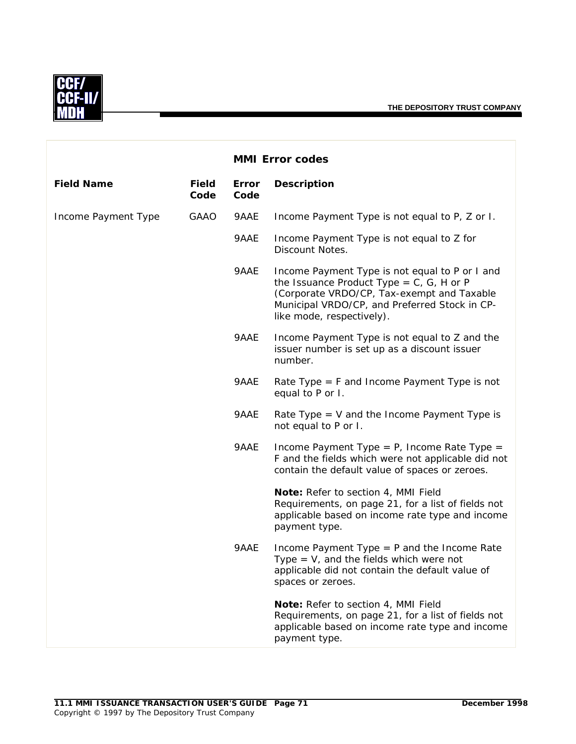## MMI Error codes

| Field Name | Field Code | Error Code | Description |
|---|---|---|---|
| Income Payment Type | GAAO | 9AAE | Income Payment Type is not equal to P, Z or I. |
| | | 9AAE | Income Payment Type is not equal to Z for Discount Notes. |
| | | 9AAE | Income Payment Type is not equal to P or I and the Issuance Product Type = C, G, H or P (Corporate VRDO/CP, Tax-exempt and Taxable Municipal VRDO/CP, and Preferred Stock in CP-like mode, respectively). |
| | | 9AAE | Income Payment Type is not equal to Z and the issuer number is set up as a discount issuer number. |
| | | 9AAE | Rate Type = F and Income Payment Type is not equal to P or I. |
| | | 9AAE | Rate Type = V and the Income Payment Type is not equal to P or I. |
| | | 9AAE | Income Payment Type = P, Income Rate Type = F and the fields which were not applicable did not contain the default value of spaces or zeroes. **Note:** Refer to section 4, MMI Field Requirements, on page 21, for a list of fields not applicable based on income rate type and income payment type. |
| | | 9AAE | Income Payment Type = P and the Income Rate Type = V, and the fields which were not applicable did not contain the default value of spaces or zeroes. **Note:** Refer to section 4, MMI Field Requirements, on page 21, for a list of fields not applicable based on income rate type and income payment type. |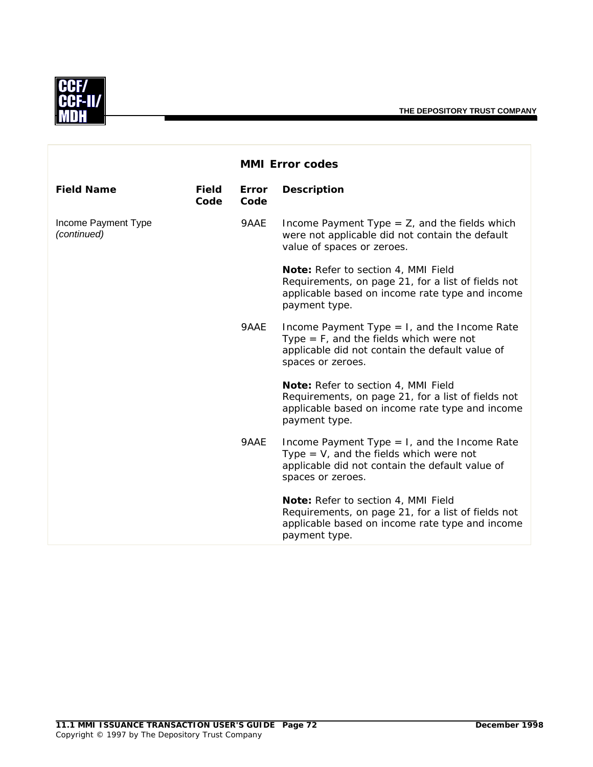## MMI Error codes

| Field Name | Field Code | Error Code | Description |
|---|---|---|---|
| Income Payment Type *(continued)* | | 9AAE | Income Payment Type = Z, and the fields which were not applicable did not contain the default value of spaces or zeroes.<br><br>**Note:** Refer to section 4, MMI Field Requirements, on page 21, for a list of fields not applicable based on income rate type and income payment type. |
| | | 9AAE | Income Payment Type = I, and the Income Rate Type = F, and the fields which were not applicable did not contain the default value of spaces or zeroes.<br><br>**Note:** Refer to section 4, MMI Field Requirements, on page 21, for a list of fields not applicable based on income rate type and income payment type. |
| | | 9AAE | Income Payment Type = I, and the Income Rate Type = V, and the fields which were not applicable did not contain the default value of spaces or zeroes.<br><br>**Note:** Refer to section 4, MMI Field Requirements, on page 21, for a list of fields not applicable based on income rate type and income payment type. |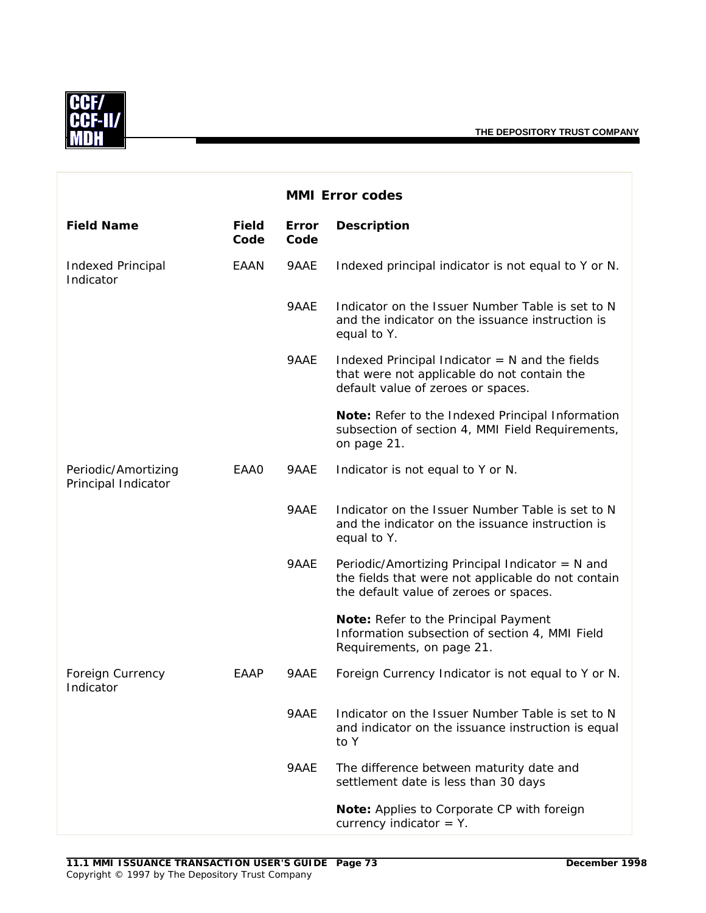**MMI Error codes**

| Field Name | Field Code | Error Code | Description |
|---|---|---|---|
| Indexed Principal Indicator | EAAN | 9AAE | Indexed principal indicator is not equal to Y or N. |
| | | 9AAE | Indicator on the Issuer Number Table is set to N and the indicator on the issuance instruction is equal to Y. |
| | | 9AAE | Indexed Principal Indicator = N and the fields that were not applicable do not contain the default value of zeroes or spaces. |
| | | | **Note:** Refer to the Indexed Principal Information subsection of section 4, MMI Field Requirements, on page 21. |
| Periodic/Amortizing Principal Indicator | EAA0 | 9AAE | Indicator is not equal to Y or N. |
| | | 9AAE | Indicator on the Issuer Number Table is set to N and the indicator on the issuance instruction is equal to Y. |
| | | 9AAE | Periodic/Amortizing Principal Indicator = N and the fields that were not applicable do not contain the default value of zeroes or spaces. |
| | | | **Note:** Refer to the Principal Payment Information subsection of section 4, MMI Field Requirements, on page 21. |
| Foreign Currency Indicator | EAAP | 9AAE | Foreign Currency Indicator is not equal to Y or N. |
| | | 9AAE | Indicator on the Issuer Number Table is set to N and indicator on the issuance instruction is equal to Y |
| | | 9AAE | The difference between maturity date and settlement date is less than 30 days |
| | | | **Note:** Applies to Corporate CP with foreign currency indicator = Y. |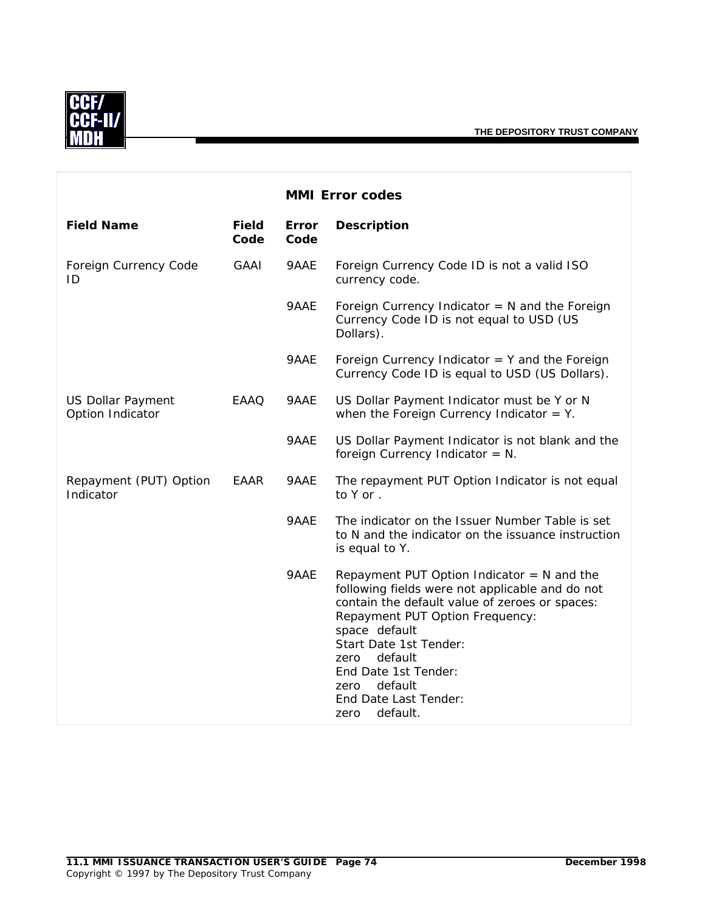## MMI Error codes

| Field Name | Field Code | Error Code | Description |
|---|---|---|---|
| Foreign Currency Code ID | GAAI | 9AAE | Foreign Currency Code ID is not a valid ISO currency code. |
| | | 9AAE | Foreign Currency Indicator = N and the Foreign Currency Code ID is not equal to USD (US Dollars). |
| | | 9AAE | Foreign Currency Indicator = Y and the Foreign Currency Code ID is equal to USD (US Dollars). |
| US Dollar Payment Option Indicator | EAAQ | 9AAE | US Dollar Payment Indicator must be Y or N when the Foreign Currency Indicator = Y. |
| | | 9AAE | US Dollar Payment Indicator is not blank and the foreign Currency Indicator = N. |
| Repayment (PUT) Option Indicator | EAAR | 9AAE | The repayment PUT Option Indicator is not equal to Y or . |
| | | 9AAE | The indicator on the Issuer Number Table is set to N and the indicator on the issuance instruction is equal to Y. |
| | | 9AAE | Repayment PUT Option Indicator = N and the following fields were not applicable and do not contain the default value of zeroes or spaces:<br>Repayment PUT Option Frequency:<br>space default<br>Start Date 1st Tender:<br>zero default<br>End Date 1st Tender:<br>zero default<br>End Date Last Tender:<br>zero default. |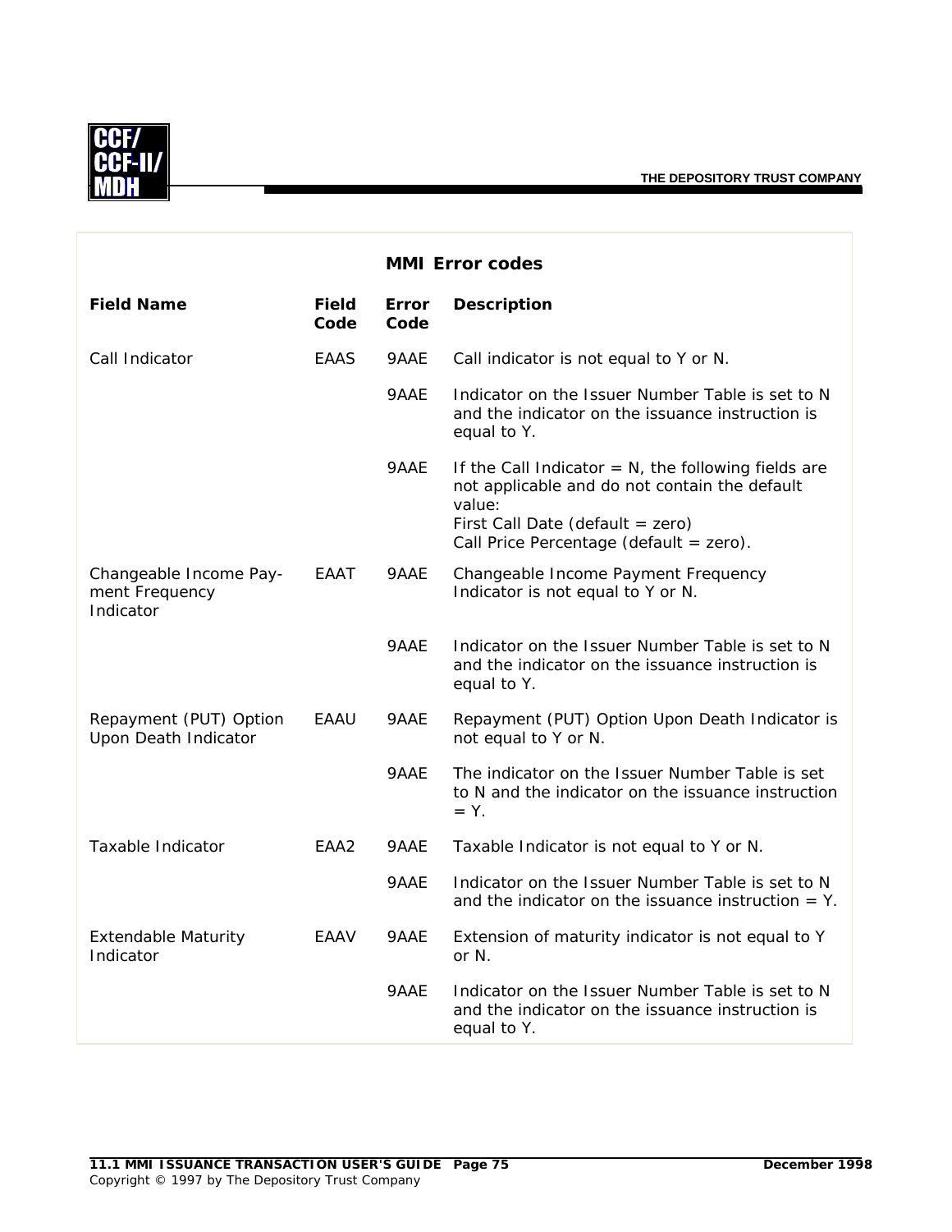## MMI Error codes

| Field Name | Field Code | Error Code | Description |
|---|---|---|---|
| Call Indicator | EAAS | 9AAE | Call indicator is not equal to Y or N. |
| | | 9AAE | Indicator on the Issuer Number Table is set to N and the indicator on the issuance instruction is equal to Y. |
| | | 9AAE | If the Call Indicator = N, the following fields are not applicable and do not contain the default value:<br>First Call Date (default = zero)<br>Call Price Percentage (default = zero). |
| Changeable Income Payment Frequency Indicator | EAAT | 9AAE | Changeable Income Payment Frequency Indicator is not equal to Y or N. |
| | | 9AAE | Indicator on the Issuer Number Table is set to N and the indicator on the issuance instruction is equal to Y. |
| Repayment (PUT) Option Upon Death Indicator | EAAU | 9AAE | Repayment (PUT) Option Upon Death Indicator is not equal to Y or N. |
| | | 9AAE | The indicator on the Issuer Number Table is set to N and the indicator on the issuance instruction = Y. |
| Taxable Indicator | EAA2 | 9AAE | Taxable Indicator is not equal to Y or N. |
| | | 9AAE | Indicator on the Issuer Number Table is set to N and the indicator on the issuance instruction = Y. |
| Extendable Maturity Indicator | EAAV | 9AAE | Extension of maturity indicator is not equal to Y or N. |
| | | 9AAE | Indicator on the Issuer Number Table is set to N and the indicator on the issuance instruction is equal to Y. |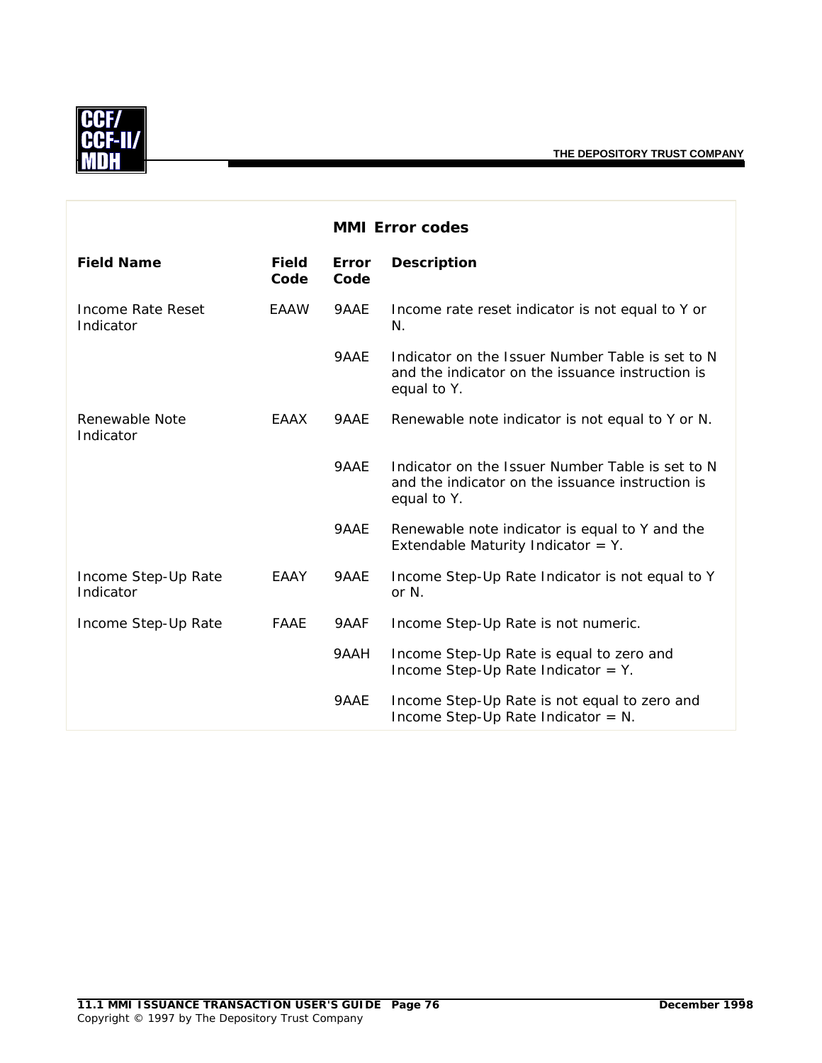## MMI Error codes

| Field Name | Field Code | Error Code | Description |
|---|---|---|---|
| Income Rate Reset Indicator | EAAW | 9AAE | Income rate reset indicator is not equal to Y or N. |
| | | 9AAE | Indicator on the Issuer Number Table is set to N and the indicator on the issuance instruction is equal to Y. |
| Renewable Note Indicator | EAAX | 9AAE | Renewable note indicator is not equal to Y or N. |
| | | 9AAE | Indicator on the Issuer Number Table is set to N and the indicator on the issuance instruction is equal to Y. |
| | | 9AAE | Renewable note indicator is equal to Y and the Extendable Maturity Indicator = Y. |
| Income Step-Up Rate Indicator | EAAY | 9AAE | Income Step-Up Rate Indicator is not equal to Y or N. |
| Income Step-Up Rate | FAAE | 9AAF | Income Step-Up Rate is not numeric. |
| | | 9AAH | Income Step-Up Rate is equal to zero and Income Step-Up Rate Indicator = Y. |
| | | 9AAE | Income Step-Up Rate is not equal to zero and Income Step-Up Rate Indicator = N. |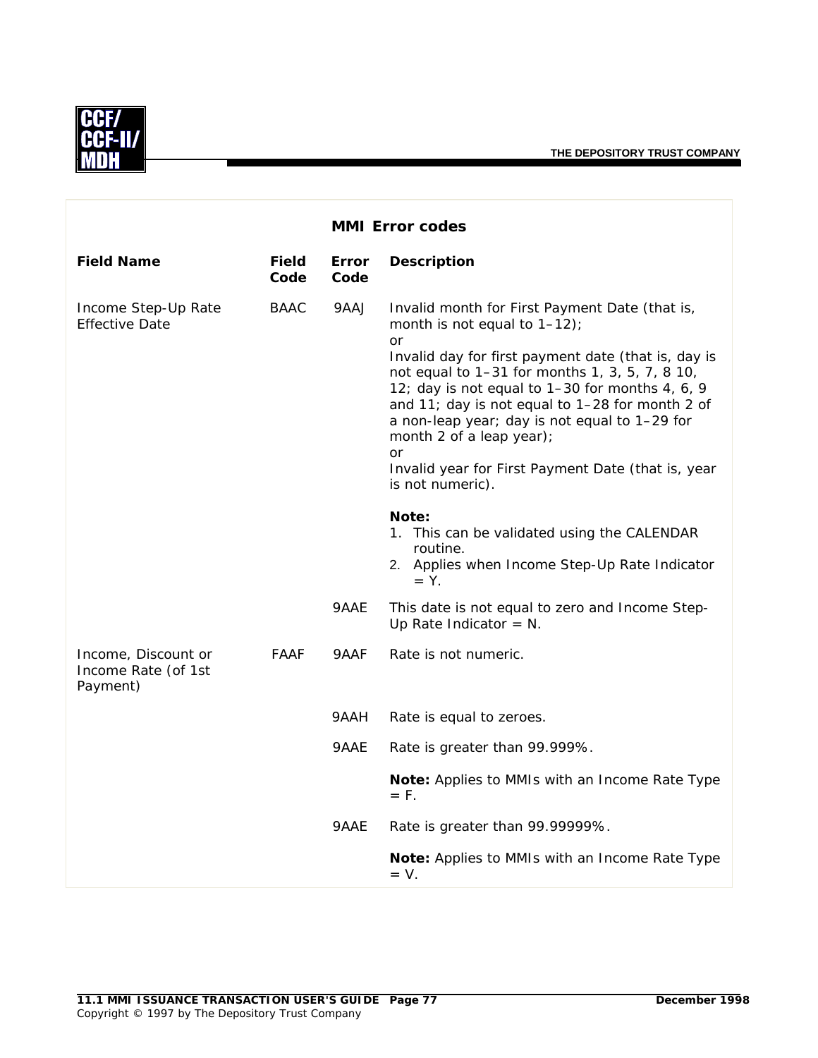## MMI Error codes

| Field Name | Field Code | Error Code | Description |
|---|---|---|---|
| Income Step-Up Rate Effective Date | BAAC | 9AAJ | Invalid month for First Payment Date (that is, month is not equal to 1–12);<br>or<br>Invalid day for first payment date (that is, day is not equal to 1–31 for months 1, 3, 5, 7, 8 10, 12; day is not equal to 1–30 for months 4, 6, 9 and 11; day is not equal to 1–28 for month 2 of a non-leap year; day is not equal to 1–29 for month 2 of a leap year);<br>or<br>Invalid year for First Payment Date (that is, year is not numeric).<br><br>**Note:**<br>1. This can be validated using the CALENDAR routine.<br>2. Applies when Income Step-Up Rate Indicator = Y. |
| | | 9AAE | This date is not equal to zero and Income Step-Up Rate Indicator = N. |
| Income, Discount or Income Rate (of 1st Payment) | FAAF | 9AAF | Rate is not numeric. |
| | | 9AAH | Rate is equal to zeroes. |
| | | 9AAE | Rate is greater than 99.999%.<br><br>**Note:** Applies to MMIs with an Income Rate Type = F. |
| | | 9AAE | Rate is greater than 99.99999%.<br><br>**Note:** Applies to MMIs with an Income Rate Type = V. |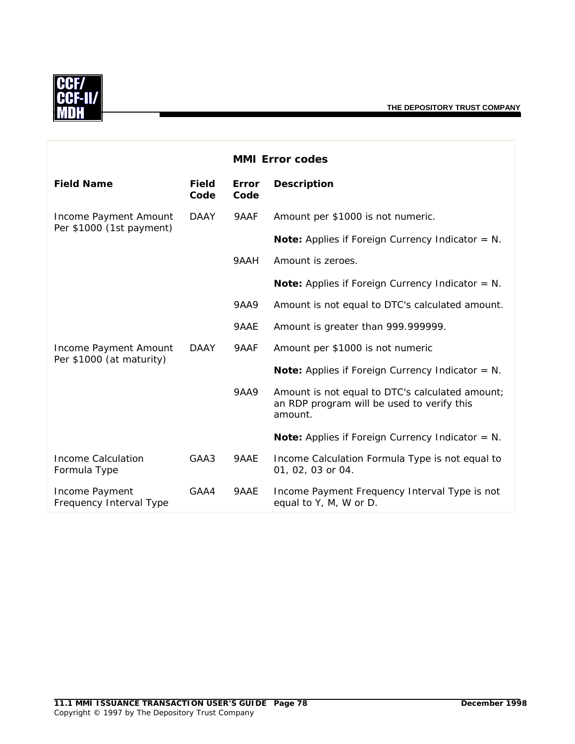## MMI Error codes

| Field Name | Field Code | Error Code | Description |
|---|---|---|---|
| Income Payment Amount Per $1000 (1st payment) | DAAY | 9AAF | Amount per $1000 is not numeric. |
| | | | **Note:** Applies if Foreign Currency Indicator = N. |
| | | 9AAH | Amount is zeroes. |
| | | | **Note:** Applies if Foreign Currency Indicator = N. |
| | | 9AA9 | Amount is not equal to DTC's calculated amount. |
| | | 9AAE | Amount is greater than 999.999999. |
| Income Payment Amount Per $1000 (at maturity) | DAAY | 9AAF | Amount per $1000 is not numeric |
| | | | **Note:** Applies if Foreign Currency Indicator = N. |
| | | 9AA9 | Amount is not equal to DTC's calculated amount; an RDP program will be used to verify this amount. |
| | | | **Note:** Applies if Foreign Currency Indicator = N. |
| Income Calculation Formula Type | GAA3 | 9AAE | Income Calculation Formula Type is not equal to 01, 02, 03 or 04. |
| Income Payment Frequency Interval Type | GAA4 | 9AAE | Income Payment Frequency Interval Type is not equal to Y, M, W or D. |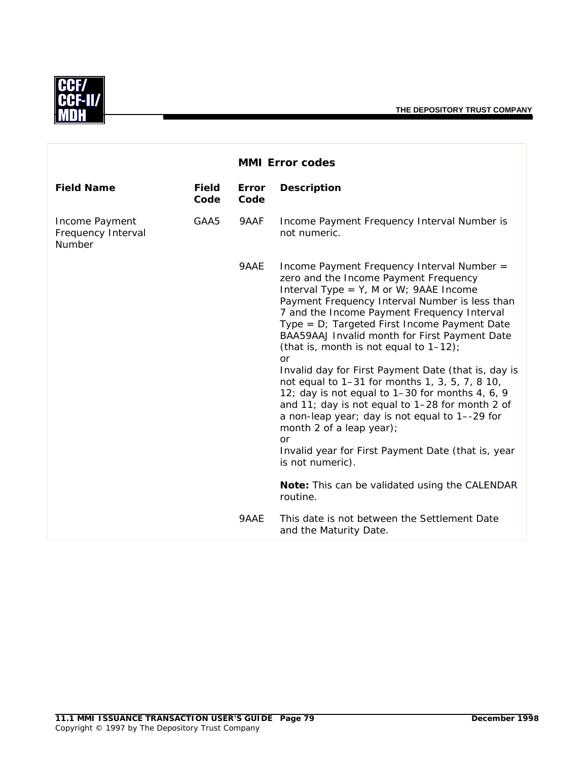## MMI Error codes

| Field Name | Field Code | Error Code | Description |
|---|---|---|---|
| Income Payment Frequency Interval Number | GAA5 | 9AAF | Income Payment Frequency Interval Number is not numeric. |
| | | 9AAE | Income Payment Frequency Interval Number = zero and the Income Payment Frequency Interval Type = Y, M or W; 9AAE Income Payment Frequency Interval Number is less than 7 and the Income Payment Frequency Interval Type = D; Targeted First Income Payment Date BAA59AAJ Invalid month for First Payment Date (that is, month is not equal to 1–12);<br>or<br>Invalid day for First Payment Date (that is, day is not equal to 1–31 for months 1, 3, 5, 7, 8 10, 12; day is not equal to 1–30 for months 4, 6, 9 and 11; day is not equal to 1–28 for month 2 of a non-leap year; day is not equal to 1–-29 for month 2 of a leap year);<br>or<br>Invalid year for First Payment Date (that is, year is not numeric).<br><br>**Note:** This can be validated using the CALENDAR routine. |
| | | 9AAE | This date is not between the Settlement Date and the Maturity Date. |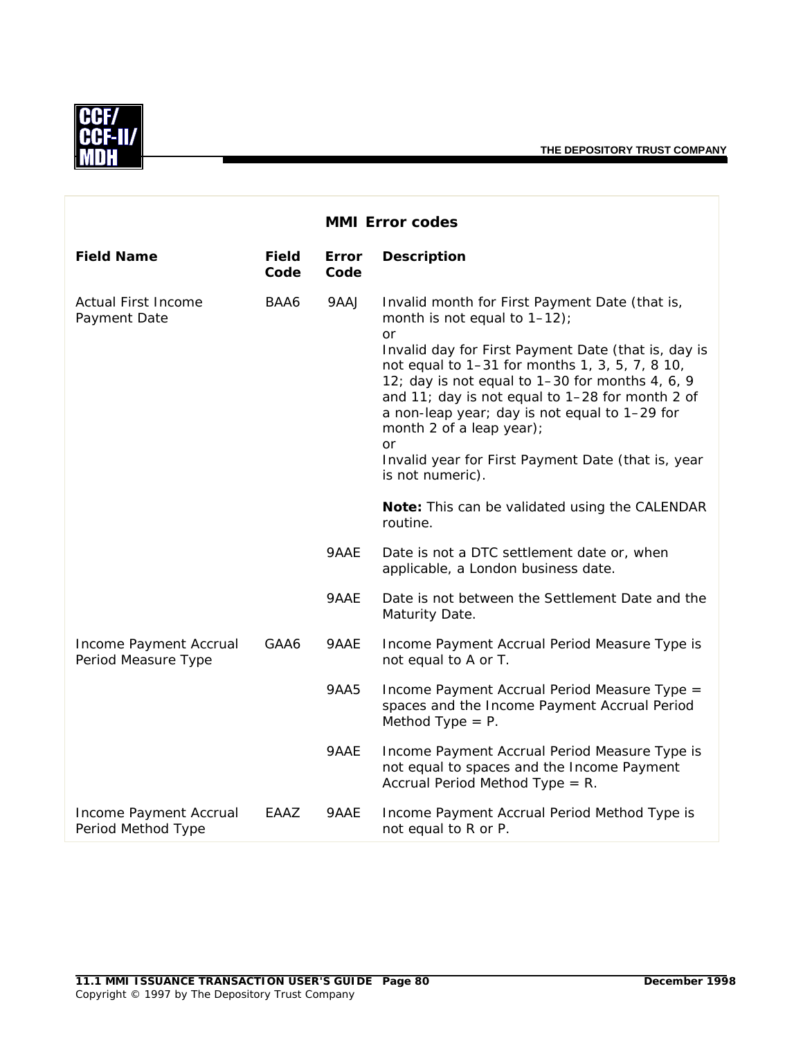## MMI Error codes

| Field Name | Field Code | Error Code | Description |
|---|---|---|---|
| Actual First Income Payment Date | BAA6 | 9AAJ | Invalid month for First Payment Date (that is, month is not equal to 1–12);<br>or<br>Invalid day for First Payment Date (that is, day is not equal to 1–31 for months 1, 3, 5, 7, 8 10, 12; day is not equal to 1–30 for months 4, 6, 9 and 11; day is not equal to 1–28 for month 2 of a non-leap year; day is not equal to 1–29 for month 2 of a leap year);<br>or<br>Invalid year for First Payment Date (that is, year is not numeric).<br><br>**Note:** This can be validated using the CALENDAR routine. |
| | | 9AAE | Date is not a DTC settlement date or, when applicable, a London business date. |
| | | 9AAE | Date is not between the Settlement Date and the Maturity Date. |
| Income Payment Accrual Period Measure Type | GAA6 | 9AAE | Income Payment Accrual Period Measure Type is not equal to A or T. |
| | | 9AA5 | Income Payment Accrual Period Measure Type = spaces and the Income Payment Accrual Period Method Type = P. |
| | | 9AAE | Income Payment Accrual Period Measure Type is not equal to spaces and the Income Payment Accrual Period Method Type = R. |
| Income Payment Accrual Period Method Type | EAAZ | 9AAE | Income Payment Accrual Period Method Type is not equal to R or P. |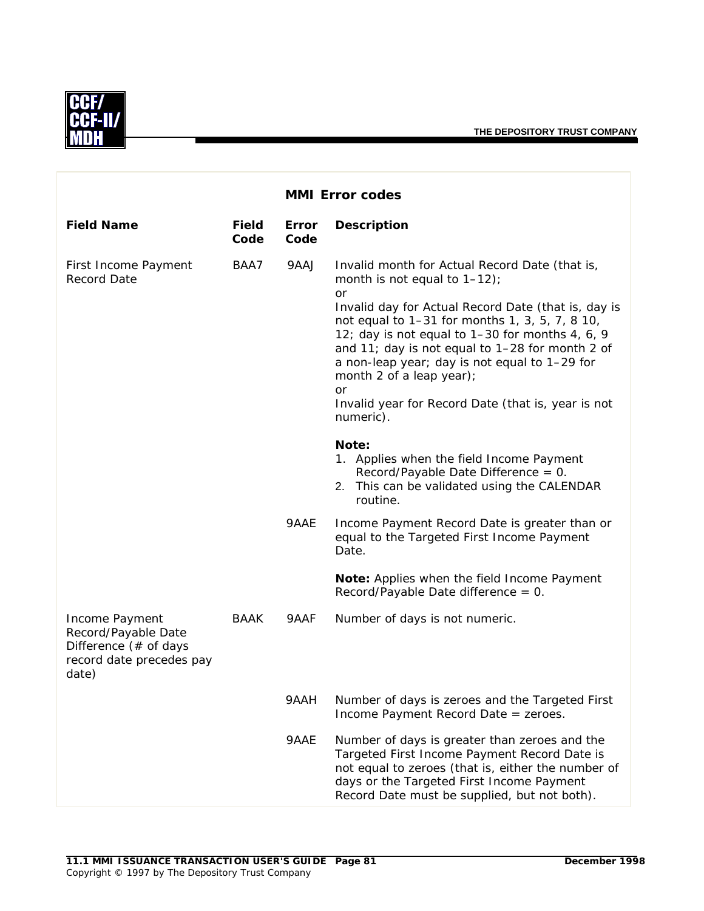### MMI Error codes

| Field Name | Field Code | Error Code | Description |
|---|---|---|---|
| First Income Payment Record Date | BAA7 | 9AAJ | Invalid month for Actual Record Date (that is, month is not equal to 1–12);<br>or<br>Invalid day for Actual Record Date (that is, day is not equal to 1–31 for months 1, 3, 5, 7, 8 10, 12; day is not equal to 1–30 for months 4, 6, 9 and 11; day is not equal to 1–28 for month 2 of a non-leap year; day is not equal to 1–29 for month 2 of a leap year);<br>or<br>Invalid year for Record Date (that is, year is not numeric).<br><br>**Note:**<br>1. Applies when the field Income Payment Record/Payable Date Difference = 0.<br>2. This can be validated using the CALENDAR routine. |
| | | 9AAE | Income Payment Record Date is greater than or equal to the Targeted First Income Payment Date.<br><br>**Note:** Applies when the field Income Payment Record/Payable Date difference = 0. |
| Income Payment Record/Payable Date Difference (# of days record date precedes pay date) | BAAK | 9AAF | Number of days is not numeric. |
| | | 9AAH | Number of days is zeroes and the Targeted First Income Payment Record Date = zeroes. |
| | | 9AAE | Number of days is greater than zeroes and the Targeted First Income Payment Record Date is not equal to zeroes (that is, either the number of days or the Targeted First Income Payment Record Date must be supplied, but not both). |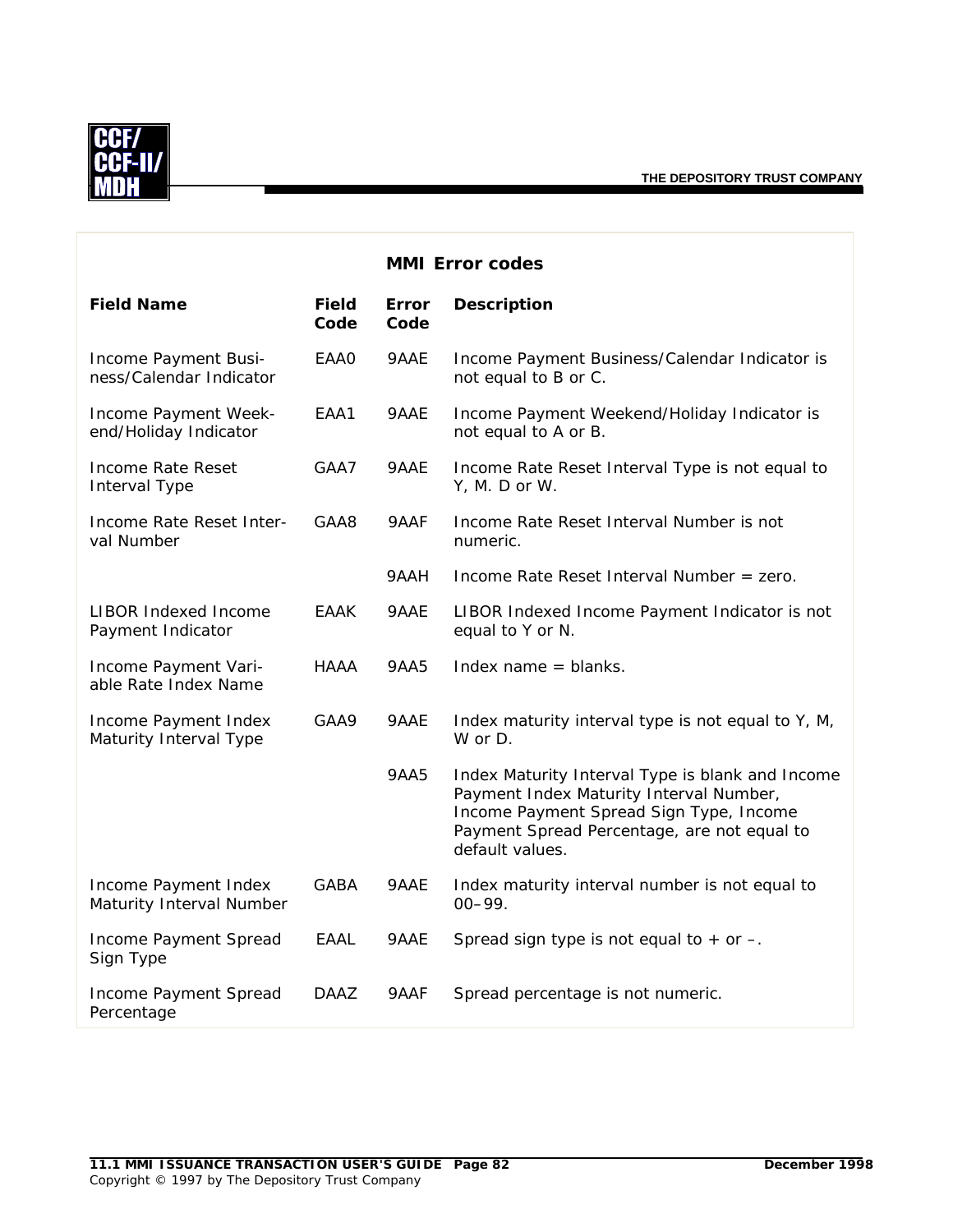## MMI Error codes

| Field Name | Field Code | Error Code | Description |
|---|---|---|---|
| Income Payment Business/Calendar Indicator | EAA0 | 9AAE | Income Payment Business/Calendar Indicator is not equal to B or C. |
| Income Payment Weekend/Holiday Indicator | EAA1 | 9AAE | Income Payment Weekend/Holiday Indicator is not equal to A or B. |
| Income Rate Reset Interval Type | GAA7 | 9AAE | Income Rate Reset Interval Type is not equal to Y, M. D or W. |
| Income Rate Reset Interval Number | GAA8 | 9AAF | Income Rate Reset Interval Number is not numeric. |
| | | 9AAH | Income Rate Reset Interval Number = zero. |
| LIBOR Indexed Income Payment Indicator | EAAK | 9AAE | LIBOR Indexed Income Payment Indicator is not equal to Y or N. |
| Income Payment Variable Rate Index Name | HAAA | 9AA5 | Index name = blanks. |
| Income Payment Index Maturity Interval Type | GAA9 | 9AAE | Index maturity interval type is not equal to Y, M, W or D. |
| | | 9AA5 | Index Maturity Interval Type is blank and Income Payment Index Maturity Interval Number, Income Payment Spread Sign Type, Income Payment Spread Percentage, are not equal to default values. |
| Income Payment Index Maturity Interval Number | GABA | 9AAE | Index maturity interval number is not equal to 00–99. |
| Income Payment Spread Sign Type | EAAL | 9AAE | Spread sign type is not equal to + or –. |
| Income Payment Spread Percentage | DAAZ | 9AAF | Spread percentage is not numeric. |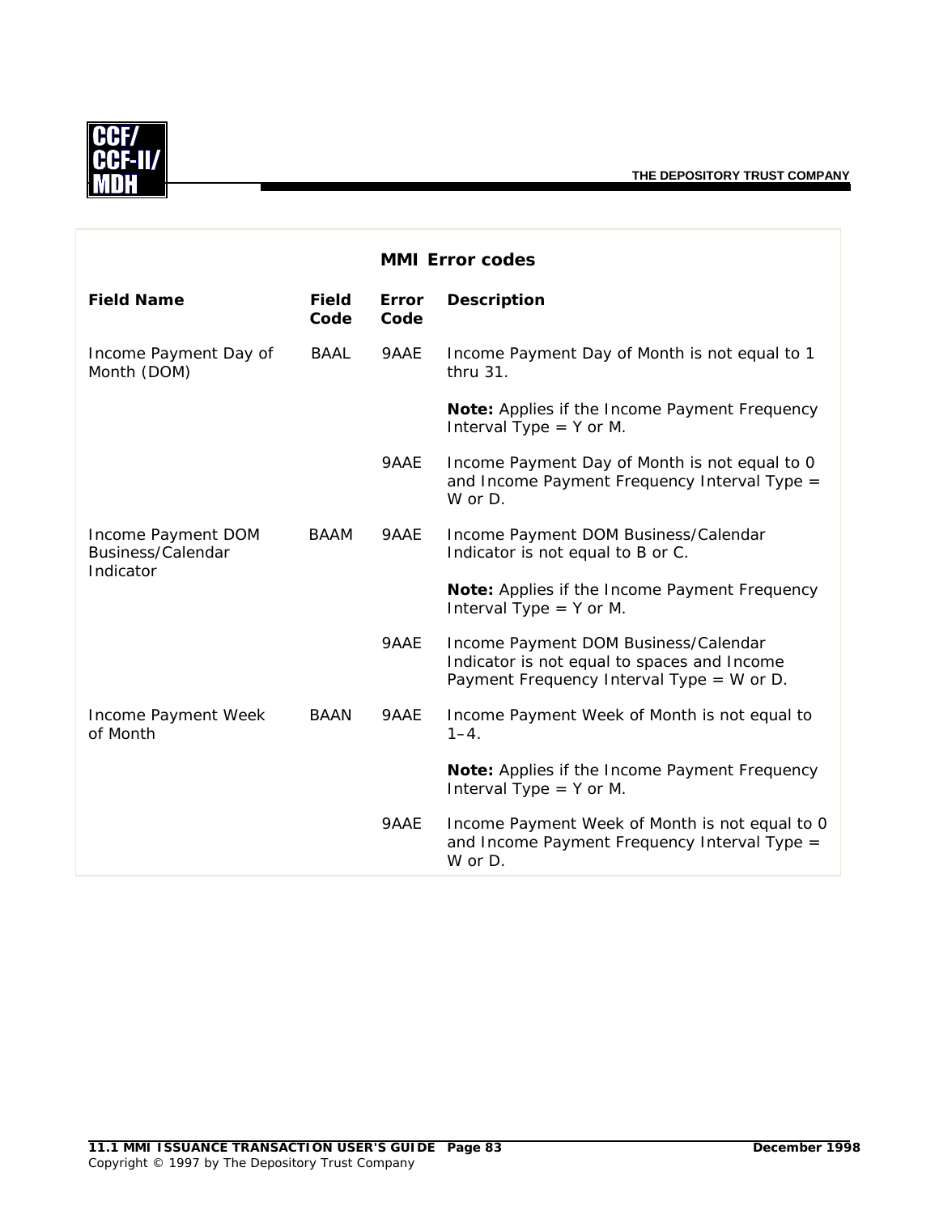## MMI Error codes

| Field Name | Field Code | Error Code | Description |
|---|---|---|---|
| Income Payment Day of Month (DOM) | BAAL | 9AAE | Income Payment Day of Month is not equal to 1 thru 31.<br><br>**Note:** Applies if the Income Payment Frequency Interval Type = Y or M. |
| | | 9AAE | Income Payment Day of Month is not equal to 0 and Income Payment Frequency Interval Type = W or D. |
| Income Payment DOM Business/Calendar Indicator | BAAM | 9AAE | Income Payment DOM Business/Calendar Indicator is not equal to B or C.<br><br>**Note:** Applies if the Income Payment Frequency Interval Type = Y or M. |
| | | 9AAE | Income Payment DOM Business/Calendar Indicator is not equal to spaces and Income Payment Frequency Interval Type = W or D. |
| Income Payment Week of Month | BAAN | 9AAE | Income Payment Week of Month is not equal to 1–4.<br><br>**Note:** Applies if the Income Payment Frequency Interval Type = Y or M. |
| | | 9AAE | Income Payment Week of Month is not equal to 0 and Income Payment Frequency Interval Type = W or D. |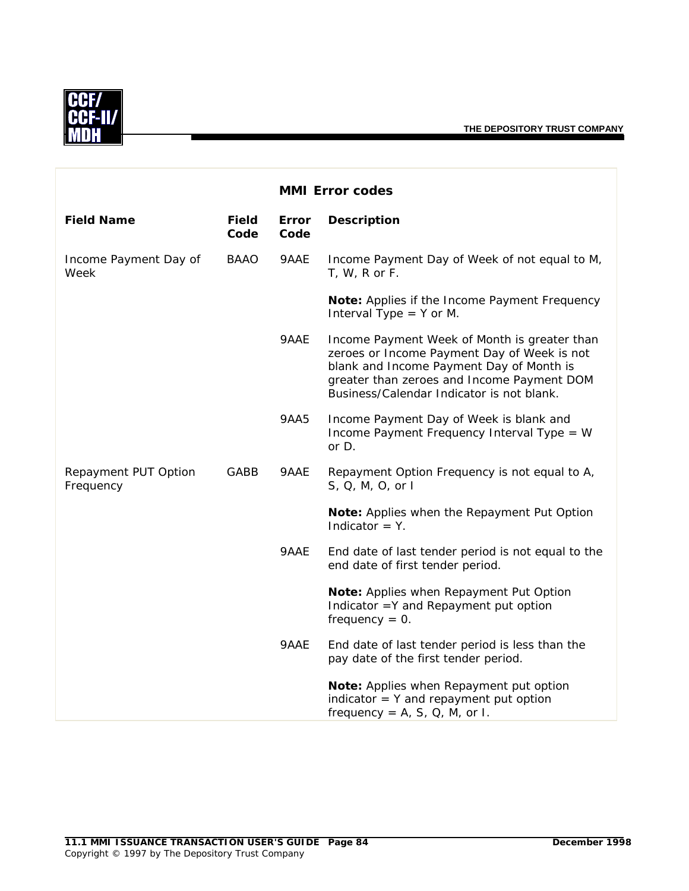## MMI Error codes

| Field Name | Field Code | Error Code | Description |
|---|---|---|---|
| Income Payment Day of Week | BAAO | 9AAE | Income Payment Day of Week of not equal to M, T, W, R or F.<br><br>**Note:** Applies if the Income Payment Frequency Interval Type = Y or M. |
| | | 9AAE | Income Payment Week of Month is greater than zeroes or Income Payment Day of Week is not blank and Income Payment Day of Month is greater than zeroes and Income Payment DOM Business/Calendar Indicator is not blank. |
| | | 9AA5 | Income Payment Day of Week is blank and Income Payment Frequency Interval Type = W or D. |
| Repayment PUT Option Frequency | GABB | 9AAE | Repayment Option Frequency is not equal to A, S, Q, M, O, or I<br><br>**Note:** Applies when the Repayment Put Option Indicator = Y. |
| | | 9AAE | End date of last tender period is not equal to the end date of first tender period.<br><br>**Note:** Applies when Repayment Put Option Indicator =Y and Repayment put option frequency = 0. |
| | | 9AAE | End date of last tender period is less than the pay date of the first tender period.<br><br>**Note:** Applies when Repayment put option indicator = Y and repayment put option frequency = A, S, Q, M, or I. |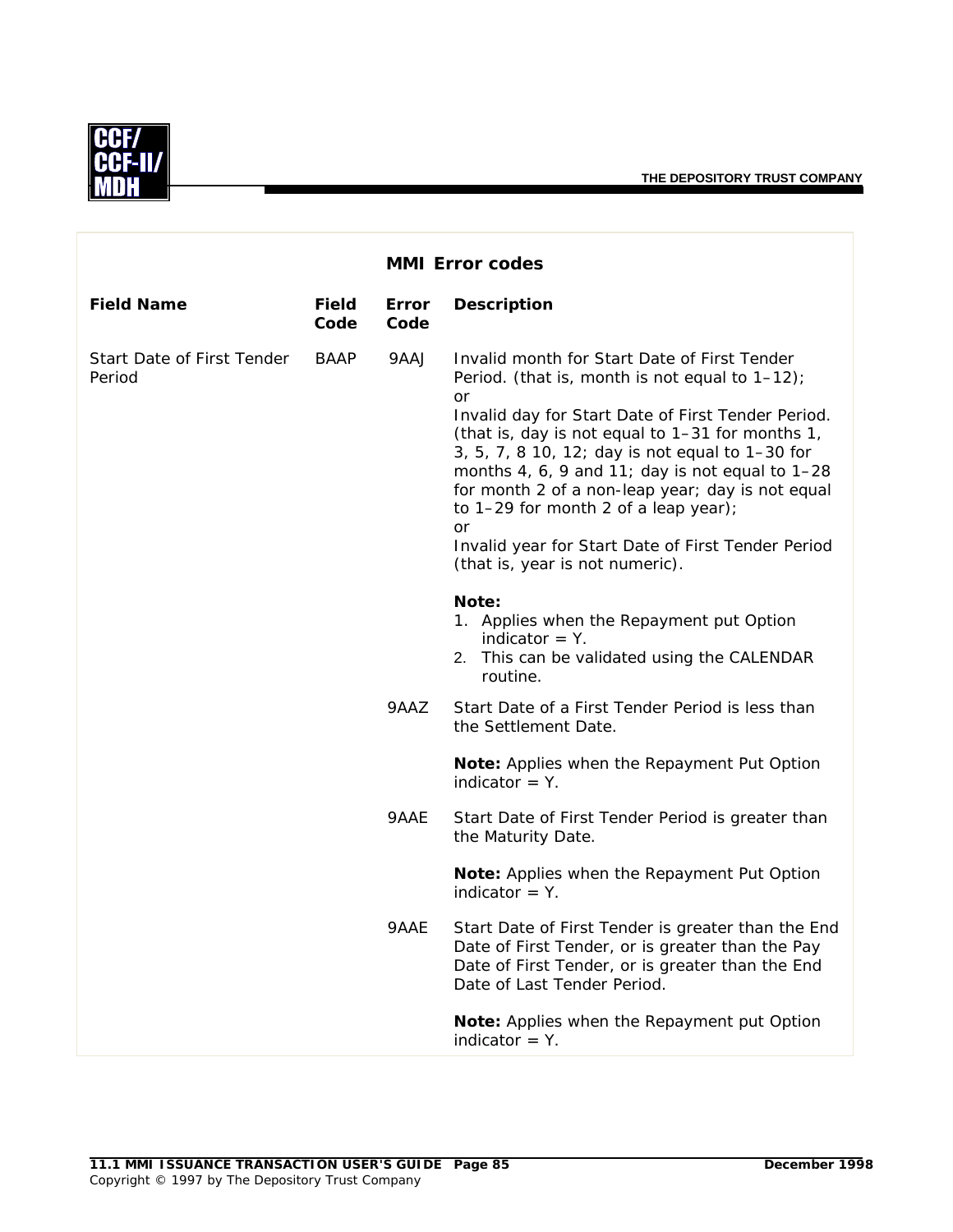## MMI Error codes

| Field Name | Field Code | Error Code | Description |
| --- | --- | --- | --- |
| Start Date of First Tender Period | BAAP | 9AAJ | Invalid month for Start Date of First Tender Period. (that is, month is not equal to 1–12); or Invalid day for Start Date of First Tender Period. (that is, day is not equal to 1–31 for months 1, 3, 5, 7, 8 10, 12; day is not equal to 1–30 for months 4, 6, 9 and 11; day is not equal to 1–28 for month 2 of a non-leap year; day is not equal to 1–29 for month 2 of a leap year); or Invalid year for Start Date of First Tender Period (that is, year is not numeric).<br><br>**Note:**<br>1. Applies when the Repayment put Option indicator = Y.<br>2. This can be validated using the CALENDAR routine. |
| | | 9AAZ | Start Date of a First Tender Period is less than the Settlement Date.<br><br>**Note:** Applies when the Repayment Put Option indicator = Y. |
| | | 9AAE | Start Date of First Tender Period is greater than the Maturity Date.<br><br>**Note:** Applies when the Repayment Put Option indicator = Y. |
| | | 9AAE | Start Date of First Tender is greater than the End Date of First Tender, or is greater than the Pay Date of First Tender, or is greater than the End Date of Last Tender Period.<br><br>**Note:** Applies when the Repayment put Option indicator = Y. |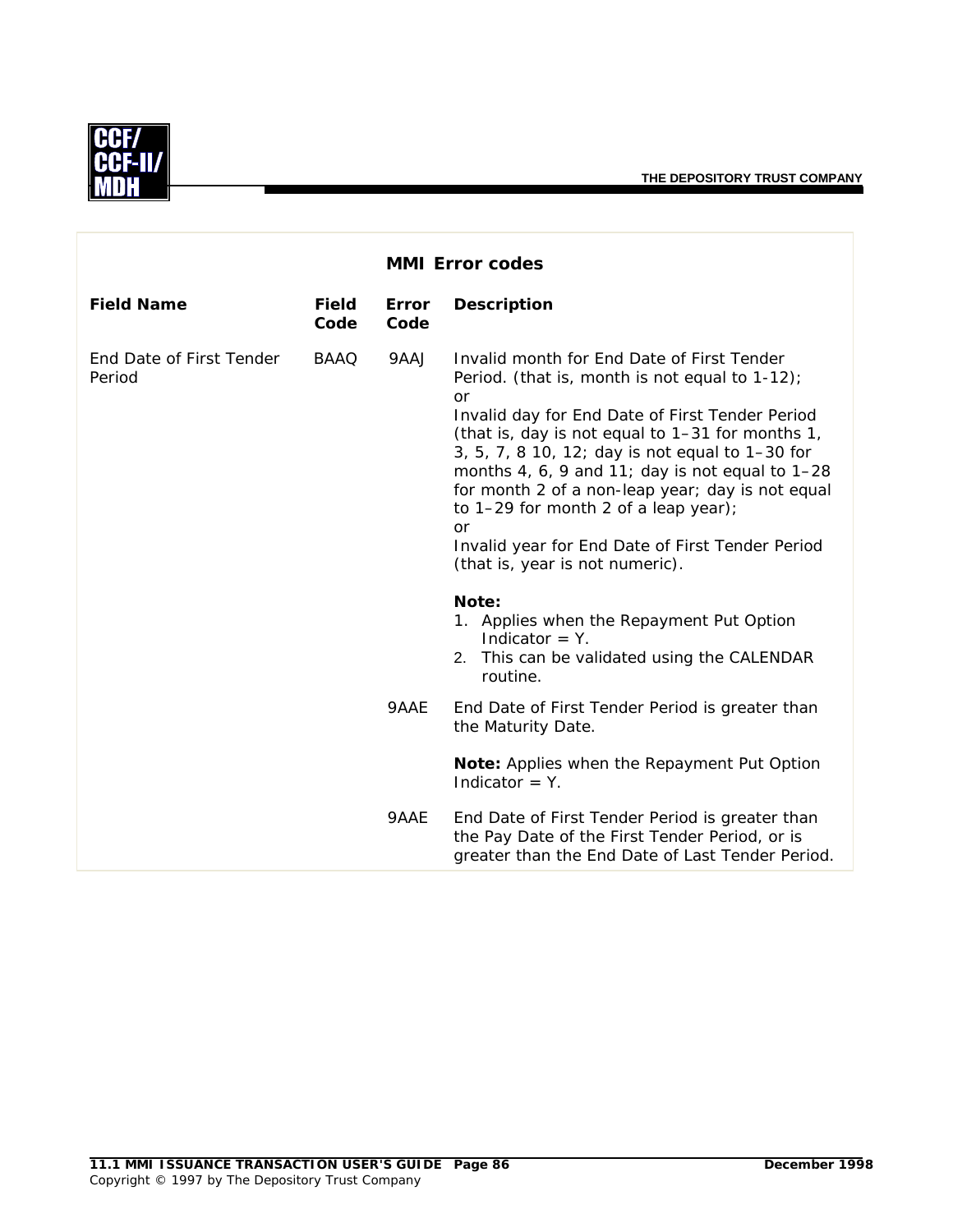## MMI Error codes

| Field Name | Field Code | Error Code | Description |
|---|---|---|---|
| End Date of First Tender Period | BAAQ | 9AAJ | Invalid month for End Date of First Tender Period. (that is, month is not equal to 1-12); or Invalid day for End Date of First Tender Period (that is, day is not equal to 1–31 for months 1, 3, 5, 7, 8 10, 12; day is not equal to 1–30 for months 4, 6, 9 and 11; day is not equal to 1–28 for month 2 of a non-leap year; day is not equal to 1–29 for month 2 of a leap year); or Invalid year for End Date of First Tender Period (that is, year is not numeric).<br><br>**Note:**<br>1. Applies when the Repayment Put Option Indicator = Y.<br>2. This can be validated using the CALENDAR routine. |
| | | 9AAE | End Date of First Tender Period is greater than the Maturity Date.<br><br>**Note:** Applies when the Repayment Put Option Indicator = Y. |
| | | 9AAE | End Date of First Tender Period is greater than the Pay Date of the First Tender Period, or is greater than the End Date of Last Tender Period. |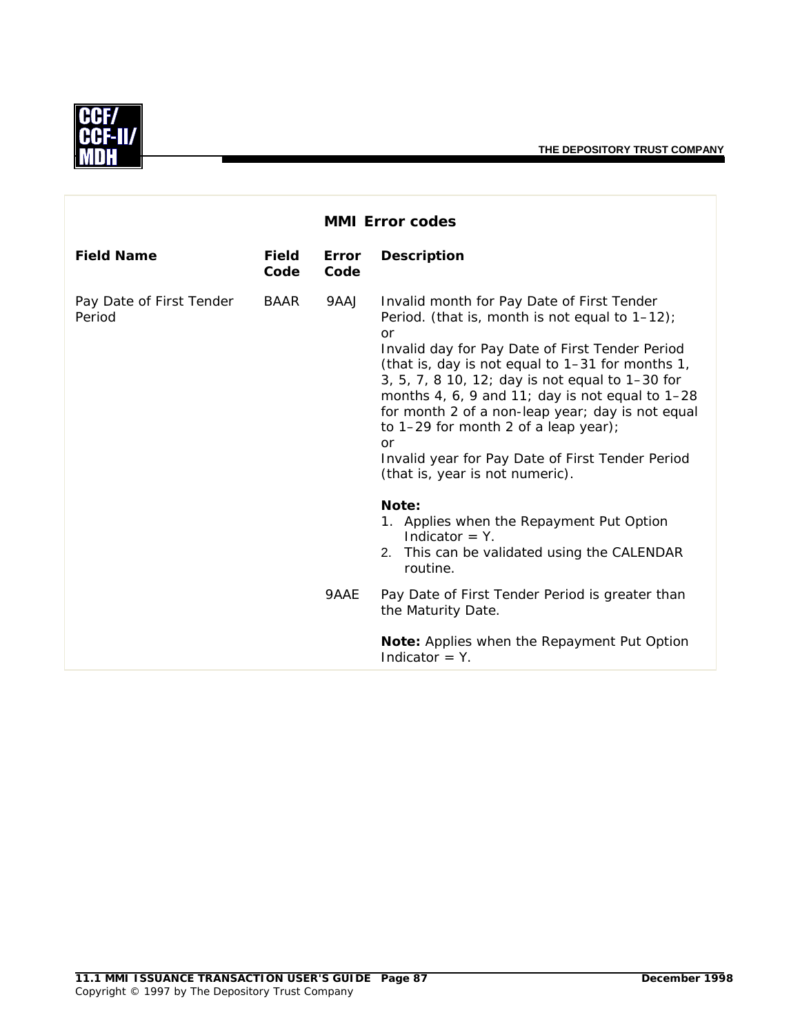### MMI Error codes

| Field Name | Field Code | Error Code | Description |
|---|---|---|---|
| Pay Date of First Tender Period | BAAR | 9AAJ | Invalid month for Pay Date of First Tender Period. (that is, month is not equal to 1–12); or Invalid day for Pay Date of First Tender Period (that is, day is not equal to 1–31 for months 1, 3, 5, 7, 8 10, 12; day is not equal to 1–30 for months 4, 6, 9 and 11; day is not equal to 1–28 for month 2 of a non-leap year; day is not equal to 1–29 for month 2 of a leap year); or Invalid year for Pay Date of First Tender Period (that is, year is not numeric).<br><br>**Note:**<br>1. Applies when the Repayment Put Option Indicator = Y.<br>2. This can be validated using the CALENDAR routine. |
| | | 9AAE | Pay Date of First Tender Period is greater than the Maturity Date.<br><br>**Note:** Applies when the Repayment Put Option Indicator = Y. |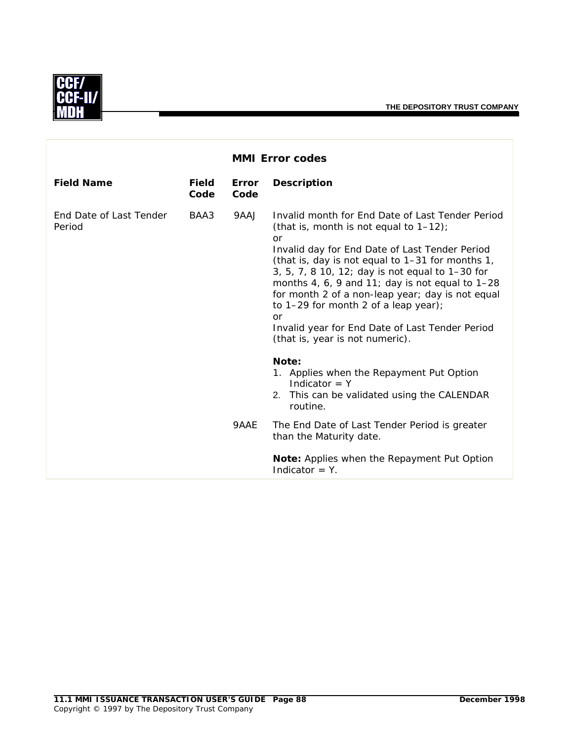| MMI Error codes | | | |
|---|---|---|---|
| **Field Name** | **Field Code** | **Error Code** | **Description** |
| End Date of Last Tender Period | BAA3 | 9AAJ | Invalid month for End Date of Last Tender Period (that is, month is not equal to 1–12);<br>or<br>Invalid day for End Date of Last Tender Period (that is, day is not equal to 1–31 for months 1, 3, 5, 7, 8 10, 12; day is not equal to 1–30 for months 4, 6, 9 and 11; day is not equal to 1–28 for month 2 of a non-leap year; day is not equal to 1–29 for month 2 of a leap year);<br>or<br>Invalid year for End Date of Last Tender Period (that is, year is not numeric).<br><br>**Note:**<br>1. Applies when the Repayment Put Option Indicator = Y<br>2. This can be validated using the CALENDAR routine. |
| | | 9AAE | The End Date of Last Tender Period is greater than the Maturity date.<br><br>**Note:** Applies when the Repayment Put Option Indicator = Y. |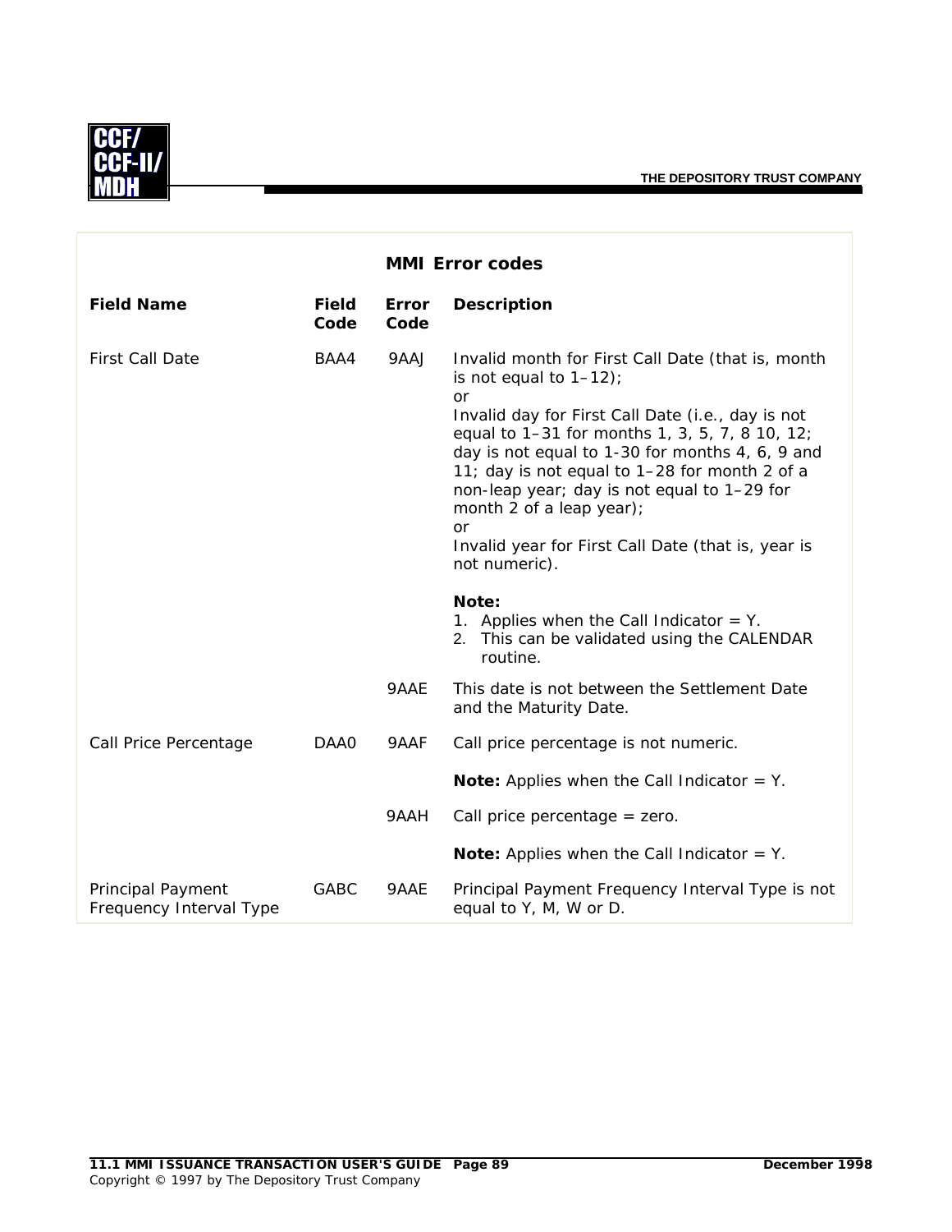| MMI Error codes | | | |
|---|---|---|---|
| **Field Name** | **Field Code** | **Error Code** | **Description** |
| First Call Date | BAA4 | 9AAJ | Invalid month for First Call Date (that is, month is not equal to 1–12);<br>or<br>Invalid day for First Call Date (i.e., day is not equal to 1–31 for months 1, 3, 5, 7, 8 10, 12; day is not equal to 1-30 for months 4, 6, 9 and 11; day is not equal to 1–28 for month 2 of a non-leap year; day is not equal to 1–29 for month 2 of a leap year);<br>or<br>Invalid year for First Call Date (that is, year is not numeric).<br><br>**Note:**<br>1. Applies when the Call Indicator = Y.<br>2. This can be validated using the CALENDAR routine. |
| | | 9AAE | This date is not between the Settlement Date and the Maturity Date. |
| Call Price Percentage | DAA0 | 9AAF | Call price percentage is not numeric.<br><br>**Note:** Applies when the Call Indicator = Y. |
| | | 9AAH | Call price percentage = zero.<br><br>**Note:** Applies when the Call Indicator = Y. |
| Principal Payment Frequency Interval Type | GABC | 9AAE | Principal Payment Frequency Interval Type is not equal to Y, M, W or D. |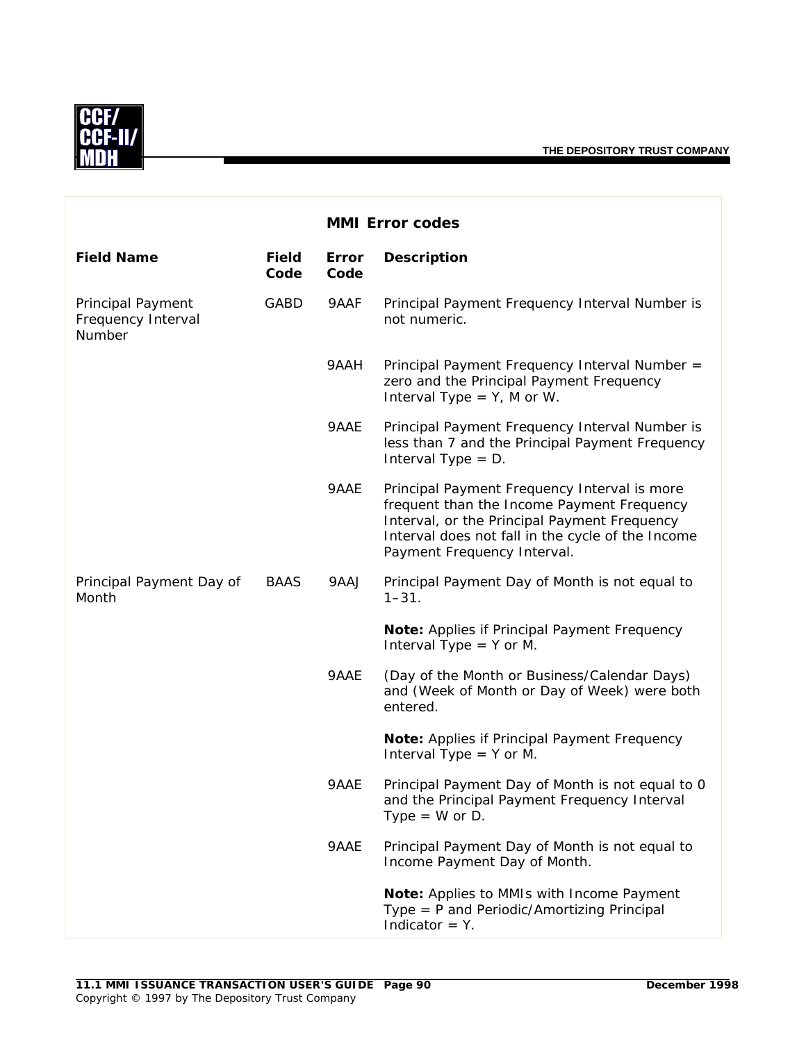## MMI Error codes

| Field Name | Field Code | Error Code | Description |
|---|---|---|---|
| Principal Payment Frequency Interval Number | GABD | 9AAF | Principal Payment Frequency Interval Number is not numeric. |
| | | 9AAH | Principal Payment Frequency Interval Number = zero and the Principal Payment Frequency Interval Type = Y, M or W. |
| | | 9AAE | Principal Payment Frequency Interval Number is less than 7 and the Principal Payment Frequency Interval Type = D. |
| | | 9AAE | Principal Payment Frequency Interval is more frequent than the Income Payment Frequency Interval, or the Principal Payment Frequency Interval does not fall in the cycle of the Income Payment Frequency Interval. |
| Principal Payment Day of Month | BAAS | 9AAJ | Principal Payment Day of Month is not equal to 1–31.<br><br>**Note:** Applies if Principal Payment Frequency Interval Type = Y or M. |
| | | 9AAE | (Day of the Month or Business/Calendar Days) and (Week of Month or Day of Week) were both entered.<br><br>**Note:** Applies if Principal Payment Frequency Interval Type = Y or M. |
| | | 9AAE | Principal Payment Day of Month is not equal to 0 and the Principal Payment Frequency Interval Type = W or D. |
| | | 9AAE | Principal Payment Day of Month is not equal to Income Payment Day of Month.<br><br>**Note:** Applies to MMIs with Income Payment Type = P and Periodic/Amortizing Principal Indicator = Y. |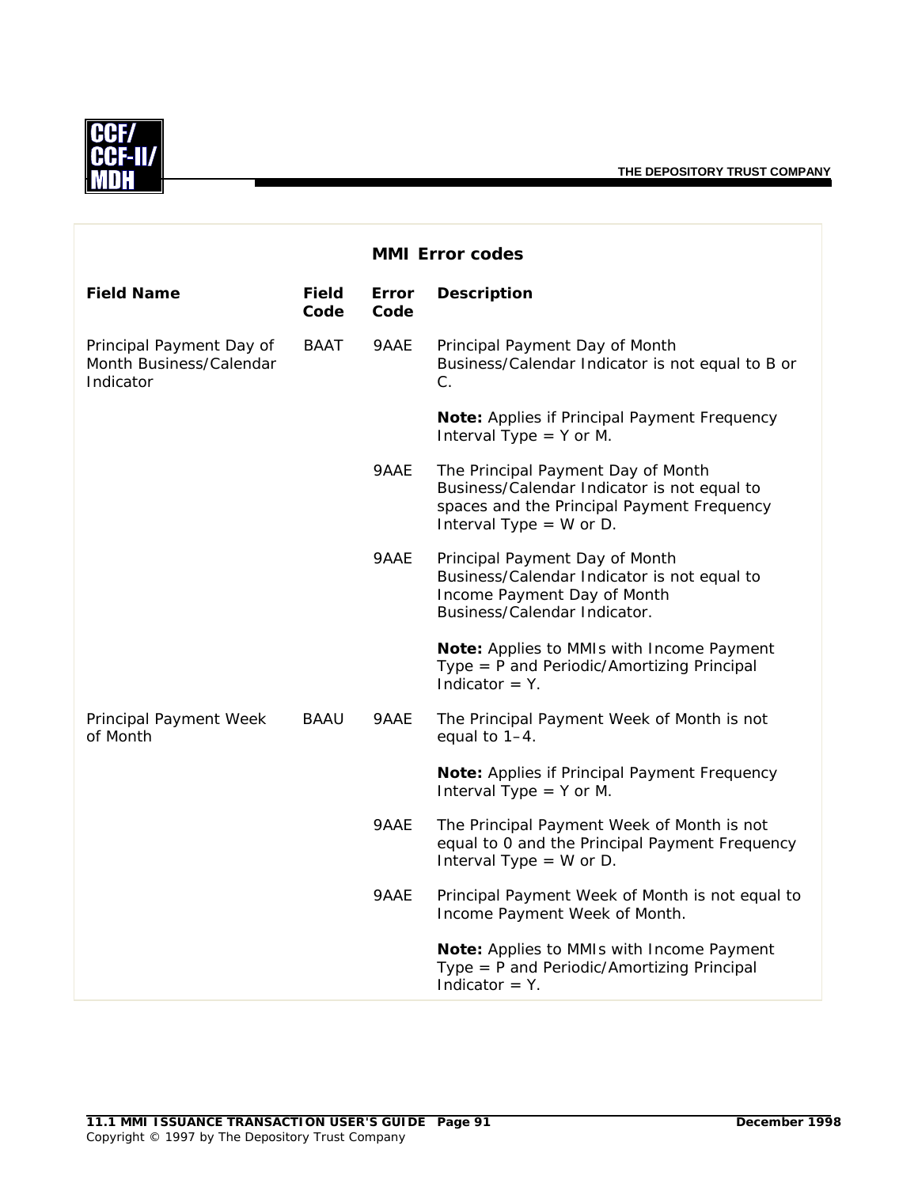## MMI Error codes

| Field Name | Field Code | Error Code | Description |
|---|---|---|---|
| Principal Payment Day of Month Business/Calendar Indicator | BAAT | 9AAE | Principal Payment Day of Month Business/Calendar Indicator is not equal to B or C.<br><br>**Note:** Applies if Principal Payment Frequency Interval Type = Y or M. |
| | | 9AAE | The Principal Payment Day of Month Business/Calendar Indicator is not equal to spaces and the Principal Payment Frequency Interval Type = W or D. |
| | | 9AAE | Principal Payment Day of Month Business/Calendar Indicator is not equal to Income Payment Day of Month Business/Calendar Indicator.<br><br>**Note:** Applies to MMIs with Income Payment Type = P and Periodic/Amortizing Principal Indicator = Y. |
| Principal Payment Week of Month | BAAU | 9AAE | The Principal Payment Week of Month is not equal to 1–4.<br><br>**Note:** Applies if Principal Payment Frequency Interval Type = Y or M. |
| | | 9AAE | The Principal Payment Week of Month is not equal to 0 and the Principal Payment Frequency Interval Type = W or D. |
| | | 9AAE | Principal Payment Week of Month is not equal to Income Payment Week of Month.<br><br>**Note:** Applies to MMIs with Income Payment Type = P and Periodic/Amortizing Principal Indicator = Y. |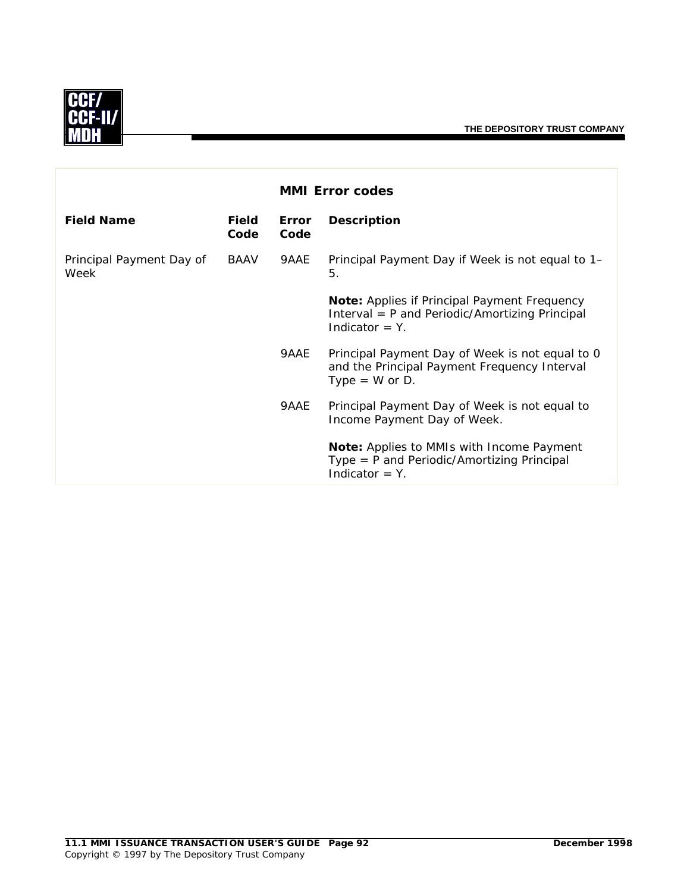## MMI Error codes

| Field Name | Field Code | Error Code | Description |
|---|---|---|---|
| Principal Payment Day of Week | BAAV | 9AAE | Principal Payment Day if Week is not equal to 1–5.<br><br>**Note:** Applies if Principal Payment Frequency Interval = P and Periodic/Amortizing Principal Indicator = Y. |
| | | 9AAE | Principal Payment Day of Week is not equal to 0 and the Principal Payment Frequency Interval Type = W or D. |
| | | 9AAE | Principal Payment Day of Week is not equal to Income Payment Day of Week.<br><br>**Note:** Applies to MMIs with Income Payment Type = P and Periodic/Amortizing Principal Indicator = Y. |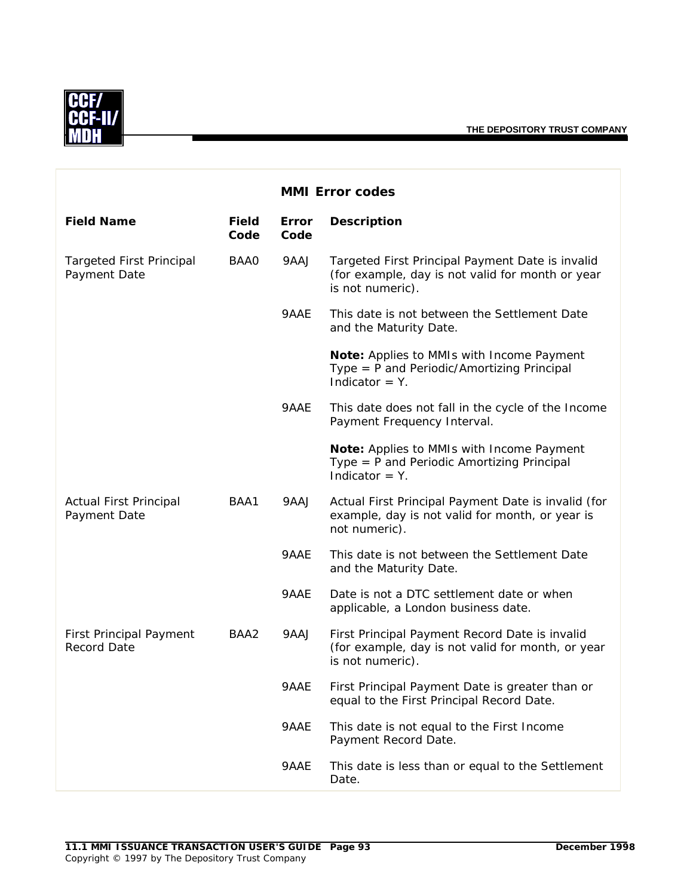## MMI Error codes

| Field Name | Field Code | Error Code | Description |
|---|---|---|---|
| Targeted First Principal Payment Date | BAA0 | 9AAJ | Targeted First Principal Payment Date is invalid (for example, day is not valid for month or year is not numeric). |
| | | 9AAE | This date is not between the Settlement Date and the Maturity Date.<br><br>**Note:** Applies to MMIs with Income Payment Type = P and Periodic/Amortizing Principal Indicator = Y. |
| | | 9AAE | This date does not fall in the cycle of the Income Payment Frequency Interval.<br><br>**Note:** Applies to MMIs with Income Payment Type = P and Periodic Amortizing Principal Indicator = Y. |
| Actual First Principal Payment Date | BAA1 | 9AAJ | Actual First Principal Payment Date is invalid (for example, day is not valid for month, or year is not numeric). |
| | | 9AAE | This date is not between the Settlement Date and the Maturity Date. |
| | | 9AAE | Date is not a DTC settlement date or when applicable, a London business date. |
| First Principal Payment Record Date | BAA2 | 9AAJ | First Principal Payment Record Date is invalid (for example, day is not valid for month, or year is not numeric). |
| | | 9AAE | First Principal Payment Date is greater than or equal to the First Principal Record Date. |
| | | 9AAE | This date is not equal to the First Income Payment Record Date. |
| | | 9AAE | This date is less than or equal to the Settlement Date. |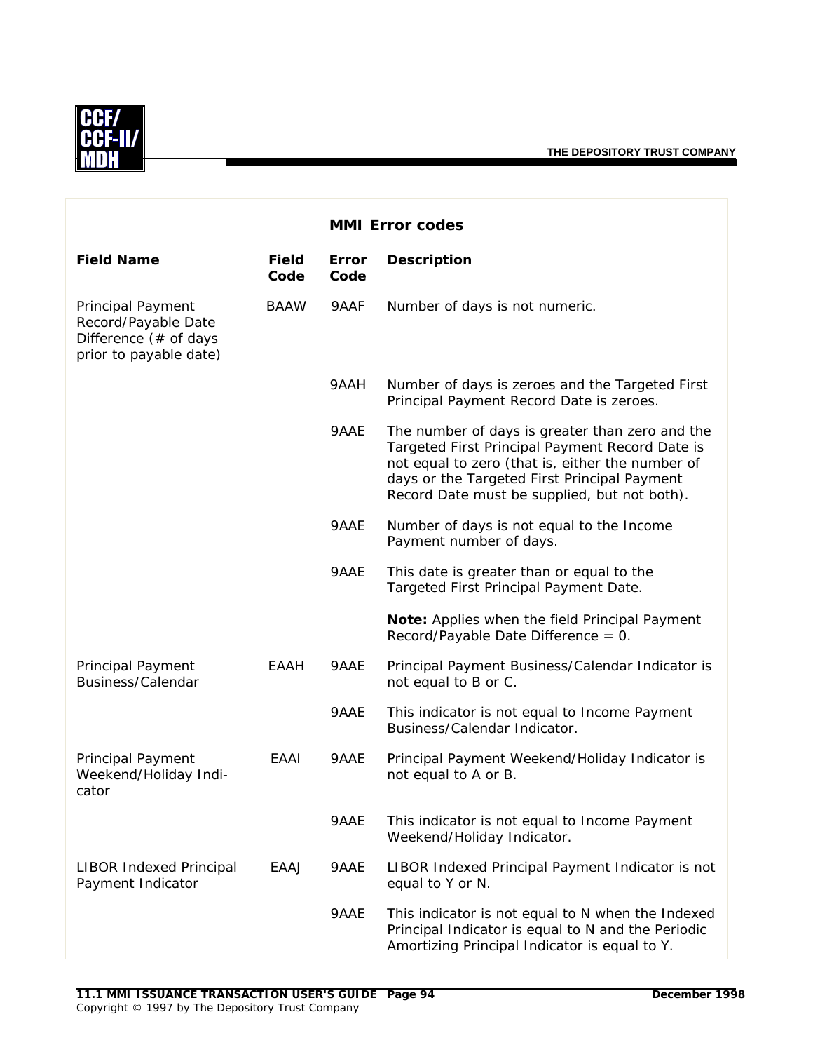## MMI Error codes

| Field Name | Field Code | Error Code | Description |
|---|---|---|---|
| Principal Payment Record/Payable Date Difference (# of days prior to payable date) | BAAW | 9AAF | Number of days is not numeric. |
| | | 9AAH | Number of days is zeroes and the Targeted First Principal Payment Record Date is zeroes. |
| | | 9AAE | The number of days is greater than zero and the Targeted First Principal Payment Record Date is not equal to zero (that is, either the number of days or the Targeted First Principal Payment Record Date must be supplied, but not both). |
| | | 9AAE | Number of days is not equal to the Income Payment number of days. |
| | | 9AAE | This date is greater than or equal to the Targeted First Principal Payment Date.<br><br>**Note:** Applies when the field Principal Payment Record/Payable Date Difference = 0. |
| Principal Payment Business/Calendar | EAAH | 9AAE | Principal Payment Business/Calendar Indicator is not equal to B or C. |
| | | 9AAE | This indicator is not equal to Income Payment Business/Calendar Indicator. |
| Principal Payment Weekend/Holiday Indicator | EAAI | 9AAE | Principal Payment Weekend/Holiday Indicator is not equal to A or B. |
| | | 9AAE | This indicator is not equal to Income Payment Weekend/Holiday Indicator. |
| LIBOR Indexed Principal Payment Indicator | EAAJ | 9AAE | LIBOR Indexed Principal Payment Indicator is not equal to Y or N. |
| | | 9AAE | This indicator is not equal to N when the Indexed Principal Indicator is equal to N and the Periodic Amortizing Principal Indicator is equal to Y. |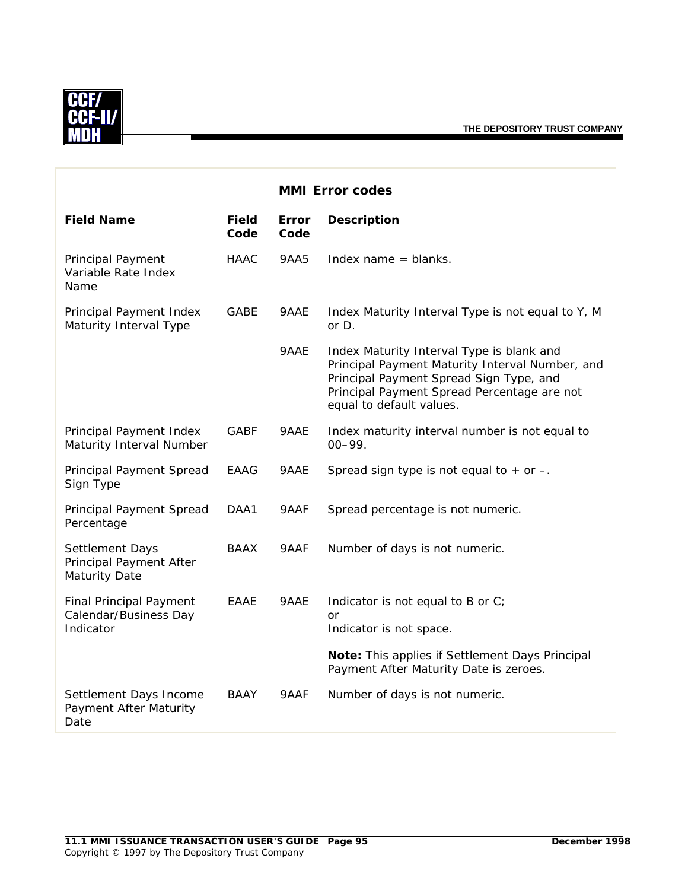## MMI Error codes

| Field Name | Field Code | Error Code | Description |
|---|---|---|---|
| Principal Payment Variable Rate Index Name | HAAC | 9AA5 | Index name = blanks. |
| Principal Payment Index Maturity Interval Type | GABE | 9AAE | Index Maturity Interval Type is not equal to Y, M or D. |
| | | 9AAE | Index Maturity Interval Type is blank and Principal Payment Maturity Interval Number, and Principal Payment Spread Sign Type, and Principal Payment Spread Percentage are not equal to default values. |
| Principal Payment Index Maturity Interval Number | GABF | 9AAE | Index maturity interval number is not equal to 00–99. |
| Principal Payment Spread Sign Type | EAAG | 9AAE | Spread sign type is not equal to + or –. |
| Principal Payment Spread Percentage | DAA1 | 9AAF | Spread percentage is not numeric. |
| Settlement Days Principal Payment After Maturity Date | BAAX | 9AAF | Number of days is not numeric. |
| Final Principal Payment Calendar/Business Day Indicator | EAAE | 9AAE | Indicator is not equal to B or C; or Indicator is not space. **Note:** This applies if Settlement Days Principal Payment After Maturity Date is zeroes. |
| Settlement Days Income Payment After Maturity Date | BAAY | 9AAF | Number of days is not numeric. |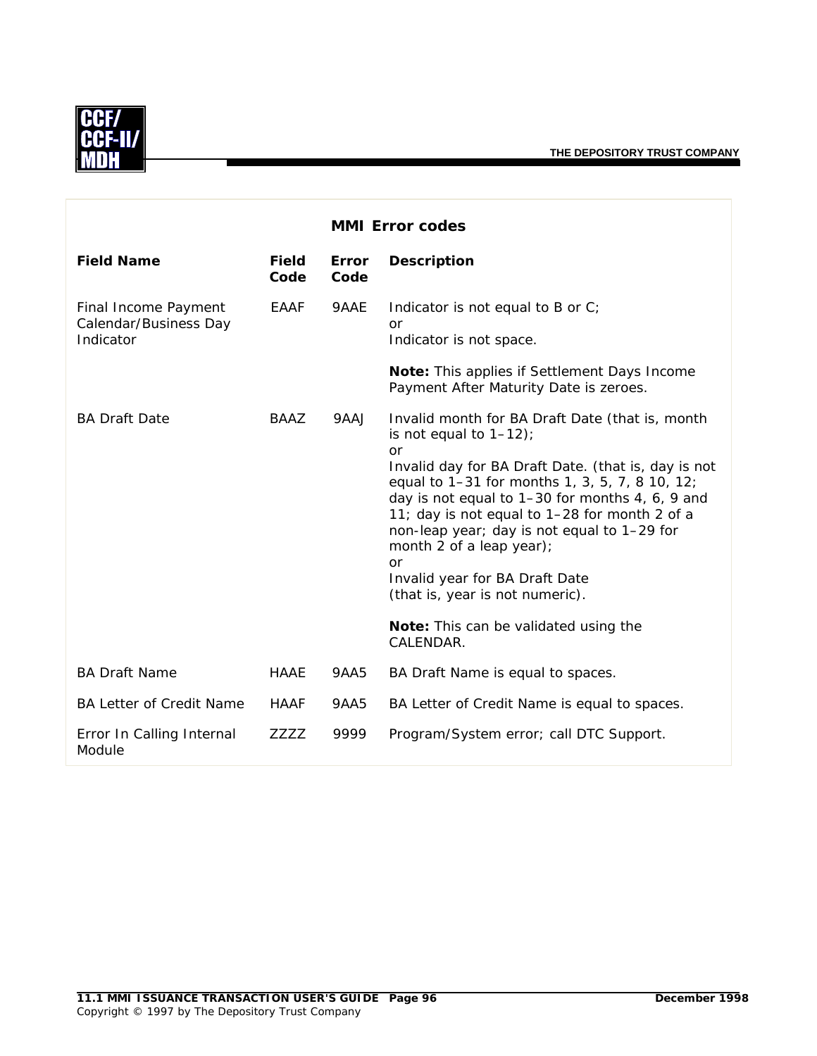## MMI Error codes

| Field Name | Field Code | Error Code | Description |
| --- | --- | --- | --- |
| Final Income Payment Calendar/Business Day Indicator | EAAF | 9AAE | Indicator is not equal to B or C;<br>or<br>Indicator is not space.<br><br>**Note:** This applies if Settlement Days Income Payment After Maturity Date is zeroes. |
| BA Draft Date | BAAZ | 9AAJ | Invalid month for BA Draft Date (that is, month is not equal to 1–12);<br>or<br>Invalid day for BA Draft Date. (that is, day is not equal to 1–31 for months 1, 3, 5, 7, 8 10, 12; day is not equal to 1–30 for months 4, 6, 9 and 11; day is not equal to 1–28 for month 2 of a non-leap year; day is not equal to 1–29 for month 2 of a leap year);<br>or<br>Invalid year for BA Draft Date<br>(that is, year is not numeric).<br><br>**Note:** This can be validated using the CALENDAR. |
| BA Draft Name | HAAE | 9AA5 | BA Draft Name is equal to spaces. |
| BA Letter of Credit Name | HAAF | 9AA5 | BA Letter of Credit Name is equal to spaces. |
| Error In Calling Internal Module | ZZZZ | 9999 | Program/System error; call DTC Support. |